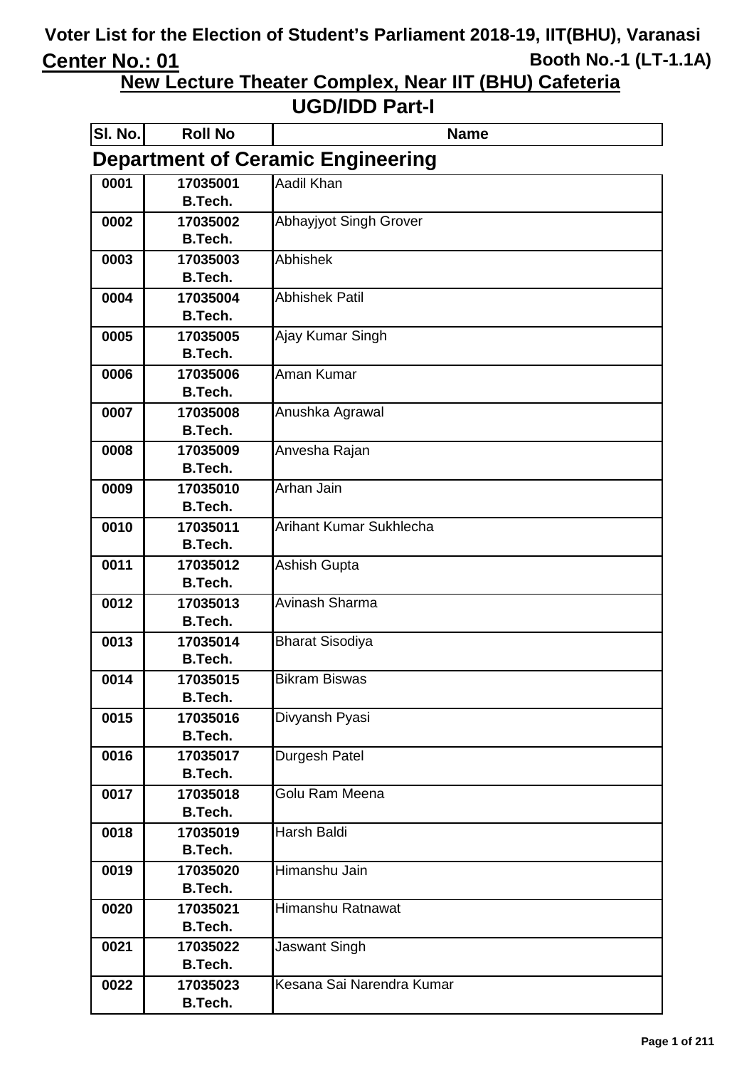# Voter List for the Election of Student's Parliament 2018-19, IIT(BHU), Varanasi

**Center No.: 01** | **Booth No.-1 (LT-1.1A)**

## New Lecture Theater Complex, Near IIT (BHU) Cafeteria

## UGD/IDD Part-I

### Department of Ceramic Engineering

| Sl. No. | Roll No | Name |
|---|---|---|
| 0001 | 17035001 B.Tech. | Aadil Khan |
| 0002 | 17035002 B.Tech. | Abhayjyot Singh Grover |
| 0003 | 17035003 B.Tech. | Abhishek |
| 0004 | 17035004 B.Tech. | Abhishek Patil |
| 0005 | 17035005 B.Tech. | Ajay Kumar Singh |
| 0006 | 17035006 B.Tech. | Aman Kumar |
| 0007 | 17035008 B.Tech. | Anushka Agrawal |
| 0008 | 17035009 B.Tech. | Anvesha Rajan |
| 0009 | 17035010 B.Tech. | Arhan Jain |
| 0010 | 17035011 B.Tech. | Arihant Kumar Sukhlecha |
| 0011 | 17035012 B.Tech. | Ashish Gupta |
| 0012 | 17035013 B.Tech. | Avinash Sharma |
| 0013 | 17035014 B.Tech. | Bharat Sisodiya |
| 0014 | 17035015 B.Tech. | Bikram Biswas |
| 0015 | 17035016 B.Tech. | Divyansh Pyasi |
| 0016 | 17035017 B.Tech. | Durgesh Patel |
| 0017 | 17035018 B.Tech. | Golu Ram Meena |
| 0018 | 17035019 B.Tech. | Harsh Baldi |
| 0019 | 17035020 B.Tech. | Himanshu Jain |
| 0020 | 17035021 B.Tech. | Himanshu Ratnawat |
| 0021 | 17035022 B.Tech. | Jaswant Singh |
| 0022 | 17035023 B.Tech. | Kesana Sai Narendra Kumar |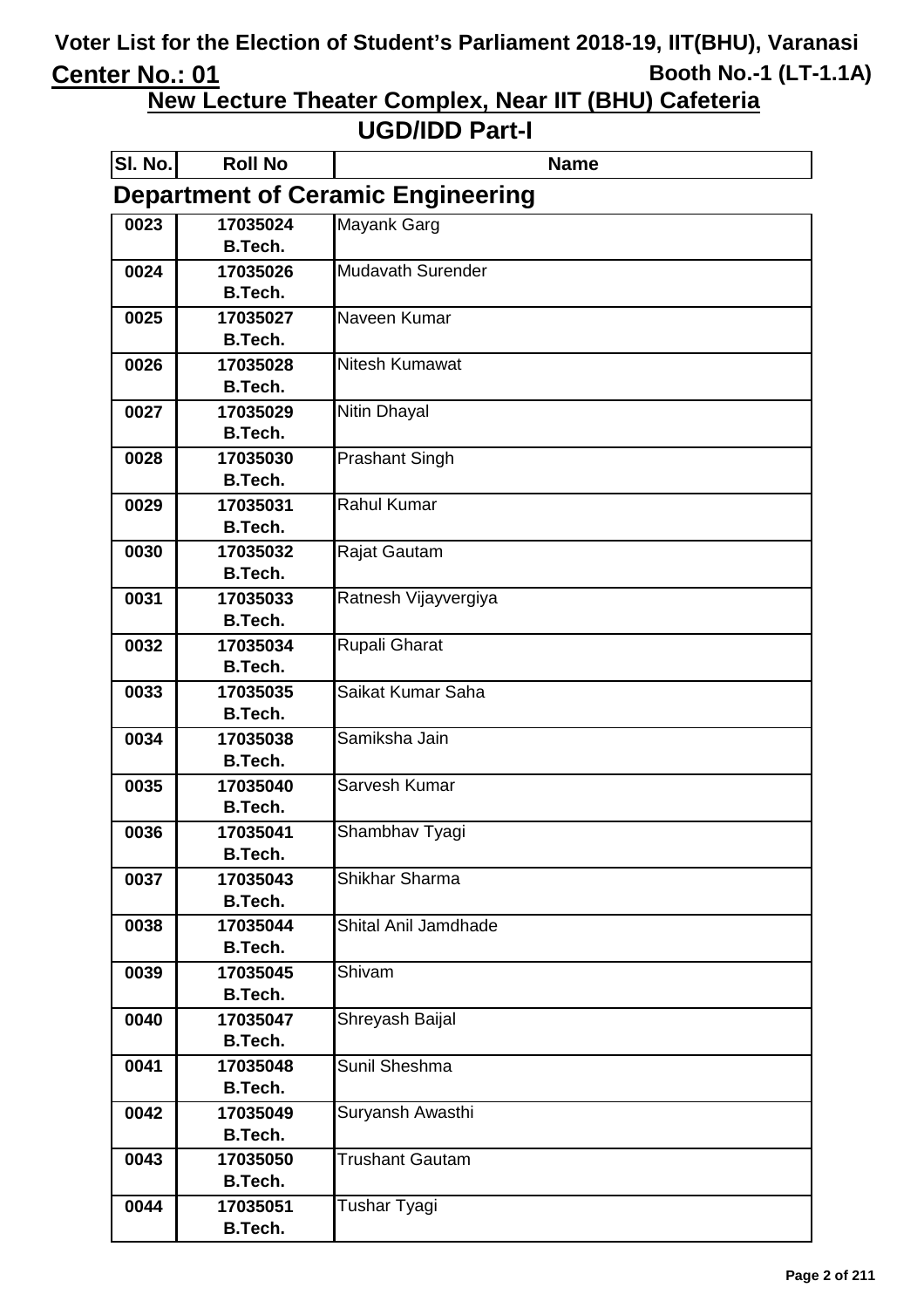# Voter List for the Election of Student's Parliament 2018-19, IIT(BHU), Varanasi

**Center No.: 01** — **Booth No.-1 (LT-1.1A)**

## New Lecture Theater Complex, Near IIT (BHU) Cafeteria

## UGD/IDD Part-I

### Department of Ceramic Engineering

| Sl. No. | Roll No | Name |
|---|---|---|
| 0023 | 17035024 B.Tech. | Mayank Garg |
| 0024 | 17035026 B.Tech. | Mudavath Surender |
| 0025 | 17035027 B.Tech. | Naveen Kumar |
| 0026 | 17035028 B.Tech. | Nitesh Kumawat |
| 0027 | 17035029 B.Tech. | Nitin Dhayal |
| 0028 | 17035030 B.Tech. | Prashant Singh |
| 0029 | 17035031 B.Tech. | Rahul Kumar |
| 0030 | 17035032 B.Tech. | Rajat Gautam |
| 0031 | 17035033 B.Tech. | Ratnesh Vijayvergiya |
| 0032 | 17035034 B.Tech. | Rupali Gharat |
| 0033 | 17035035 B.Tech. | Saikat Kumar Saha |
| 0034 | 17035038 B.Tech. | Samiksha Jain |
| 0035 | 17035040 B.Tech. | Sarvesh Kumar |
| 0036 | 17035041 B.Tech. | Shambhav Tyagi |
| 0037 | 17035043 B.Tech. | Shikhar Sharma |
| 0038 | 17035044 B.Tech. | Shital Anil Jamdhade |
| 0039 | 17035045 B.Tech. | Shivam |
| 0040 | 17035047 B.Tech. | Shreyash Baijal |
| 0041 | 17035048 B.Tech. | Sunil Sheshma |
| 0042 | 17035049 B.Tech. | Suryansh Awasthi |
| 0043 | 17035050 B.Tech. | Trushant Gautam |
| 0044 | 17035051 B.Tech. | Tushar Tyagi |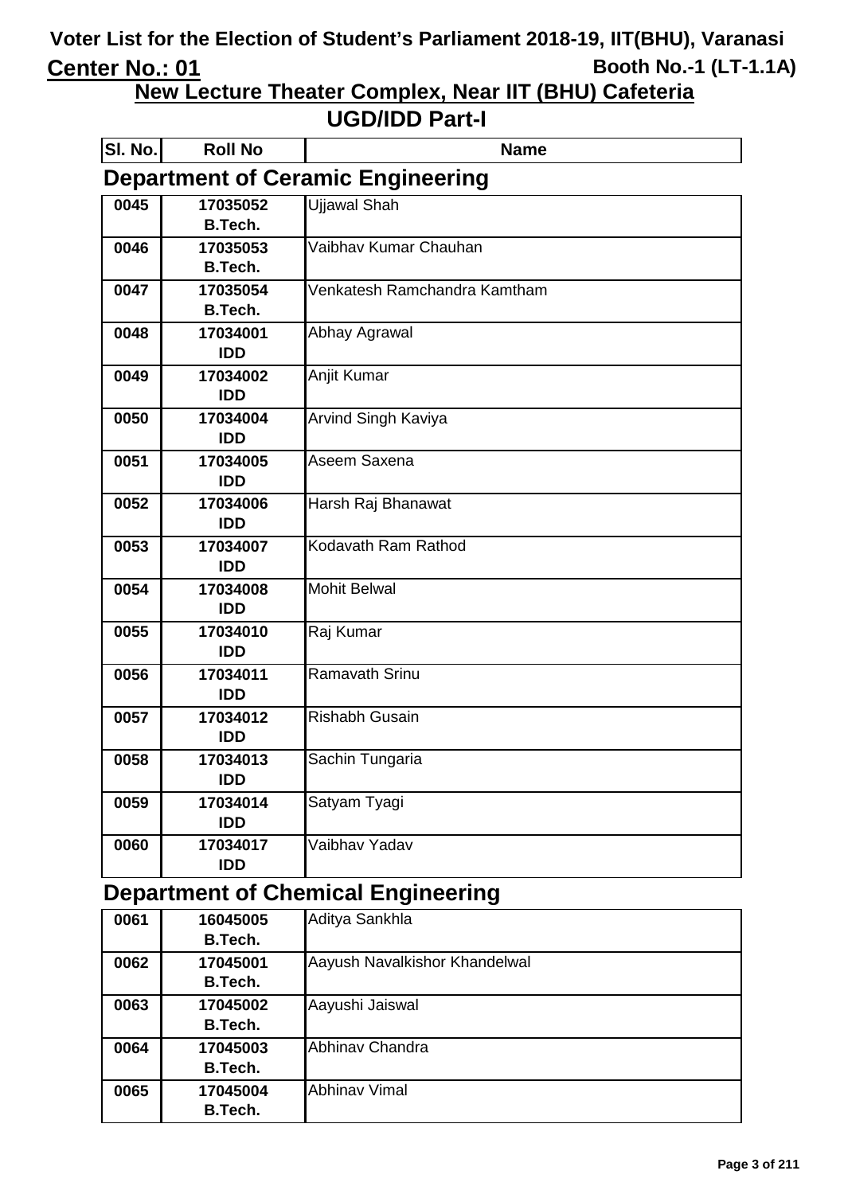# Voter List for the Election of Student's Parliament 2018-19, IIT(BHU), Varanasi

**Center No.: 01** | **Booth No.-1 (LT-1.1A)**

## New Lecture Theater Complex, Near IIT (BHU) Cafeteria

## UGD/IDD Part-I

### Department of Ceramic Engineering

| Sl. No. | Roll No | Name |
|---|---|---|
| 0045 | 17035052 B.Tech. | Ujjawal Shah |
| 0046 | 17035053 B.Tech. | Vaibhav Kumar Chauhan |
| 0047 | 17035054 B.Tech. | Venkatesh Ramchandra Kamtham |
| 0048 | 17034001 IDD | Abhay Agrawal |
| 0049 | 17034002 IDD | Anjit Kumar |
| 0050 | 17034004 IDD | Arvind Singh Kaviya |
| 0051 | 17034005 IDD | Aseem Saxena |
| 0052 | 17034006 IDD | Harsh Raj Bhanawat |
| 0053 | 17034007 IDD | Kodavath Ram Rathod |
| 0054 | 17034008 IDD | Mohit Belwal |
| 0055 | 17034010 IDD | Raj Kumar |
| 0056 | 17034011 IDD | Ramavath Srinu |
| 0057 | 17034012 IDD | Rishabh Gusain |
| 0058 | 17034013 IDD | Sachin Tungaria |
| 0059 | 17034014 IDD | Satyam Tyagi |
| 0060 | 17034017 IDD | Vaibhav Yadav |

### Department of Chemical Engineering

| Sl. No. | Roll No | Name |
|---|---|---|
| 0061 | 16045005 B.Tech. | Aditya Sankhla |
| 0062 | 17045001 B.Tech. | Aayush Navalkishor Khandelwal |
| 0063 | 17045002 B.Tech. | Aayushi Jaiswal |
| 0064 | 17045003 B.Tech. | Abhinav Chandra |
| 0065 | 17045004 B.Tech. | Abhinav Vimal |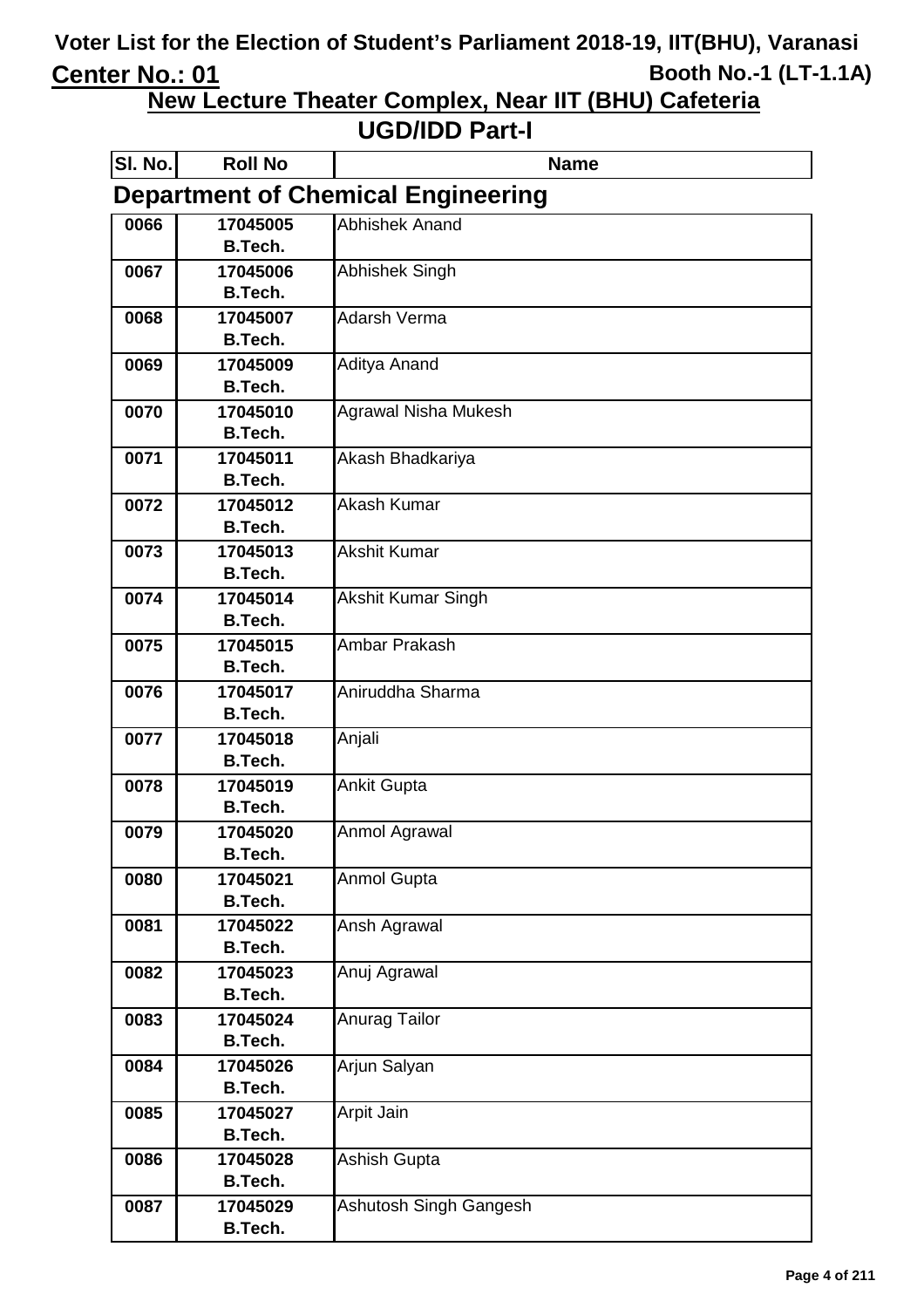# Voter List for the Election of Student's Parliament 2018-19, IIT(BHU), Varanasi

**Center No.: 01** **Booth No.-1 (LT-1.1A)**

## New Lecture Theater Complex, Near IIT (BHU) Cafeteria

## UGD/IDD Part-I

### Department of Chemical Engineering

| Sl. No. | Roll No | Name |
|---|---|---|
| 0066 | 17045005 B.Tech. | Abhishek Anand |
| 0067 | 17045006 B.Tech. | Abhishek Singh |
| 0068 | 17045007 B.Tech. | Adarsh Verma |
| 0069 | 17045009 B.Tech. | Aditya Anand |
| 0070 | 17045010 B.Tech. | Agrawal Nisha Mukesh |
| 0071 | 17045011 B.Tech. | Akash Bhadkariya |
| 0072 | 17045012 B.Tech. | Akash Kumar |
| 0073 | 17045013 B.Tech. | Akshit Kumar |
| 0074 | 17045014 B.Tech. | Akshit Kumar Singh |
| 0075 | 17045015 B.Tech. | Ambar Prakash |
| 0076 | 17045017 B.Tech. | Aniruddha Sharma |
| 0077 | 17045018 B.Tech. | Anjali |
| 0078 | 17045019 B.Tech. | Ankit Gupta |
| 0079 | 17045020 B.Tech. | Anmol Agrawal |
| 0080 | 17045021 B.Tech. | Anmol Gupta |
| 0081 | 17045022 B.Tech. | Ansh Agrawal |
| 0082 | 17045023 B.Tech. | Anuj Agrawal |
| 0083 | 17045024 B.Tech. | Anurag Tailor |
| 0084 | 17045026 B.Tech. | Arjun Salyan |
| 0085 | 17045027 B.Tech. | Arpit Jain |
| 0086 | 17045028 B.Tech. | Ashish Gupta |
| 0087 | 17045029 B.Tech. | Ashutosh Singh Gangesh |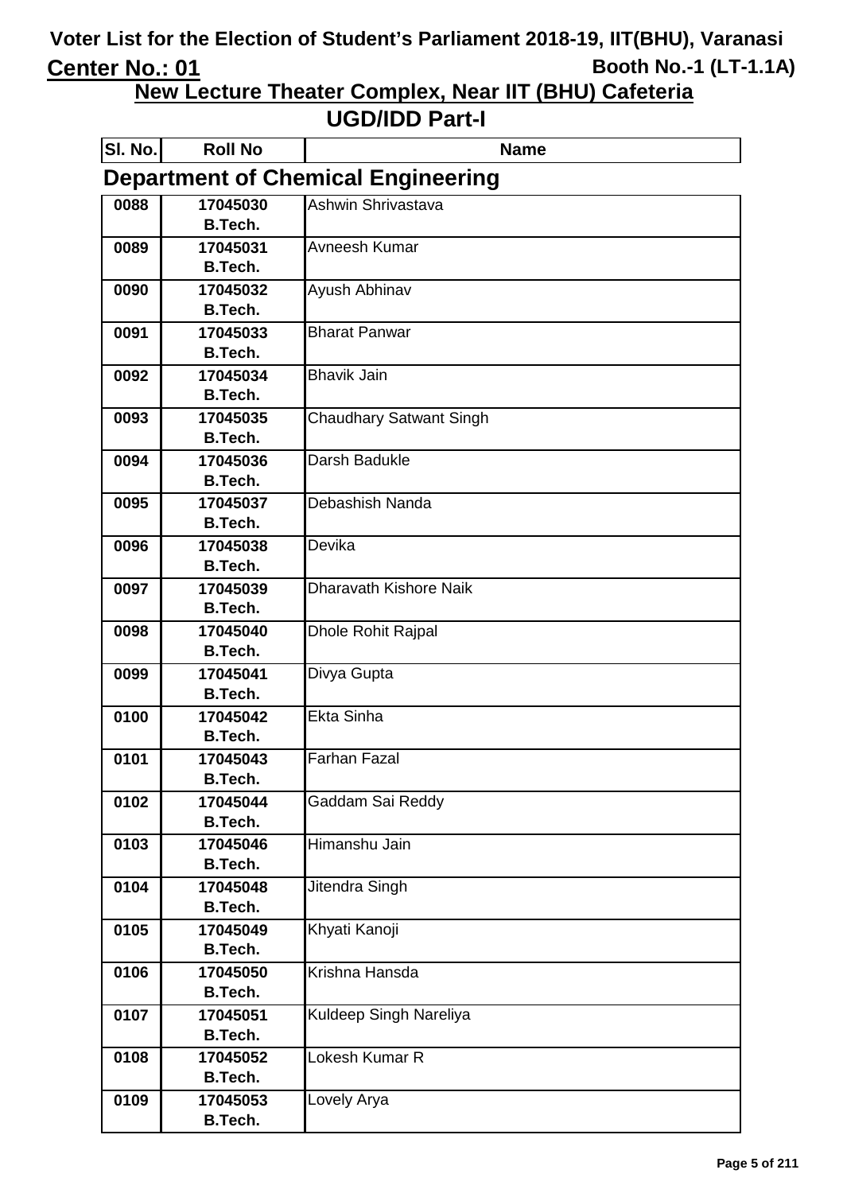# Voter List for the Election of Student's Parliament 2018-19, IIT(BHU), Varanasi

**Center No.: 01** | **Booth No.-1 (LT-1.1A)**

## New Lecture Theater Complex, Near IIT (BHU) Cafeteria

## UGD/IDD Part-I

### Department of Chemical Engineering

| Sl. No. | Roll No | Name |
|---|---|---|
| 0088 | 17045030 B.Tech. | Ashwin Shrivastava |
| 0089 | 17045031 B.Tech. | Avneesh Kumar |
| 0090 | 17045032 B.Tech. | Ayush Abhinav |
| 0091 | 17045033 B.Tech. | Bharat Panwar |
| 0092 | 17045034 B.Tech. | Bhavik Jain |
| 0093 | 17045035 B.Tech. | Chaudhary Satwant Singh |
| 0094 | 17045036 B.Tech. | Darsh Badukle |
| 0095 | 17045037 B.Tech. | Debashish Nanda |
| 0096 | 17045038 B.Tech. | Devika |
| 0097 | 17045039 B.Tech. | Dharavath Kishore Naik |
| 0098 | 17045040 B.Tech. | Dhole Rohit Rajpal |
| 0099 | 17045041 B.Tech. | Divya Gupta |
| 0100 | 17045042 B.Tech. | Ekta Sinha |
| 0101 | 17045043 B.Tech. | Farhan Fazal |
| 0102 | 17045044 B.Tech. | Gaddam Sai Reddy |
| 0103 | 17045046 B.Tech. | Himanshu Jain |
| 0104 | 17045048 B.Tech. | Jitendra Singh |
| 0105 | 17045049 B.Tech. | Khyati Kanoji |
| 0106 | 17045050 B.Tech. | Krishna Hansda |
| 0107 | 17045051 B.Tech. | Kuldeep Singh Nareliya |
| 0108 | 17045052 B.Tech. | Lokesh Kumar R |
| 0109 | 17045053 B.Tech. | Lovely Arya |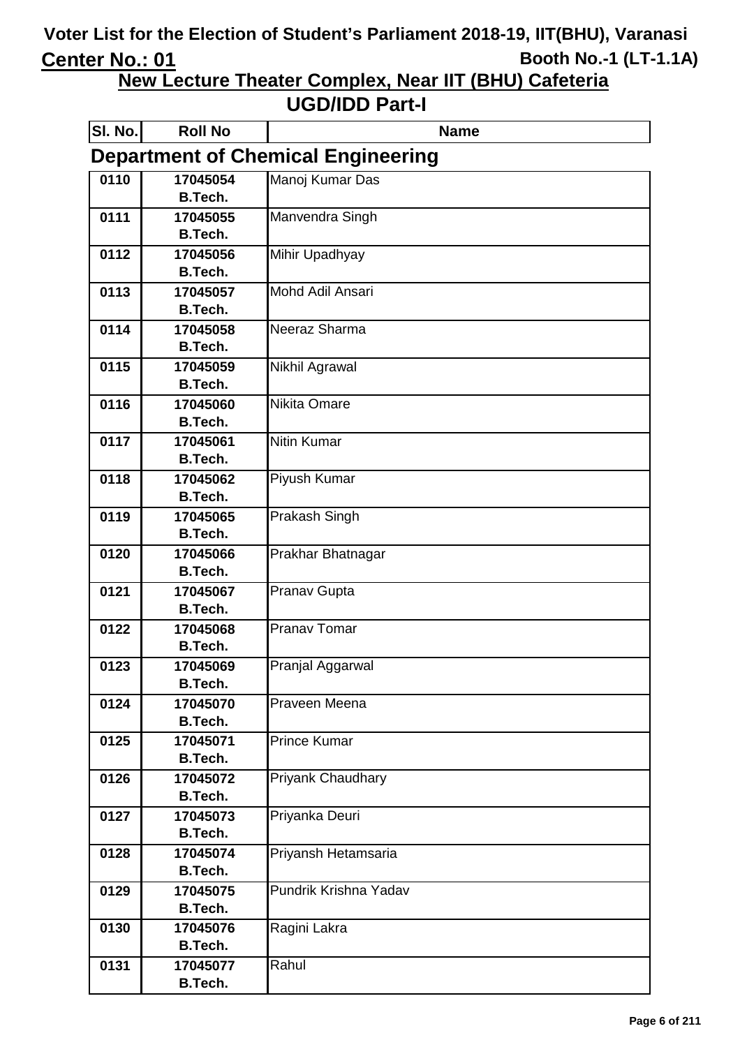# Voter List for the Election of Student's Parliament 2018-19, IIT(BHU), Varanasi

**Center No.: 01** — **Booth No.-1 (LT-1.1A)**

## New Lecture Theater Complex, Near IIT (BHU) Cafeteria

## UGD/IDD Part-I

### Department of Chemical Engineering

| Sl. No. | Roll No | Name |
|---|---|---|
| 0110 | 17045054 B.Tech. | Manoj Kumar Das |
| 0111 | 17045055 B.Tech. | Manvendra Singh |
| 0112 | 17045056 B.Tech. | Mihir Upadhyay |
| 0113 | 17045057 B.Tech. | Mohd Adil Ansari |
| 0114 | 17045058 B.Tech. | Neeraz Sharma |
| 0115 | 17045059 B.Tech. | Nikhil Agrawal |
| 0116 | 17045060 B.Tech. | Nikita Omare |
| 0117 | 17045061 B.Tech. | Nitin Kumar |
| 0118 | 17045062 B.Tech. | Piyush Kumar |
| 0119 | 17045065 B.Tech. | Prakash Singh |
| 0120 | 17045066 B.Tech. | Prakhar Bhatnagar |
| 0121 | 17045067 B.Tech. | Pranav Gupta |
| 0122 | 17045068 B.Tech. | Pranav Tomar |
| 0123 | 17045069 B.Tech. | Pranjal Aggarwal |
| 0124 | 17045070 B.Tech. | Praveen Meena |
| 0125 | 17045071 B.Tech. | Prince Kumar |
| 0126 | 17045072 B.Tech. | Priyank Chaudhary |
| 0127 | 17045073 B.Tech. | Priyanka Deuri |
| 0128 | 17045074 B.Tech. | Priyansh Hetamsaria |
| 0129 | 17045075 B.Tech. | Pundrik Krishna Yadav |
| 0130 | 17045076 B.Tech. | Ragini Lakra |
| 0131 | 17045077 B.Tech. | Rahul |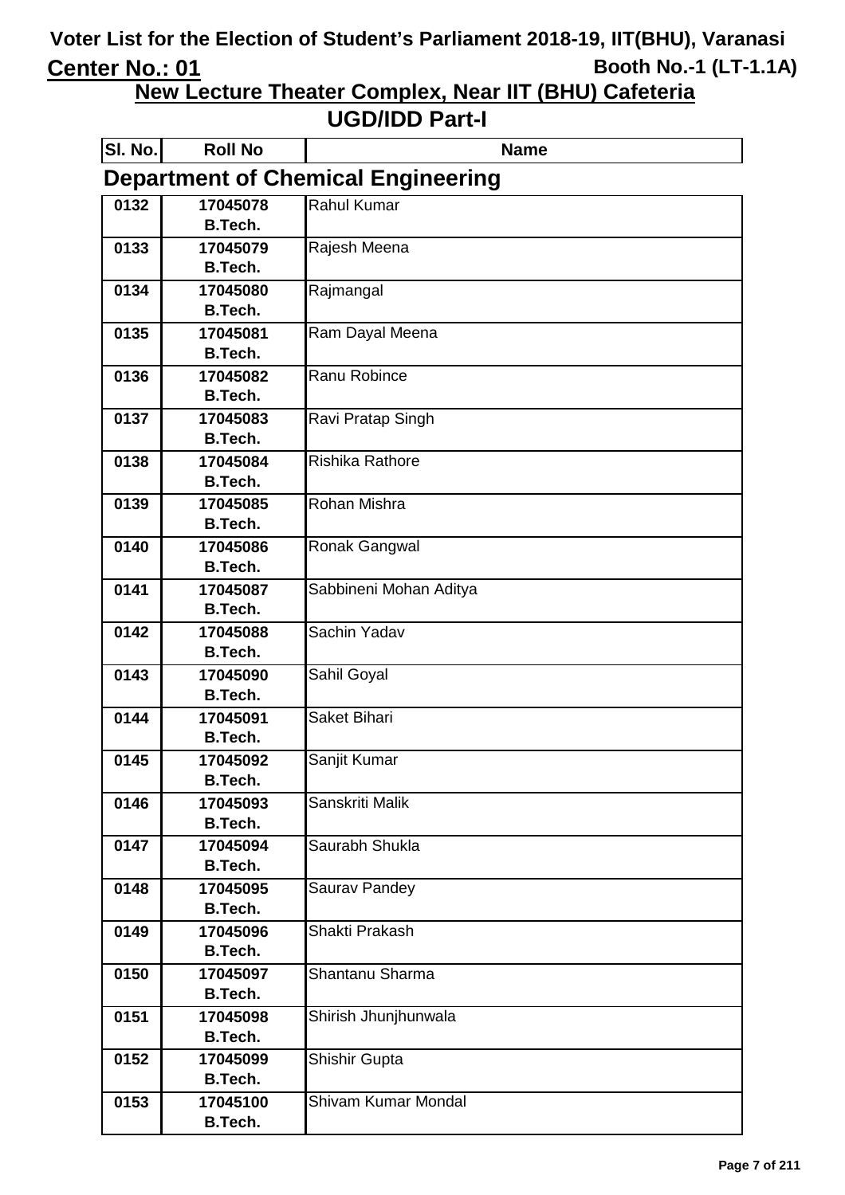# Voter List for the Election of Student's Parliament 2018-19, IIT(BHU), Varanasi

**Center No.: 01** | **Booth No.-1 (LT-1.1A)**

## New Lecture Theater Complex, Near IIT (BHU) Cafeteria

## UGD/IDD Part-I

### Department of Chemical Engineering

| Sl. No. | Roll No | Name |
|---|---|---|
| 0132 | 17045078 B.Tech. | Rahul Kumar |
| 0133 | 17045079 B.Tech. | Rajesh Meena |
| 0134 | 17045080 B.Tech. | Rajmangal |
| 0135 | 17045081 B.Tech. | Ram Dayal Meena |
| 0136 | 17045082 B.Tech. | Ranu Robince |
| 0137 | 17045083 B.Tech. | Ravi Pratap Singh |
| 0138 | 17045084 B.Tech. | Rishika Rathore |
| 0139 | 17045085 B.Tech. | Rohan Mishra |
| 0140 | 17045086 B.Tech. | Ronak Gangwal |
| 0141 | 17045087 B.Tech. | Sabbineni Mohan Aditya |
| 0142 | 17045088 B.Tech. | Sachin Yadav |
| 0143 | 17045090 B.Tech. | Sahil Goyal |
| 0144 | 17045091 B.Tech. | Saket Bihari |
| 0145 | 17045092 B.Tech. | Sanjit Kumar |
| 0146 | 17045093 B.Tech. | Sanskriti Malik |
| 0147 | 17045094 B.Tech. | Saurabh Shukla |
| 0148 | 17045095 B.Tech. | Saurav Pandey |
| 0149 | 17045096 B.Tech. | Shakti Prakash |
| 0150 | 17045097 B.Tech. | Shantanu Sharma |
| 0151 | 17045098 B.Tech. | Shirish Jhunjhunwala |
| 0152 | 17045099 B.Tech. | Shishir Gupta |
| 0153 | 17045100 B.Tech. | Shivam Kumar Mondal |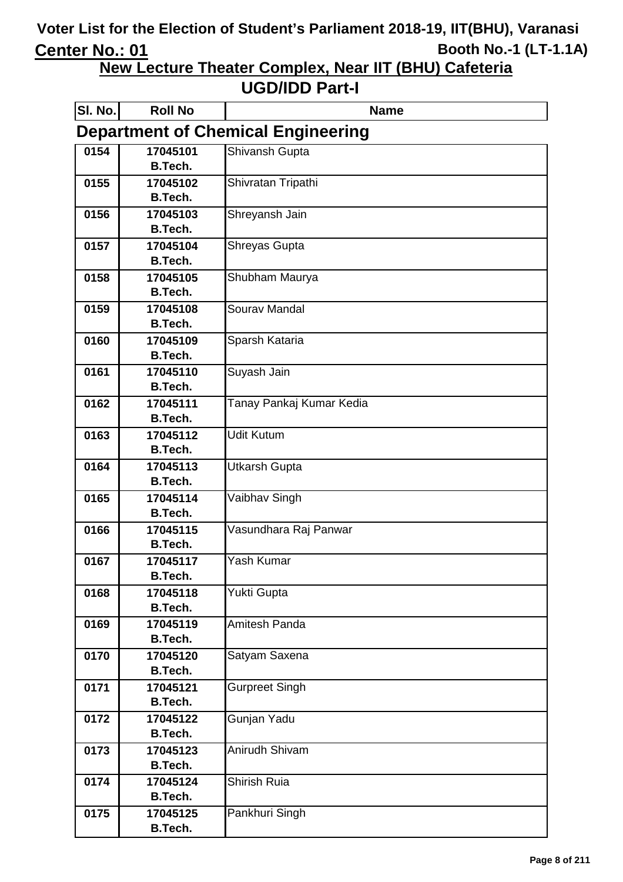# Voter List for the Election of Student's Parliament 2018-19, IIT(BHU), Varanasi

**Center No.: 01** **Booth No.-1 (LT-1.1A)**

## New Lecture Theater Complex, Near IIT (BHU) Cafeteria

## UGD/IDD Part-I

### Department of Chemical Engineering

| Sl. No. | Roll No | Name |
|---|---|---|
| 0154 | 17045101 B.Tech. | Shivansh Gupta |
| 0155 | 17045102 B.Tech. | Shivratan Tripathi |
| 0156 | 17045103 B.Tech. | Shreyansh Jain |
| 0157 | 17045104 B.Tech. | Shreyas Gupta |
| 0158 | 17045105 B.Tech. | Shubham Maurya |
| 0159 | 17045108 B.Tech. | Sourav Mandal |
| 0160 | 17045109 B.Tech. | Sparsh Kataria |
| 0161 | 17045110 B.Tech. | Suyash Jain |
| 0162 | 17045111 B.Tech. | Tanay Pankaj Kumar Kedia |
| 0163 | 17045112 B.Tech. | Udit Kutum |
| 0164 | 17045113 B.Tech. | Utkarsh Gupta |
| 0165 | 17045114 B.Tech. | Vaibhav Singh |
| 0166 | 17045115 B.Tech. | Vasundhara Raj Panwar |
| 0167 | 17045117 B.Tech. | Yash Kumar |
| 0168 | 17045118 B.Tech. | Yukti Gupta |
| 0169 | 17045119 B.Tech. | Amitesh Panda |
| 0170 | 17045120 B.Tech. | Satyam Saxena |
| 0171 | 17045121 B.Tech. | Gurpreet Singh |
| 0172 | 17045122 B.Tech. | Gunjan Yadu |
| 0173 | 17045123 B.Tech. | Anirudh Shivam |
| 0174 | 17045124 B.Tech. | Shirish Ruia |
| 0175 | 17045125 B.Tech. | Pankhuri Singh |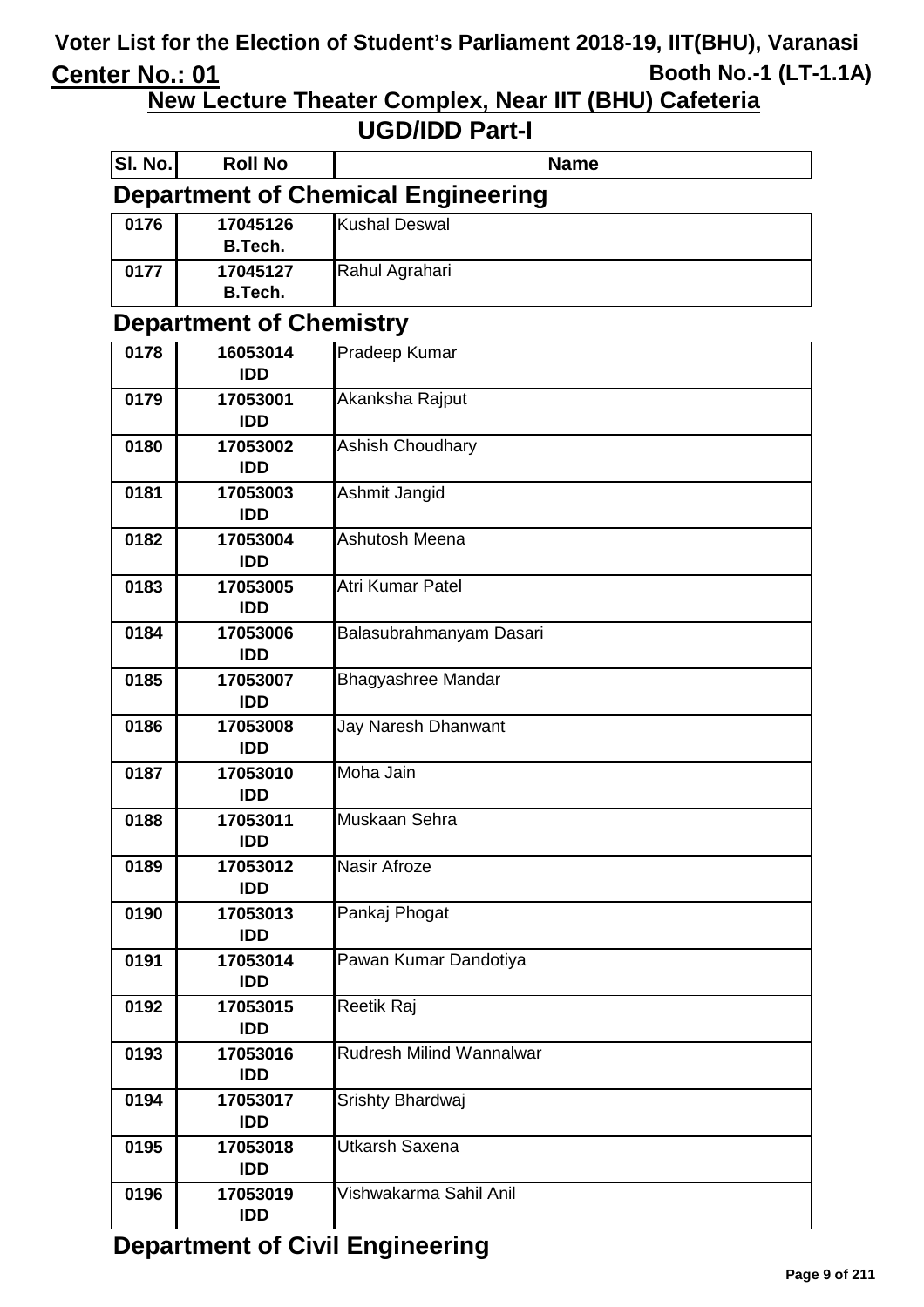# Voter List for the Election of Student's Parliament 2018-19, IIT(BHU), Varanasi

**Center No.: 01** | **Booth No.-1 (LT-1.1A)**

## New Lecture Theater Complex, Near IIT (BHU) Cafeteria

## UGD/IDD Part-I

### Department of Chemical Engineering

| Sl. No. | Roll No | Name |
|---|---|---|
| 0176 | 17045126 B.Tech. | Kushal Deswal |
| 0177 | 17045127 B.Tech. | Rahul Agrahari |

### Department of Chemistry

| Sl. No. | Roll No | Name |
|---|---|---|
| 0178 | 16053014 IDD | Pradeep Kumar |
| 0179 | 17053001 IDD | Akanksha Rajput |
| 0180 | 17053002 IDD | Ashish Choudhary |
| 0181 | 17053003 IDD | Ashmit Jangid |
| 0182 | 17053004 IDD | Ashutosh Meena |
| 0183 | 17053005 IDD | Atri Kumar Patel |
| 0184 | 17053006 IDD | Balasubrahmanyam Dasari |
| 0185 | 17053007 IDD | Bhagyashree Mandar |
| 0186 | 17053008 IDD | Jay Naresh Dhanwant |
| 0187 | 17053010 IDD | Moha Jain |
| 0188 | 17053011 IDD | Muskaan Sehra |
| 0189 | 17053012 IDD | Nasir Afroze |
| 0190 | 17053013 IDD | Pankaj Phogat |
| 0191 | 17053014 IDD | Pawan Kumar Dandotiya |
| 0192 | 17053015 IDD | Reetik Raj |
| 0193 | 17053016 IDD | Rudresh Milind Wannalwar |
| 0194 | 17053017 IDD | Srishty Bhardwaj |
| 0195 | 17053018 IDD | Utkarsh Saxena |
| 0196 | 17053019 IDD | Vishwakarma Sahil Anil |

### Department of Civil Engineering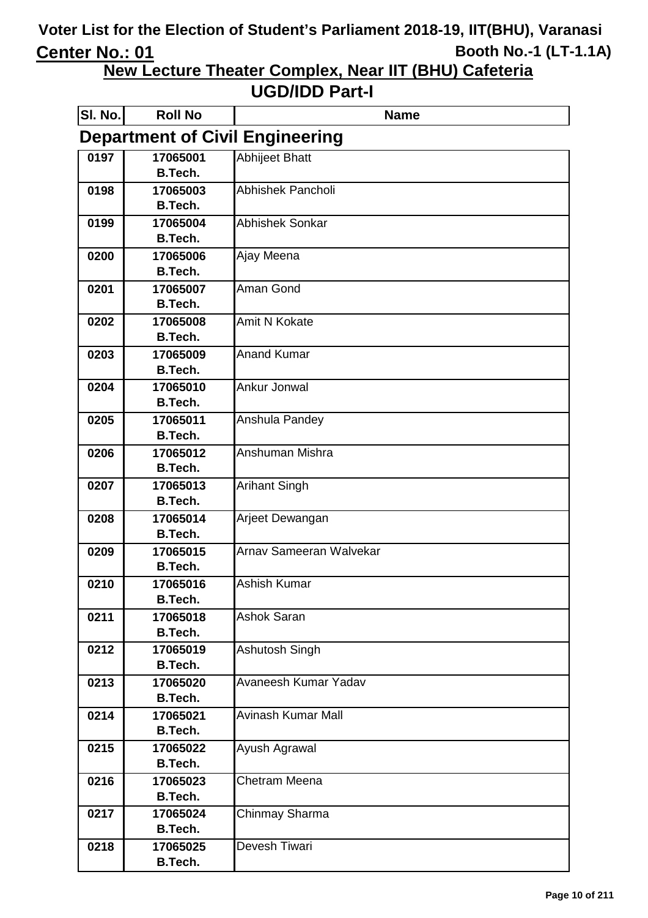# Voter List for the Election of Student's Parliament 2018-19, IIT(BHU), Varanasi

**Center No.: 01** | **Booth No.-1 (LT-1.1A)**

## New Lecture Theater Complex, Near IIT (BHU) Cafeteria

## UGD/IDD Part-I

### Department of Civil Engineering

| Sl. No. | Roll No | Name |
|---|---|---|
| 0197 | 17065001 B.Tech. | Abhijeet Bhatt |
| 0198 | 17065003 B.Tech. | Abhishek Pancholi |
| 0199 | 17065004 B.Tech. | Abhishek Sonkar |
| 0200 | 17065006 B.Tech. | Ajay Meena |
| 0201 | 17065007 B.Tech. | Aman Gond |
| 0202 | 17065008 B.Tech. | Amit N Kokate |
| 0203 | 17065009 B.Tech. | Anand Kumar |
| 0204 | 17065010 B.Tech. | Ankur Jonwal |
| 0205 | 17065011 B.Tech. | Anshula Pandey |
| 0206 | 17065012 B.Tech. | Anshuman Mishra |
| 0207 | 17065013 B.Tech. | Arihant Singh |
| 0208 | 17065014 B.Tech. | Arjeet Dewangan |
| 0209 | 17065015 B.Tech. | Arnav Sameeran Walvekar |
| 0210 | 17065016 B.Tech. | Ashish Kumar |
| 0211 | 17065018 B.Tech. | Ashok Saran |
| 0212 | 17065019 B.Tech. | Ashutosh Singh |
| 0213 | 17065020 B.Tech. | Avaneesh Kumar Yadav |
| 0214 | 17065021 B.Tech. | Avinash Kumar Mall |
| 0215 | 17065022 B.Tech. | Ayush Agrawal |
| 0216 | 17065023 B.Tech. | Chetram Meena |
| 0217 | 17065024 B.Tech. | Chinmay Sharma |
| 0218 | 17065025 B.Tech. | Devesh Tiwari |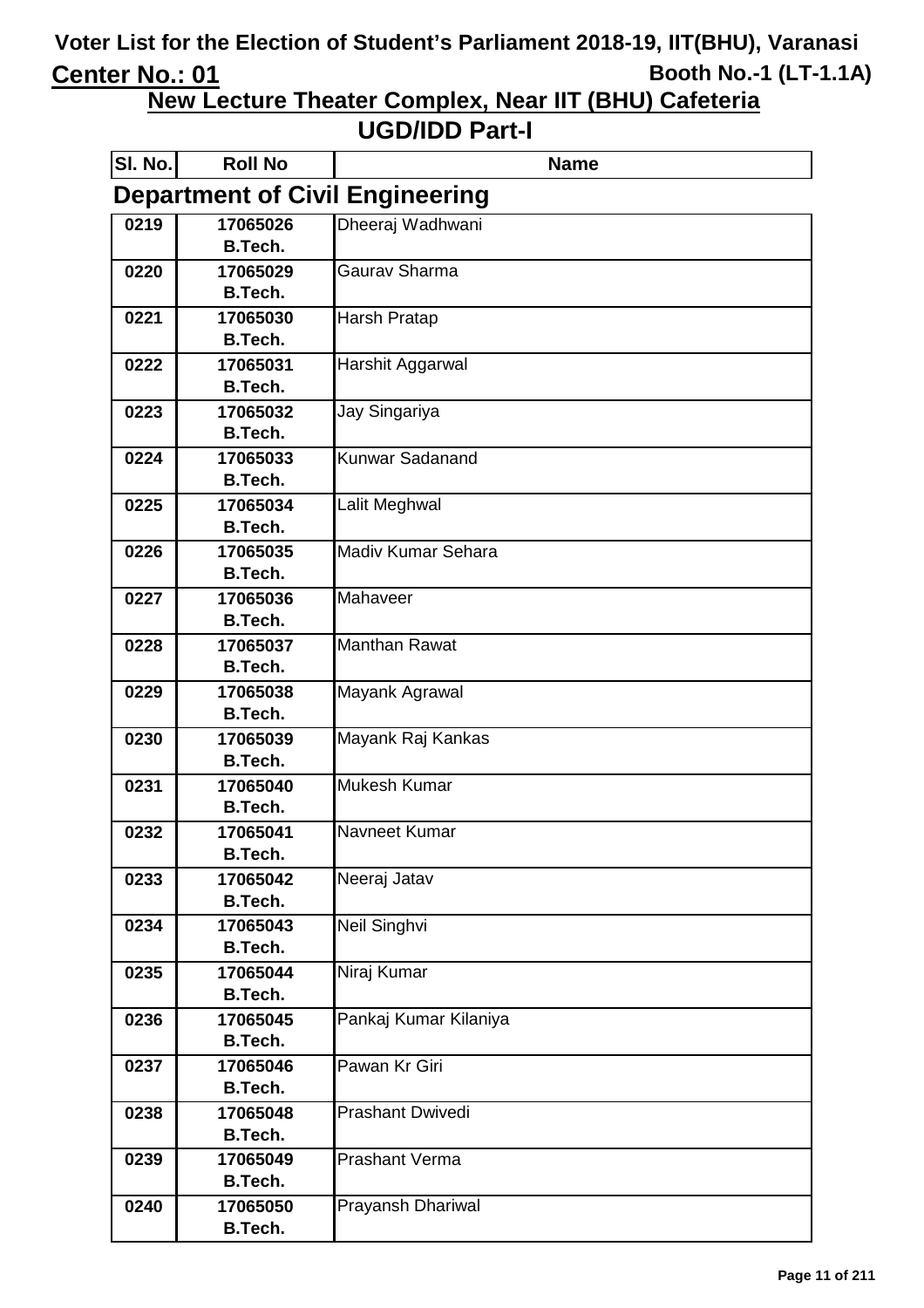# Voter List for the Election of Student's Parliament 2018-19, IIT(BHU), Varanasi

**Center No.: 01** **Booth No.-1 (LT-1.1A)**

## New Lecture Theater Complex, Near IIT (BHU) Cafeteria

## UGD/IDD Part-I

### Department of Civil Engineering

| Sl. No. | Roll No | Name |
|---|---|---|
| 0219 | 17065026 B.Tech. | Dheeraj Wadhwani |
| 0220 | 17065029 B.Tech. | Gaurav Sharma |
| 0221 | 17065030 B.Tech. | Harsh Pratap |
| 0222 | 17065031 B.Tech. | Harshit Aggarwal |
| 0223 | 17065032 B.Tech. | Jay Singariya |
| 0224 | 17065033 B.Tech. | Kunwar Sadanand |
| 0225 | 17065034 B.Tech. | Lalit Meghwal |
| 0226 | 17065035 B.Tech. | Madiv Kumar Sehara |
| 0227 | 17065036 B.Tech. | Mahaveer |
| 0228 | 17065037 B.Tech. | Manthan Rawat |
| 0229 | 17065038 B.Tech. | Mayank Agrawal |
| 0230 | 17065039 B.Tech. | Mayank Raj Kankas |
| 0231 | 17065040 B.Tech. | Mukesh Kumar |
| 0232 | 17065041 B.Tech. | Navneet Kumar |
| 0233 | 17065042 B.Tech. | Neeraj Jatav |
| 0234 | 17065043 B.Tech. | Neil Singhvi |
| 0235 | 17065044 B.Tech. | Niraj Kumar |
| 0236 | 17065045 B.Tech. | Pankaj Kumar Kilaniya |
| 0237 | 17065046 B.Tech. | Pawan Kr Giri |
| 0238 | 17065048 B.Tech. | Prashant Dwivedi |
| 0239 | 17065049 B.Tech. | Prashant Verma |
| 0240 | 17065050 B.Tech. | Prayansh Dhariwal |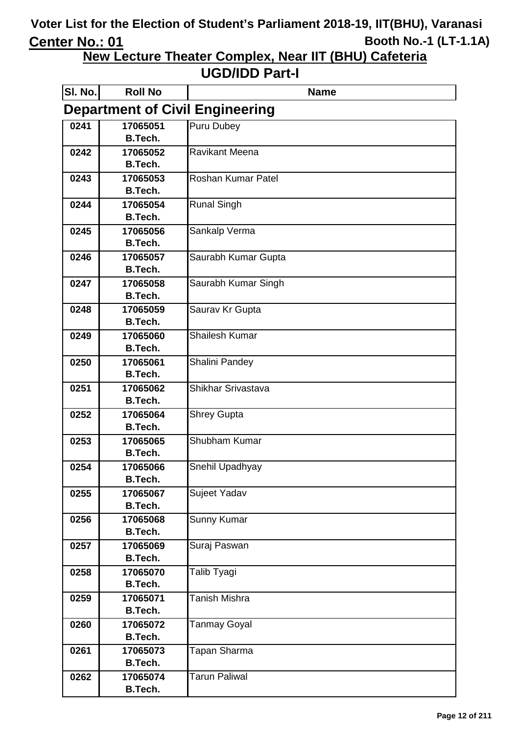# Voter List for the Election of Student's Parliament 2018-19, IIT(BHU), Varanasi

**Center No.: 01** **Booth No.-1 (LT-1.1A)**

## New Lecture Theater Complex, Near IIT (BHU) Cafeteria

## UGD/IDD Part-I

### Department of Civil Engineering

| Sl. No. | Roll No | Name |
|---|---|---|
| 0241 | 17065051 B.Tech. | Puru Dubey |
| 0242 | 17065052 B.Tech. | Ravikant Meena |
| 0243 | 17065053 B.Tech. | Roshan Kumar Patel |
| 0244 | 17065054 B.Tech. | Runal Singh |
| 0245 | 17065056 B.Tech. | Sankalp Verma |
| 0246 | 17065057 B.Tech. | Saurabh Kumar Gupta |
| 0247 | 17065058 B.Tech. | Saurabh Kumar Singh |
| 0248 | 17065059 B.Tech. | Saurav Kr Gupta |
| 0249 | 17065060 B.Tech. | Shailesh Kumar |
| 0250 | 17065061 B.Tech. | Shalini Pandey |
| 0251 | 17065062 B.Tech. | Shikhar Srivastava |
| 0252 | 17065064 B.Tech. | Shrey Gupta |
| 0253 | 17065065 B.Tech. | Shubham Kumar |
| 0254 | 17065066 B.Tech. | Snehil Upadhyay |
| 0255 | 17065067 B.Tech. | Sujeet Yadav |
| 0256 | 17065068 B.Tech. | Sunny Kumar |
| 0257 | 17065069 B.Tech. | Suraj Paswan |
| 0258 | 17065070 B.Tech. | Talib Tyagi |
| 0259 | 17065071 B.Tech. | Tanish Mishra |
| 0260 | 17065072 B.Tech. | Tanmay Goyal |
| 0261 | 17065073 B.Tech. | Tapan Sharma |
| 0262 | 17065074 B.Tech. | Tarun Paliwal |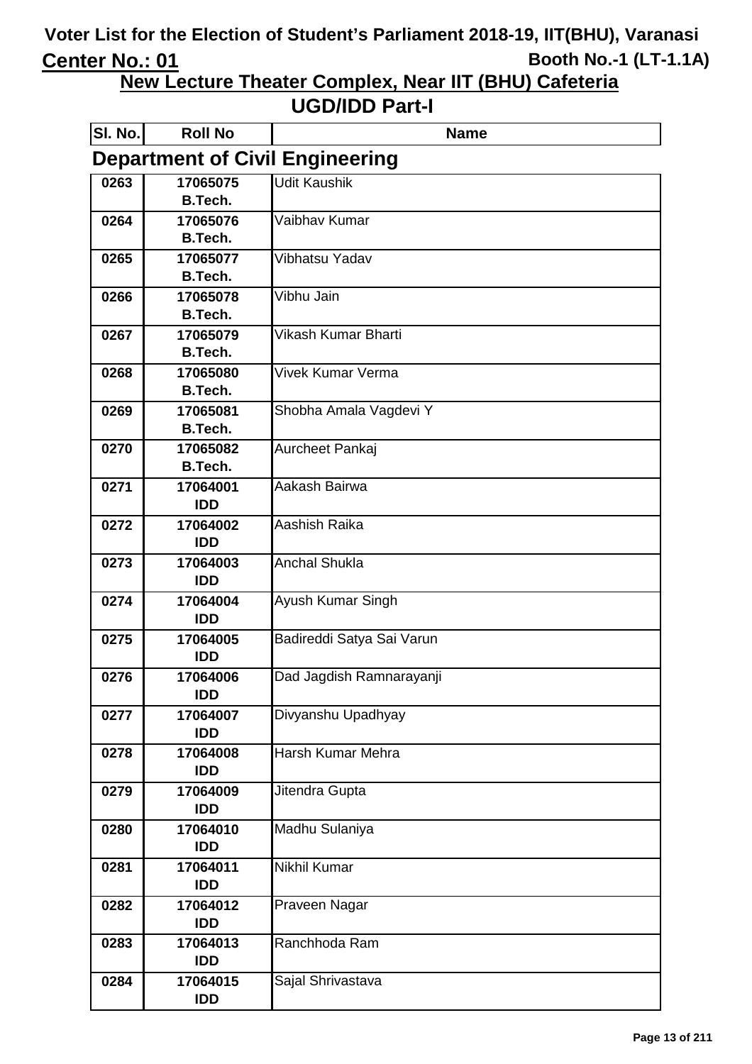# Voter List for the Election of Student's Parliament 2018-19, IIT(BHU), Varanasi

**Center No.: 01** **Booth No.-1 (LT-1.1A)**

## New Lecture Theater Complex, Near IIT (BHU) Cafeteria

## UGD/IDD Part-I

### Department of Civil Engineering

| Sl. No. | Roll No | Name |
|---|---|---|
| 0263 | 17065075 B.Tech. | Udit Kaushik |
| 0264 | 17065076 B.Tech. | Vaibhav Kumar |
| 0265 | 17065077 B.Tech. | Vibhatsu Yadav |
| 0266 | 17065078 B.Tech. | Vibhu Jain |
| 0267 | 17065079 B.Tech. | Vikash Kumar Bharti |
| 0268 | 17065080 B.Tech. | Vivek Kumar Verma |
| 0269 | 17065081 B.Tech. | Shobha Amala Vagdevi Y |
| 0270 | 17065082 B.Tech. | Aurcheet Pankaj |
| 0271 | 17064001 IDD | Aakash Bairwa |
| 0272 | 17064002 IDD | Aashish Raika |
| 0273 | 17064003 IDD | Anchal Shukla |
| 0274 | 17064004 IDD | Ayush Kumar Singh |
| 0275 | 17064005 IDD | Badireddi Satya Sai Varun |
| 0276 | 17064006 IDD | Dad Jagdish Ramnarayanji |
| 0277 | 17064007 IDD | Divyanshu Upadhyay |
| 0278 | 17064008 IDD | Harsh Kumar Mehra |
| 0279 | 17064009 IDD | Jitendra Gupta |
| 0280 | 17064010 IDD | Madhu Sulaniya |
| 0281 | 17064011 IDD | Nikhil Kumar |
| 0282 | 17064012 IDD | Praveen Nagar |
| 0283 | 17064013 IDD | Ranchhoda Ram |
| 0284 | 17064015 IDD | Sajal Shrivastava |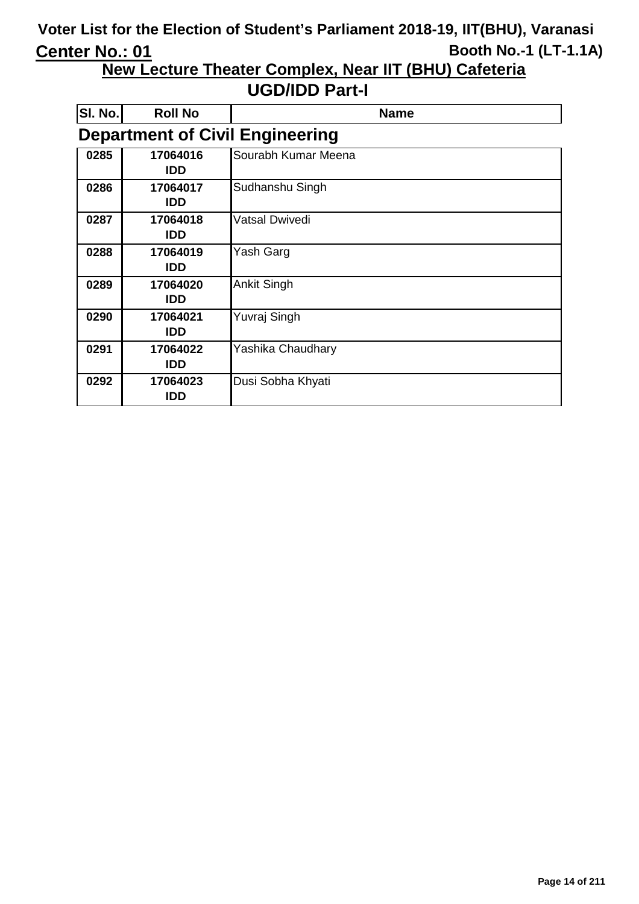# Voter List for the Election of Student's Parliament 2018-19, IIT(BHU), Varanasi

**Center No.: 01** **Booth No.-1 (LT-1.1A)**

## New Lecture Theater Complex, Near IIT (BHU) Cafeteria

## UGD/IDD Part-I

### Department of Civil Engineering

| Sl. No. | Roll No | Name |
|---|---|---|
| 0285 | 17064016 IDD | Sourabh Kumar Meena |
| 0286 | 17064017 IDD | Sudhanshu Singh |
| 0287 | 17064018 IDD | Vatsal Dwivedi |
| 0288 | 17064019 IDD | Yash Garg |
| 0289 | 17064020 IDD | Ankit Singh |
| 0290 | 17064021 IDD | Yuvraj Singh |
| 0291 | 17064022 IDD | Yashika Chaudhary |
| 0292 | 17064023 IDD | Dusi Sobha Khyati |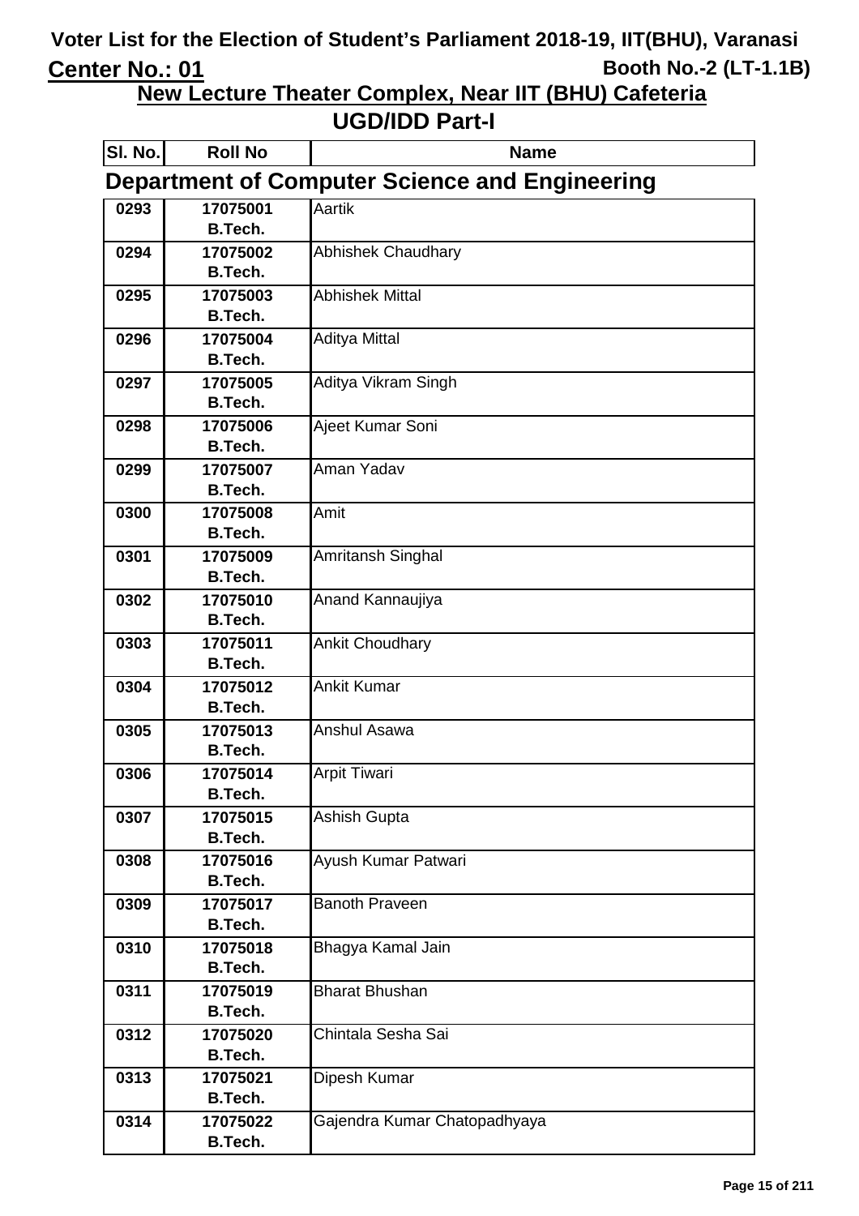# Voter List for the Election of Student's Parliament 2018-19, IIT(BHU), Varanasi

**Center No.: 01** **Booth No.-2 (LT-1.1B)**

## New Lecture Theater Complex, Near IIT (BHU) Cafeteria

## UGD/IDD Part-I

| Sl. No. | Roll No | Name |
|---|---|---|

### Department of Computer Science and Engineering

| Sl. No. | Roll No | Name |
|---|---|---|
| 0293 | 17075001 B.Tech. | Aartik |
| 0294 | 17075002 B.Tech. | Abhishek Chaudhary |
| 0295 | 17075003 B.Tech. | Abhishek Mittal |
| 0296 | 17075004 B.Tech. | Aditya Mittal |
| 0297 | 17075005 B.Tech. | Aditya Vikram Singh |
| 0298 | 17075006 B.Tech. | Ajeet Kumar Soni |
| 0299 | 17075007 B.Tech. | Aman Yadav |
| 0300 | 17075008 B.Tech. | Amit |
| 0301 | 17075009 B.Tech. | Amritansh Singhal |
| 0302 | 17075010 B.Tech. | Anand Kannaujiya |
| 0303 | 17075011 B.Tech. | Ankit Choudhary |
| 0304 | 17075012 B.Tech. | Ankit Kumar |
| 0305 | 17075013 B.Tech. | Anshul Asawa |
| 0306 | 17075014 B.Tech. | Arpit Tiwari |
| 0307 | 17075015 B.Tech. | Ashish Gupta |
| 0308 | 17075016 B.Tech. | Ayush Kumar Patwari |
| 0309 | 17075017 B.Tech. | Banoth Praveen |
| 0310 | 17075018 B.Tech. | Bhagya Kamal Jain |
| 0311 | 17075019 B.Tech. | Bharat Bhushan |
| 0312 | 17075020 B.Tech. | Chintala Sesha Sai |
| 0313 | 17075021 B.Tech. | Dipesh Kumar |
| 0314 | 17075022 B.Tech. | Gajendra Kumar Chatopadhyaya |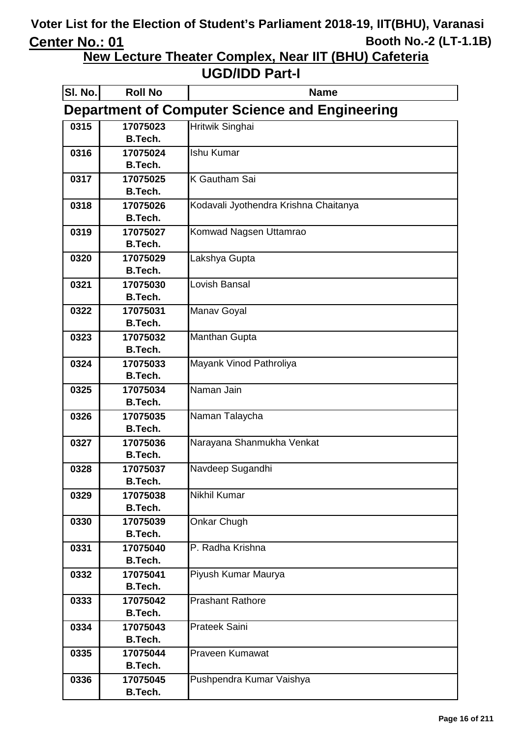# Voter List for the Election of Student's Parliament 2018-19, IIT(BHU), Varanasi

**Center No.: 01** **Booth No.-2 (LT-1.1B)**

## New Lecture Theater Complex, Near IIT (BHU) Cafeteria

## UGD/IDD Part-I

### Department of Computer Science and Engineering

| Sl. No. | Roll No | Name |
|---|---|---|
| 0315 | 17075023 B.Tech. | Hritwik Singhai |
| 0316 | 17075024 B.Tech. | Ishu Kumar |
| 0317 | 17075025 B.Tech. | K Gautham Sai |
| 0318 | 17075026 B.Tech. | Kodavali Jyothendra Krishna Chaitanya |
| 0319 | 17075027 B.Tech. | Komwad Nagsen Uttamrao |
| 0320 | 17075029 B.Tech. | Lakshya Gupta |
| 0321 | 17075030 B.Tech. | Lovish Bansal |
| 0322 | 17075031 B.Tech. | Manav Goyal |
| 0323 | 17075032 B.Tech. | Manthan Gupta |
| 0324 | 17075033 B.Tech. | Mayank Vinod Pathroliya |
| 0325 | 17075034 B.Tech. | Naman Jain |
| 0326 | 17075035 B.Tech. | Naman Talaycha |
| 0327 | 17075036 B.Tech. | Narayana Shanmukha Venkat |
| 0328 | 17075037 B.Tech. | Navdeep Sugandhi |
| 0329 | 17075038 B.Tech. | Nikhil Kumar |
| 0330 | 17075039 B.Tech. | Onkar Chugh |
| 0331 | 17075040 B.Tech. | P. Radha Krishna |
| 0332 | 17075041 B.Tech. | Piyush Kumar Maurya |
| 0333 | 17075042 B.Tech. | Prashant Rathore |
| 0334 | 17075043 B.Tech. | Prateek Saini |
| 0335 | 17075044 B.Tech. | Praveen Kumawat |
| 0336 | 17075045 B.Tech. | Pushpendra Kumar Vaishya |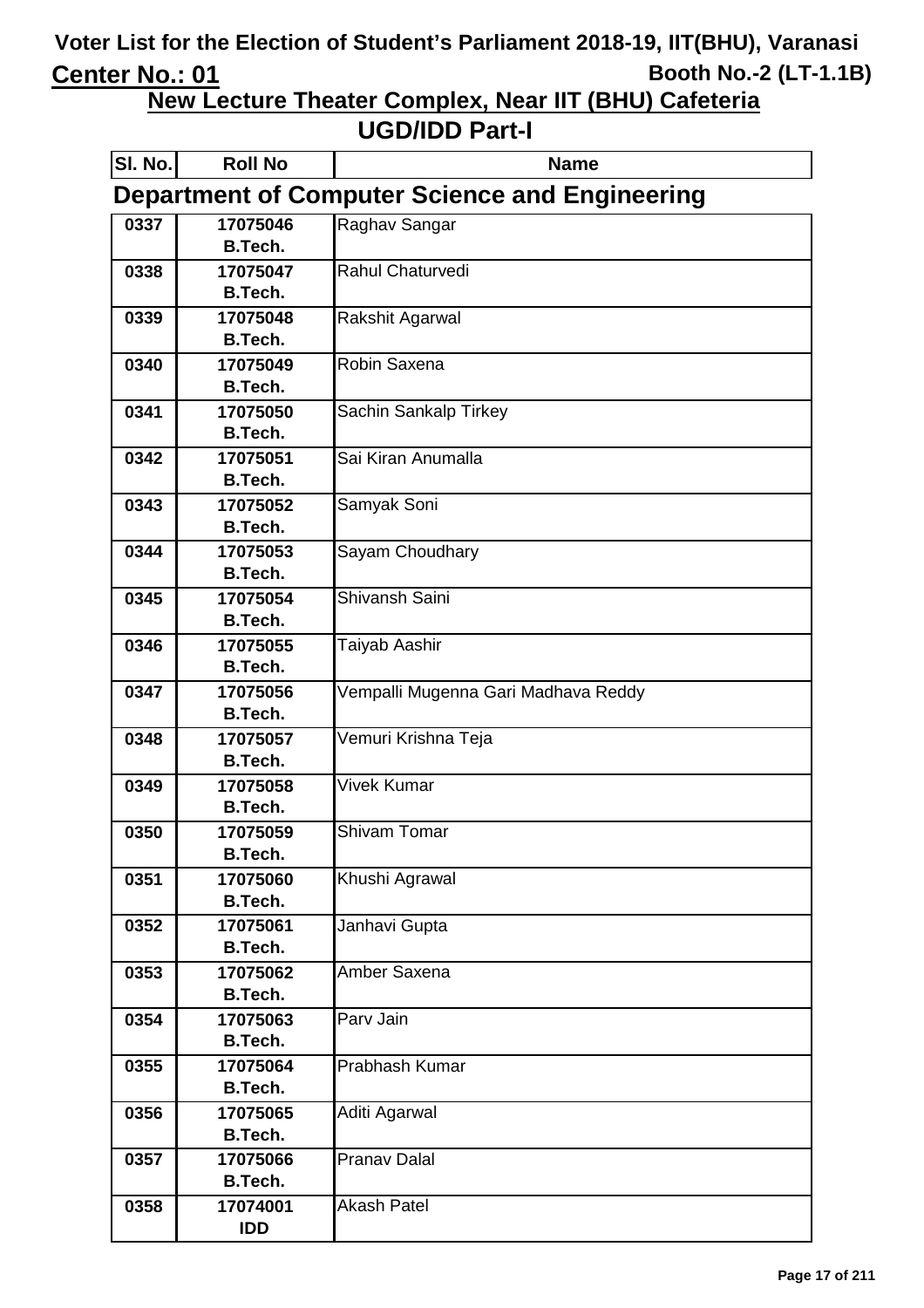# Voter List for the Election of Student's Parliament 2018-19, IIT(BHU), Varanasi

**Center No.: 01** — **Booth No.-2 (LT-1.1B)**

## New Lecture Theater Complex, Near IIT (BHU) Cafeteria

## UGD/IDD Part-I

### Department of Computer Science and Engineering

| Sl. No. | Roll No | Name |
|---|---|---|
| 0337 | 17075046 B.Tech. | Raghav Sangar |
| 0338 | 17075047 B.Tech. | Rahul Chaturvedi |
| 0339 | 17075048 B.Tech. | Rakshit Agarwal |
| 0340 | 17075049 B.Tech. | Robin Saxena |
| 0341 | 17075050 B.Tech. | Sachin Sankalp Tirkey |
| 0342 | 17075051 B.Tech. | Sai Kiran Anumalla |
| 0343 | 17075052 B.Tech. | Samyak Soni |
| 0344 | 17075053 B.Tech. | Sayam Choudhary |
| 0345 | 17075054 B.Tech. | Shivansh Saini |
| 0346 | 17075055 B.Tech. | Taiyab Aashir |
| 0347 | 17075056 B.Tech. | Vempalli Mugenna Gari Madhava Reddy |
| 0348 | 17075057 B.Tech. | Vemuri Krishna Teja |
| 0349 | 17075058 B.Tech. | Vivek Kumar |
| 0350 | 17075059 B.Tech. | Shivam Tomar |
| 0351 | 17075060 B.Tech. | Khushi Agrawal |
| 0352 | 17075061 B.Tech. | Janhavi Gupta |
| 0353 | 17075062 B.Tech. | Amber Saxena |
| 0354 | 17075063 B.Tech. | Parv Jain |
| 0355 | 17075064 B.Tech. | Prabhash Kumar |
| 0356 | 17075065 B.Tech. | Aditi Agarwal |
| 0357 | 17075066 B.Tech. | Pranav Dalal |
| 0358 | 17074001 IDD | Akash Patel |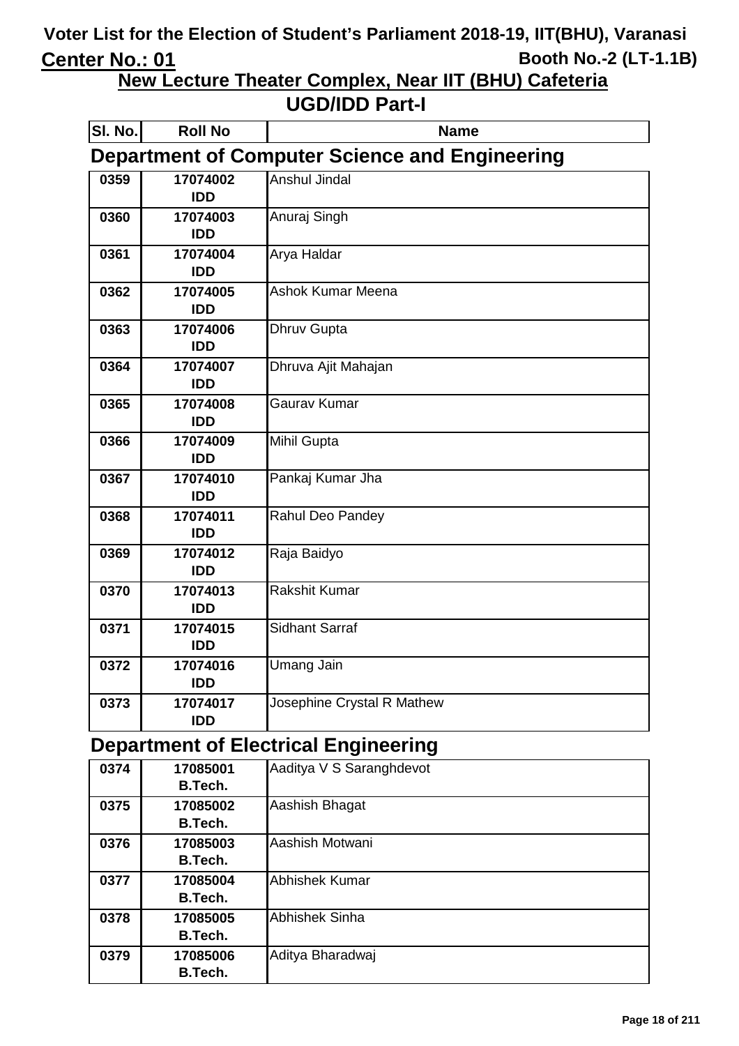# Voter List for the Election of Student's Parliament 2018-19, IIT(BHU), Varanasi

**Center No.: 01** **Booth No.-2 (LT-1.1B)**

## New Lecture Theater Complex, Near IIT (BHU) Cafeteria

## UGD/IDD Part-I

### Department of Computer Science and Engineering

| Sl. No. | Roll No | Name |
|---|---|---|
| 0359 | 17074002 IDD | Anshul Jindal |
| 0360 | 17074003 IDD | Anuraj Singh |
| 0361 | 17074004 IDD | Arya Haldar |
| 0362 | 17074005 IDD | Ashok Kumar Meena |
| 0363 | 17074006 IDD | Dhruv Gupta |
| 0364 | 17074007 IDD | Dhruva Ajit Mahajan |
| 0365 | 17074008 IDD | Gaurav Kumar |
| 0366 | 17074009 IDD | Mihil Gupta |
| 0367 | 17074010 IDD | Pankaj Kumar Jha |
| 0368 | 17074011 IDD | Rahul Deo Pandey |
| 0369 | 17074012 IDD | Raja Baidyo |
| 0370 | 17074013 IDD | Rakshit Kumar |
| 0371 | 17074015 IDD | Sidhant Sarraf |
| 0372 | 17074016 IDD | Umang Jain |
| 0373 | 17074017 IDD | Josephine Crystal R Mathew |

### Department of Electrical Engineering

| Sl. No. | Roll No | Name |
|---|---|---|
| 0374 | 17085001 B.Tech. | Aaditya V S Saranghdevot |
| 0375 | 17085002 B.Tech. | Aashish Bhagat |
| 0376 | 17085003 B.Tech. | Aashish Motwani |
| 0377 | 17085004 B.Tech. | Abhishek Kumar |
| 0378 | 17085005 B.Tech. | Abhishek Sinha |
| 0379 | 17085006 B.Tech. | Aditya Bharadwaj |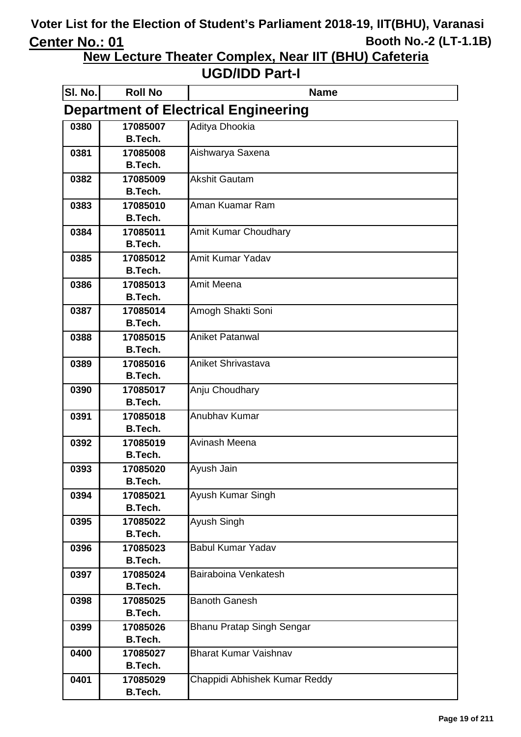# Voter List for the Election of Student's Parliament 2018-19, IIT(BHU), Varanasi

**Center No.: 01** **Booth No.-2 (LT-1.1B)**

## New Lecture Theater Complex, Near IIT (BHU) Cafeteria

## UGD/IDD Part-I

### Department of Electrical Engineering

| Sl. No. | Roll No | Name |
|---|---|---|
| 0380 | 17085007 B.Tech. | Aditya Dhookia |
| 0381 | 17085008 B.Tech. | Aishwarya Saxena |
| 0382 | 17085009 B.Tech. | Akshit Gautam |
| 0383 | 17085010 B.Tech. | Aman Kuamar Ram |
| 0384 | 17085011 B.Tech. | Amit Kumar Choudhary |
| 0385 | 17085012 B.Tech. | Amit Kumar Yadav |
| 0386 | 17085013 B.Tech. | Amit Meena |
| 0387 | 17085014 B.Tech. | Amogh Shakti Soni |
| 0388 | 17085015 B.Tech. | Aniket Patanwal |
| 0389 | 17085016 B.Tech. | Aniket Shrivastava |
| 0390 | 17085017 B.Tech. | Anju Choudhary |
| 0391 | 17085018 B.Tech. | Anubhav Kumar |
| 0392 | 17085019 B.Tech. | Avinash Meena |
| 0393 | 17085020 B.Tech. | Ayush Jain |
| 0394 | 17085021 B.Tech. | Ayush Kumar Singh |
| 0395 | 17085022 B.Tech. | Ayush Singh |
| 0396 | 17085023 B.Tech. | Babul Kumar Yadav |
| 0397 | 17085024 B.Tech. | Bairaboina Venkatesh |
| 0398 | 17085025 B.Tech. | Banoth Ganesh |
| 0399 | 17085026 B.Tech. | Bhanu Pratap Singh Sengar |
| 0400 | 17085027 B.Tech. | Bharat Kumar Vaishnav |
| 0401 | 17085029 B.Tech. | Chappidi Abhishek Kumar Reddy |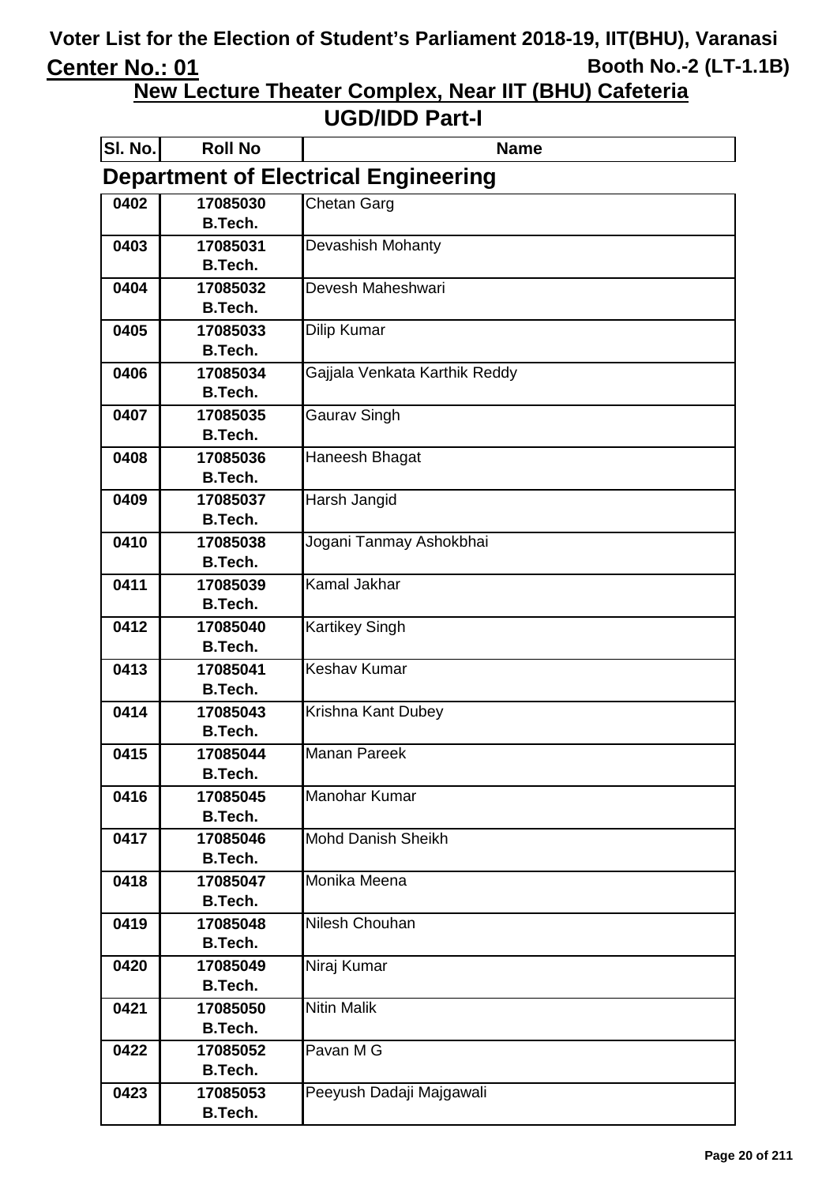# Voter List for the Election of Student's Parliament 2018-19, IIT(BHU), Varanasi

**Center No.: 01** **Booth No.-2 (LT-1.1B)**

## New Lecture Theater Complex, Near IIT (BHU) Cafeteria

## UGD/IDD Part-I

### Department of Electrical Engineering

| Sl. No. | Roll No | Name |
|---|---|---|
| 0402 | 17085030 B.Tech. | Chetan Garg |
| 0403 | 17085031 B.Tech. | Devashish Mohanty |
| 0404 | 17085032 B.Tech. | Devesh Maheshwari |
| 0405 | 17085033 B.Tech. | Dilip Kumar |
| 0406 | 17085034 B.Tech. | Gajjala Venkata Karthik Reddy |
| 0407 | 17085035 B.Tech. | Gaurav Singh |
| 0408 | 17085036 B.Tech. | Haneesh Bhagat |
| 0409 | 17085037 B.Tech. | Harsh Jangid |
| 0410 | 17085038 B.Tech. | Jogani Tanmay Ashokbhai |
| 0411 | 17085039 B.Tech. | Kamal Jakhar |
| 0412 | 17085040 B.Tech. | Kartikey Singh |
| 0413 | 17085041 B.Tech. | Keshav Kumar |
| 0414 | 17085043 B.Tech. | Krishna Kant Dubey |
| 0415 | 17085044 B.Tech. | Manan Pareek |
| 0416 | 17085045 B.Tech. | Manohar Kumar |
| 0417 | 17085046 B.Tech. | Mohd Danish Sheikh |
| 0418 | 17085047 B.Tech. | Monika Meena |
| 0419 | 17085048 B.Tech. | Nilesh Chouhan |
| 0420 | 17085049 B.Tech. | Niraj Kumar |
| 0421 | 17085050 B.Tech. | Nitin Malik |
| 0422 | 17085052 B.Tech. | Pavan M G |
| 0423 | 17085053 B.Tech. | Peeyush Dadaji Majgawali |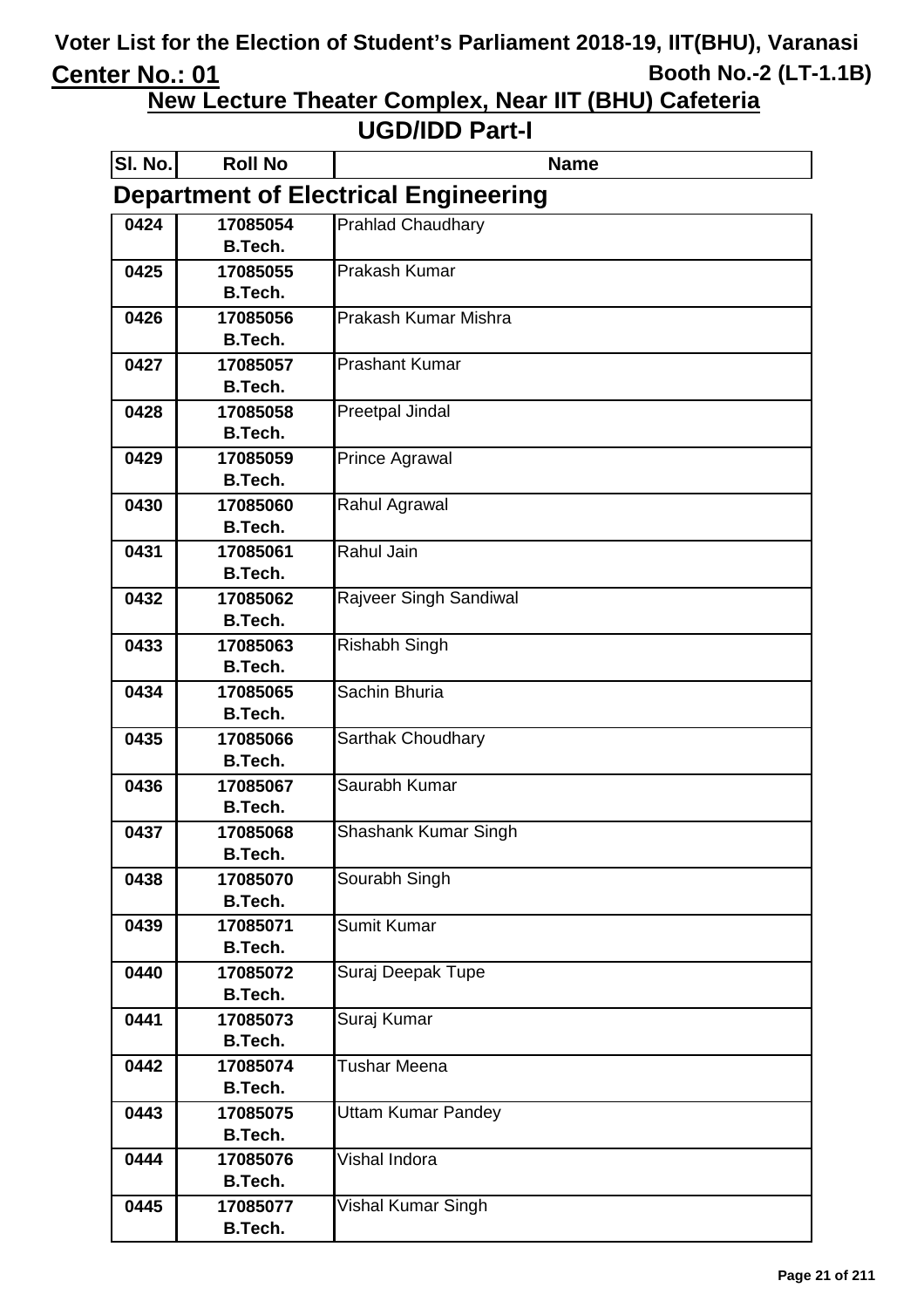# Voter List for the Election of Student's Parliament 2018-19, IIT(BHU), Varanasi

**Center No.: 01** — **Booth No.-2 (LT-1.1B)**

## New Lecture Theater Complex, Near IIT (BHU) Cafeteria

## UGD/IDD Part-I

### Department of Electrical Engineering

| Sl. No. | Roll No | Name |
|---|---|---|
| 0424 | 17085054 B.Tech. | Prahlad Chaudhary |
| 0425 | 17085055 B.Tech. | Prakash Kumar |
| 0426 | 17085056 B.Tech. | Prakash Kumar Mishra |
| 0427 | 17085057 B.Tech. | Prashant Kumar |
| 0428 | 17085058 B.Tech. | Preetpal Jindal |
| 0429 | 17085059 B.Tech. | Prince Agrawal |
| 0430 | 17085060 B.Tech. | Rahul Agrawal |
| 0431 | 17085061 B.Tech. | Rahul Jain |
| 0432 | 17085062 B.Tech. | Rajveer Singh Sandiwal |
| 0433 | 17085063 B.Tech. | Rishabh Singh |
| 0434 | 17085065 B.Tech. | Sachin Bhuria |
| 0435 | 17085066 B.Tech. | Sarthak Choudhary |
| 0436 | 17085067 B.Tech. | Saurabh Kumar |
| 0437 | 17085068 B.Tech. | Shashank Kumar Singh |
| 0438 | 17085070 B.Tech. | Sourabh Singh |
| 0439 | 17085071 B.Tech. | Sumit Kumar |
| 0440 | 17085072 B.Tech. | Suraj Deepak Tupe |
| 0441 | 17085073 B.Tech. | Suraj Kumar |
| 0442 | 17085074 B.Tech. | Tushar Meena |
| 0443 | 17085075 B.Tech. | Uttam Kumar Pandey |
| 0444 | 17085076 B.Tech. | Vishal Indora |
| 0445 | 17085077 B.Tech. | Vishal Kumar Singh |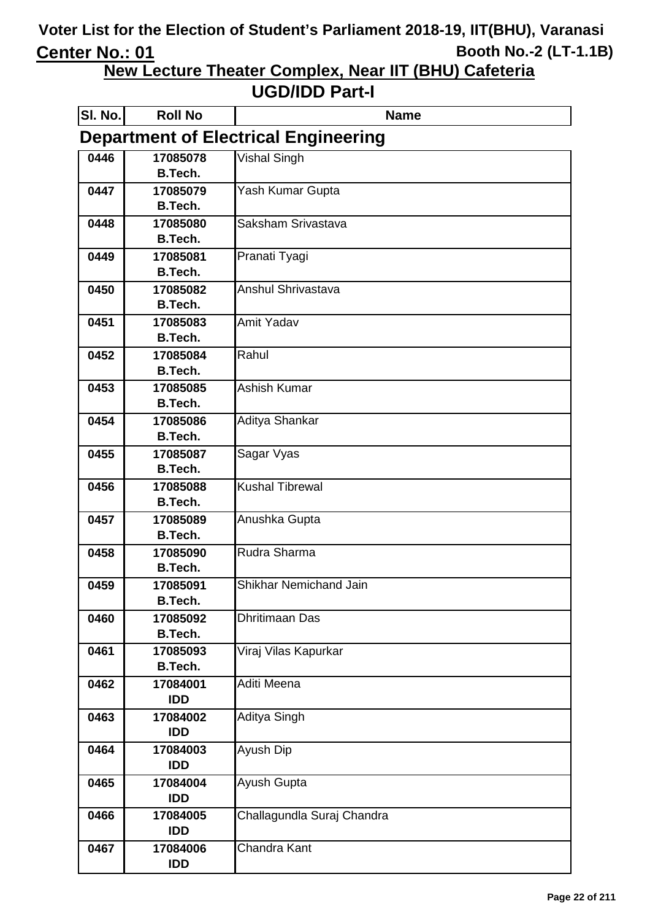# Voter List for the Election of Student's Parliament 2018-19, IIT(BHU), Varanasi

**Center No.: 01** **Booth No.-2 (LT-1.1B)**

## New Lecture Theater Complex, Near IIT (BHU) Cafeteria

## UGD/IDD Part-I

### Department of Electrical Engineering

| Sl. No. | Roll No | Name |
|---|---|---|
| 0446 | 17085078 B.Tech. | Vishal Singh |
| 0447 | 17085079 B.Tech. | Yash Kumar Gupta |
| 0448 | 17085080 B.Tech. | Saksham Srivastava |
| 0449 | 17085081 B.Tech. | Pranati Tyagi |
| 0450 | 17085082 B.Tech. | Anshul Shrivastava |
| 0451 | 17085083 B.Tech. | Amit Yadav |
| 0452 | 17085084 B.Tech. | Rahul |
| 0453 | 17085085 B.Tech. | Ashish Kumar |
| 0454 | 17085086 B.Tech. | Aditya Shankar |
| 0455 | 17085087 B.Tech. | Sagar Vyas |
| 0456 | 17085088 B.Tech. | Kushal Tibrewal |
| 0457 | 17085089 B.Tech. | Anushka Gupta |
| 0458 | 17085090 B.Tech. | Rudra Sharma |
| 0459 | 17085091 B.Tech. | Shikhar Nemichand Jain |
| 0460 | 17085092 B.Tech. | Dhritimaan Das |
| 0461 | 17085093 B.Tech. | Viraj Vilas Kapurkar |
| 0462 | 17084001 IDD | Aditi Meena |
| 0463 | 17084002 IDD | Aditya Singh |
| 0464 | 17084003 IDD | Ayush Dip |
| 0465 | 17084004 IDD | Ayush Gupta |
| 0466 | 17084005 IDD | Challagundla Suraj Chandra |
| 0467 | 17084006 IDD | Chandra Kant |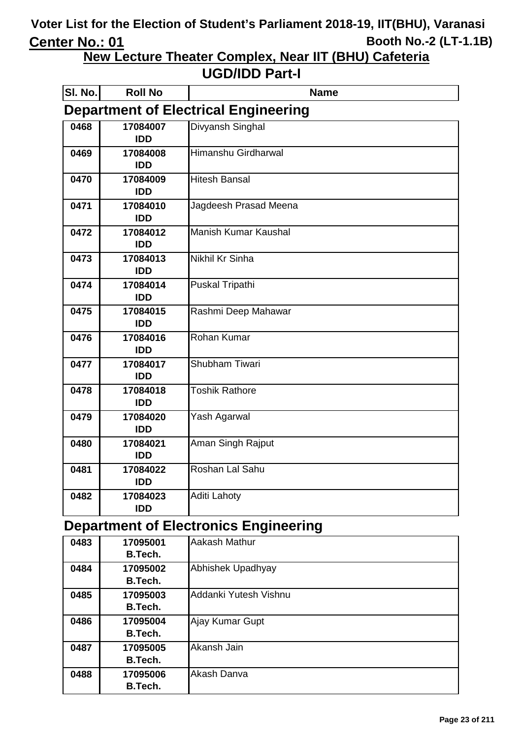# Voter List for the Election of Student's Parliament 2018-19, IIT(BHU), Varanasi

**Center No.: 01** **Booth No.-2 (LT-1.1B)**

## New Lecture Theater Complex, Near IIT (BHU) Cafeteria

## UGD/IDD Part-I

### Department of Electrical Engineering

| Sl. No. | Roll No | Name |
|---|---|---|
| 0468 | 17084007 IDD | Divyansh Singhal |
| 0469 | 17084008 IDD | Himanshu Girdharwal |
| 0470 | 17084009 IDD | Hitesh Bansal |
| 0471 | 17084010 IDD | Jagdeesh Prasad Meena |
| 0472 | 17084012 IDD | Manish Kumar Kaushal |
| 0473 | 17084013 IDD | Nikhil Kr Sinha |
| 0474 | 17084014 IDD | Puskal Tripathi |
| 0475 | 17084015 IDD | Rashmi Deep Mahawar |
| 0476 | 17084016 IDD | Rohan Kumar |
| 0477 | 17084017 IDD | Shubham Tiwari |
| 0478 | 17084018 IDD | Toshik Rathore |
| 0479 | 17084020 IDD | Yash Agarwal |
| 0480 | 17084021 IDD | Aman Singh Rajput |
| 0481 | 17084022 IDD | Roshan Lal Sahu |
| 0482 | 17084023 IDD | Aditi Lahoty |

### Department of Electronics Engineering

| Sl. No. | Roll No | Name |
|---|---|---|
| 0483 | 17095001 B.Tech. | Aakash Mathur |
| 0484 | 17095002 B.Tech. | Abhishek Upadhyay |
| 0485 | 17095003 B.Tech. | Addanki Yutesh Vishnu |
| 0486 | 17095004 B.Tech. | Ajay Kumar Gupt |
| 0487 | 17095005 B.Tech. | Akansh Jain |
| 0488 | 17095006 B.Tech. | Akash Danva |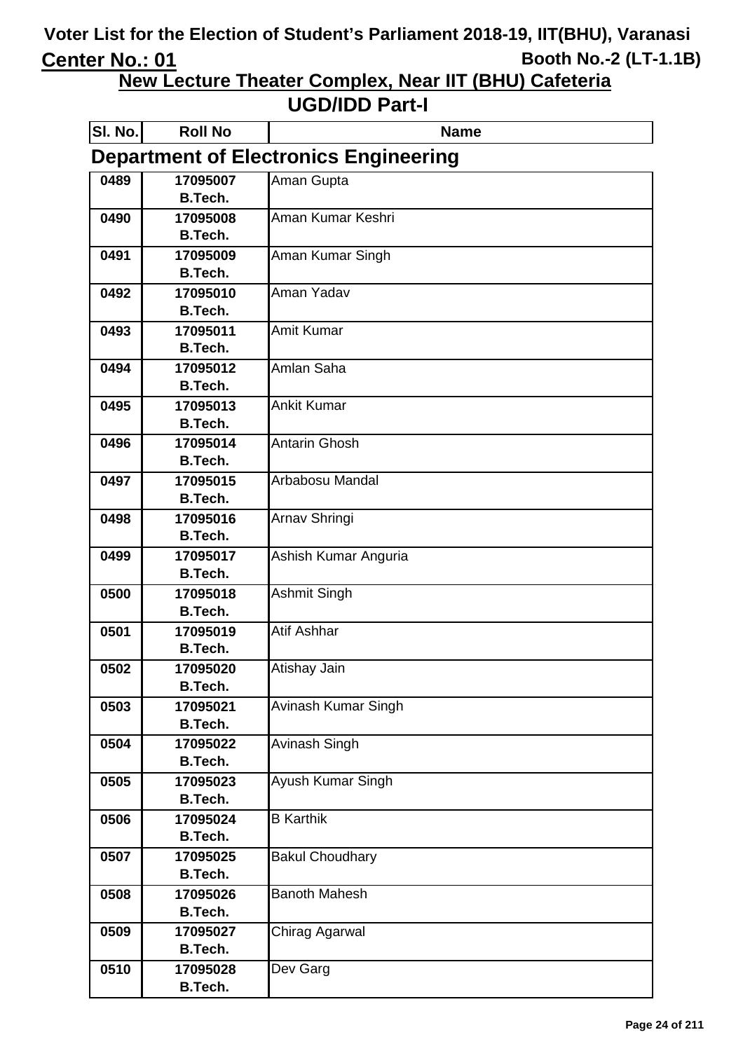# Voter List for the Election of Student's Parliament 2018-19, IIT(BHU), Varanasi

**Center No.: 01** **Booth No.-2 (LT-1.1B)**

## New Lecture Theater Complex, Near IIT (BHU) Cafeteria

## UGD/IDD Part-I

### Department of Electronics Engineering

| Sl. No. | Roll No | Name |
|---|---|---|
| 0489 | 17095007 B.Tech. | Aman Gupta |
| 0490 | 17095008 B.Tech. | Aman Kumar Keshri |
| 0491 | 17095009 B.Tech. | Aman Kumar Singh |
| 0492 | 17095010 B.Tech. | Aman Yadav |
| 0493 | 17095011 B.Tech. | Amit Kumar |
| 0494 | 17095012 B.Tech. | Amlan Saha |
| 0495 | 17095013 B.Tech. | Ankit Kumar |
| 0496 | 17095014 B.Tech. | Antarin Ghosh |
| 0497 | 17095015 B.Tech. | Arbabosu Mandal |
| 0498 | 17095016 B.Tech. | Arnav Shringi |
| 0499 | 17095017 B.Tech. | Ashish Kumar Anguria |
| 0500 | 17095018 B.Tech. | Ashmit Singh |
| 0501 | 17095019 B.Tech. | Atif Ashhar |
| 0502 | 17095020 B.Tech. | Atishay Jain |
| 0503 | 17095021 B.Tech. | Avinash Kumar Singh |
| 0504 | 17095022 B.Tech. | Avinash Singh |
| 0505 | 17095023 B.Tech. | Ayush Kumar Singh |
| 0506 | 17095024 B.Tech. | B Karthik |
| 0507 | 17095025 B.Tech. | Bakul Choudhary |
| 0508 | 17095026 B.Tech. | Banoth Mahesh |
| 0509 | 17095027 B.Tech. | Chirag Agarwal |
| 0510 | 17095028 B.Tech. | Dev Garg |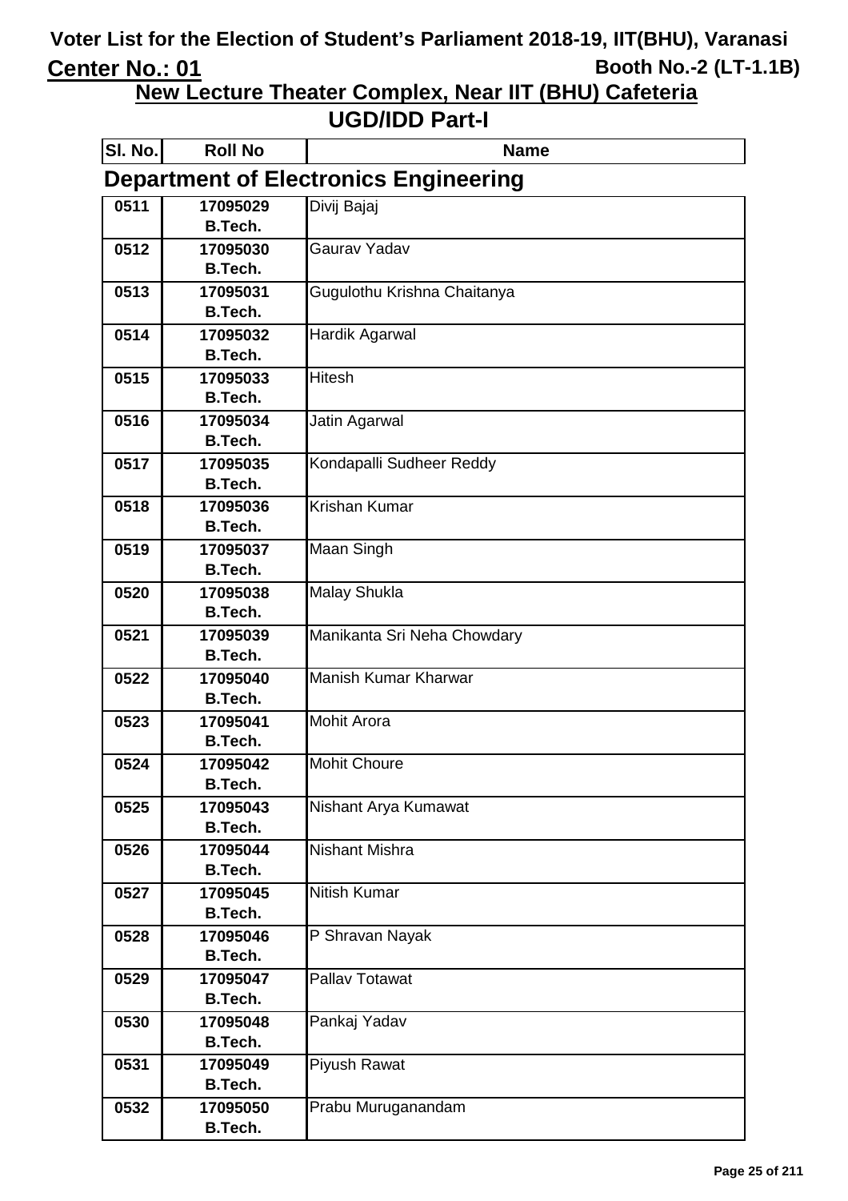# Voter List for the Election of Student's Parliament 2018-19, IIT(BHU), Varanasi

**Center No.: 01** | **Booth No.-2 (LT-1.1B)**

## New Lecture Theater Complex, Near IIT (BHU) Cafeteria

## UGD/IDD Part-I

### Department of Electronics Engineering

| Sl. No. | Roll No | Name |
|---|---|---|
| 0511 | 17095029 B.Tech. | Divij Bajaj |
| 0512 | 17095030 B.Tech. | Gaurav Yadav |
| 0513 | 17095031 B.Tech. | Gugulothu Krishna Chaitanya |
| 0514 | 17095032 B.Tech. | Hardik Agarwal |
| 0515 | 17095033 B.Tech. | Hitesh |
| 0516 | 17095034 B.Tech. | Jatin Agarwal |
| 0517 | 17095035 B.Tech. | Kondapalli Sudheer Reddy |
| 0518 | 17095036 B.Tech. | Krishan Kumar |
| 0519 | 17095037 B.Tech. | Maan Singh |
| 0520 | 17095038 B.Tech. | Malay Shukla |
| 0521 | 17095039 B.Tech. | Manikanta Sri Neha Chowdary |
| 0522 | 17095040 B.Tech. | Manish Kumar Kharwar |
| 0523 | 17095041 B.Tech. | Mohit Arora |
| 0524 | 17095042 B.Tech. | Mohit Choure |
| 0525 | 17095043 B.Tech. | Nishant Arya Kumawat |
| 0526 | 17095044 B.Tech. | Nishant Mishra |
| 0527 | 17095045 B.Tech. | Nitish Kumar |
| 0528 | 17095046 B.Tech. | P Shravan Nayak |
| 0529 | 17095047 B.Tech. | Pallav Totawat |
| 0530 | 17095048 B.Tech. | Pankaj Yadav |
| 0531 | 17095049 B.Tech. | Piyush Rawat |
| 0532 | 17095050 B.Tech. | Prabu Muruganandam |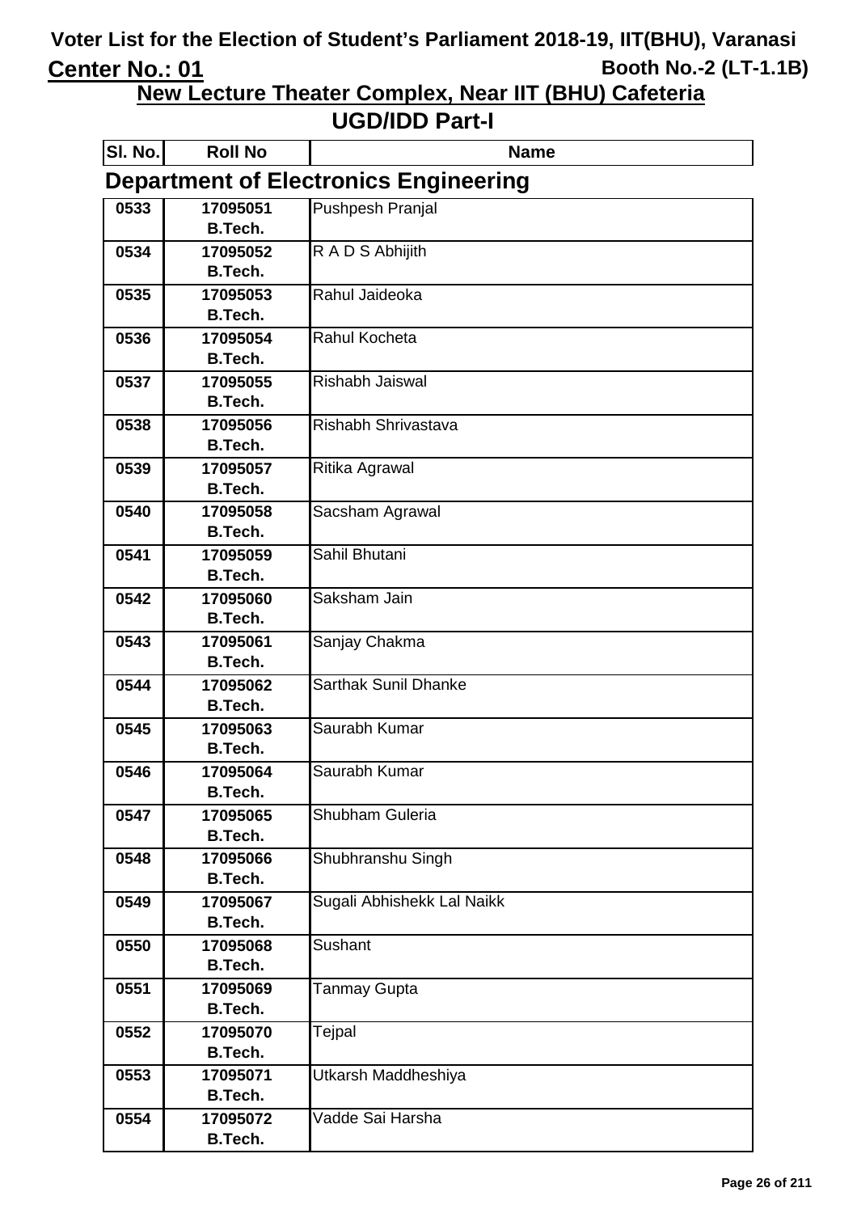# Voter List for the Election of Student's Parliament 2018-19, IIT(BHU), Varanasi

**Center No.: 01** **Booth No.-2 (LT-1.1B)**

## New Lecture Theater Complex, Near IIT (BHU) Cafeteria

## UGD/IDD Part-I

### Department of Electronics Engineering

| Sl. No. | Roll No | Name |
|---|---|---|
| 0533 | 17095051 B.Tech. | Pushpesh Pranjal |
| 0534 | 17095052 B.Tech. | R A D S Abhijith |
| 0535 | 17095053 B.Tech. | Rahul Jaideoka |
| 0536 | 17095054 B.Tech. | Rahul Kocheta |
| 0537 | 17095055 B.Tech. | Rishabh Jaiswal |
| 0538 | 17095056 B.Tech. | Rishabh Shrivastava |
| 0539 | 17095057 B.Tech. | Ritika Agrawal |
| 0540 | 17095058 B.Tech. | Sacsham Agrawal |
| 0541 | 17095059 B.Tech. | Sahil Bhutani |
| 0542 | 17095060 B.Tech. | Saksham Jain |
| 0543 | 17095061 B.Tech. | Sanjay Chakma |
| 0544 | 17095062 B.Tech. | Sarthak Sunil Dhanke |
| 0545 | 17095063 B.Tech. | Saurabh Kumar |
| 0546 | 17095064 B.Tech. | Saurabh Kumar |
| 0547 | 17095065 B.Tech. | Shubham Guleria |
| 0548 | 17095066 B.Tech. | Shubhranshu Singh |
| 0549 | 17095067 B.Tech. | Sugali Abhishekk Lal Naikk |
| 0550 | 17095068 B.Tech. | Sushant |
| 0551 | 17095069 B.Tech. | Tanmay Gupta |
| 0552 | 17095070 B.Tech. | Tejpal |
| 0553 | 17095071 B.Tech. | Utkarsh Maddheshiya |
| 0554 | 17095072 B.Tech. | Vadde Sai Harsha |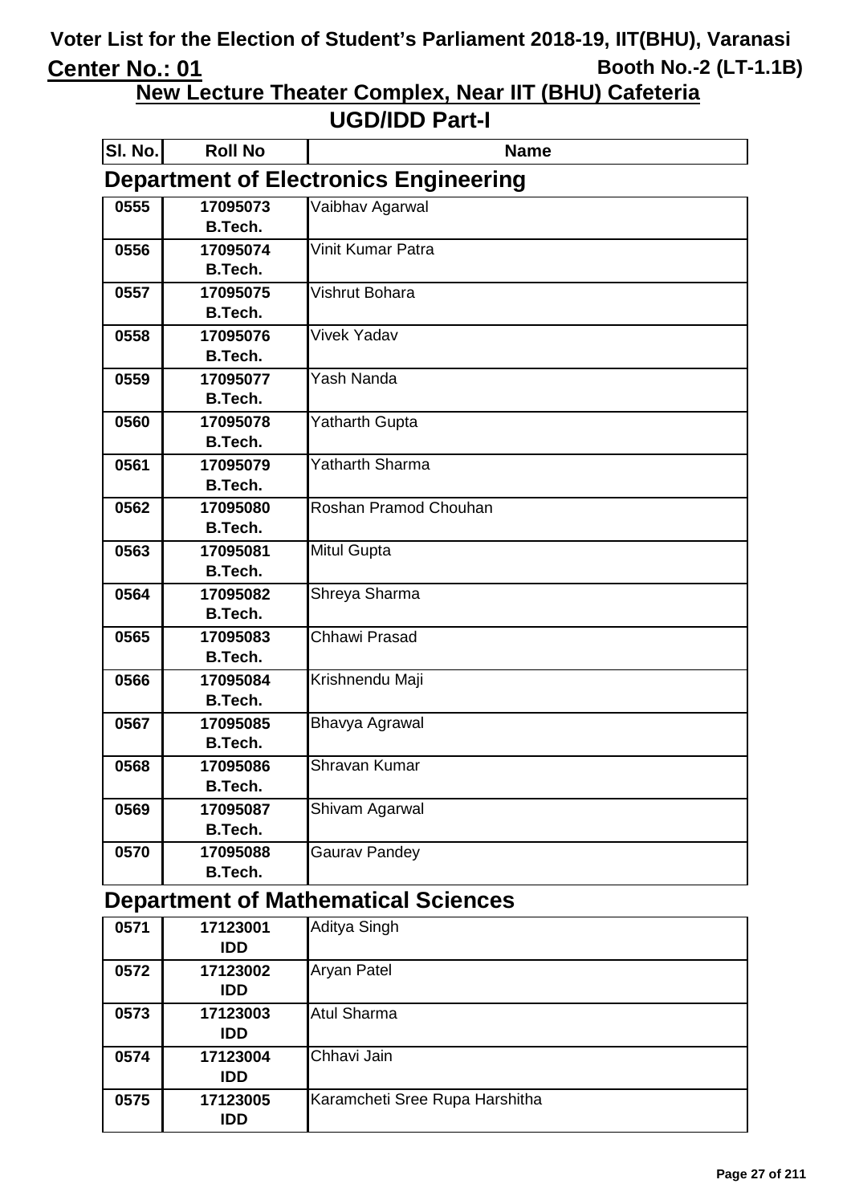# Voter List for the Election of Student's Parliament 2018-19, IIT(BHU), Varanasi

**Center No.: 01** **Booth No.-2 (LT-1.1B)**

## New Lecture Theater Complex, Near IIT (BHU) Cafeteria

## UGD/IDD Part-I

### Department of Electronics Engineering

| Sl. No. | Roll No | Name |
|---|---|---|
| 0555 | 17095073 B.Tech. | Vaibhav Agarwal |
| 0556 | 17095074 B.Tech. | Vinit Kumar Patra |
| 0557 | 17095075 B.Tech. | Vishrut Bohara |
| 0558 | 17095076 B.Tech. | Vivek Yadav |
| 0559 | 17095077 B.Tech. | Yash Nanda |
| 0560 | 17095078 B.Tech. | Yatharth Gupta |
| 0561 | 17095079 B.Tech. | Yatharth Sharma |
| 0562 | 17095080 B.Tech. | Roshan Pramod Chouhan |
| 0563 | 17095081 B.Tech. | Mitul Gupta |
| 0564 | 17095082 B.Tech. | Shreya Sharma |
| 0565 | 17095083 B.Tech. | Chhawi Prasad |
| 0566 | 17095084 B.Tech. | Krishnendu Maji |
| 0567 | 17095085 B.Tech. | Bhavya Agrawal |
| 0568 | 17095086 B.Tech. | Shravan Kumar |
| 0569 | 17095087 B.Tech. | Shivam Agarwal |
| 0570 | 17095088 B.Tech. | Gaurav Pandey |

### Department of Mathematical Sciences

| Sl. No. | Roll No | Name |
|---|---|---|
| 0571 | 17123001 IDD | Aditya Singh |
| 0572 | 17123002 IDD | Aryan Patel |
| 0573 | 17123003 IDD | Atul Sharma |
| 0574 | 17123004 IDD | Chhavi Jain |
| 0575 | 17123005 IDD | Karamcheti Sree Rupa Harshitha |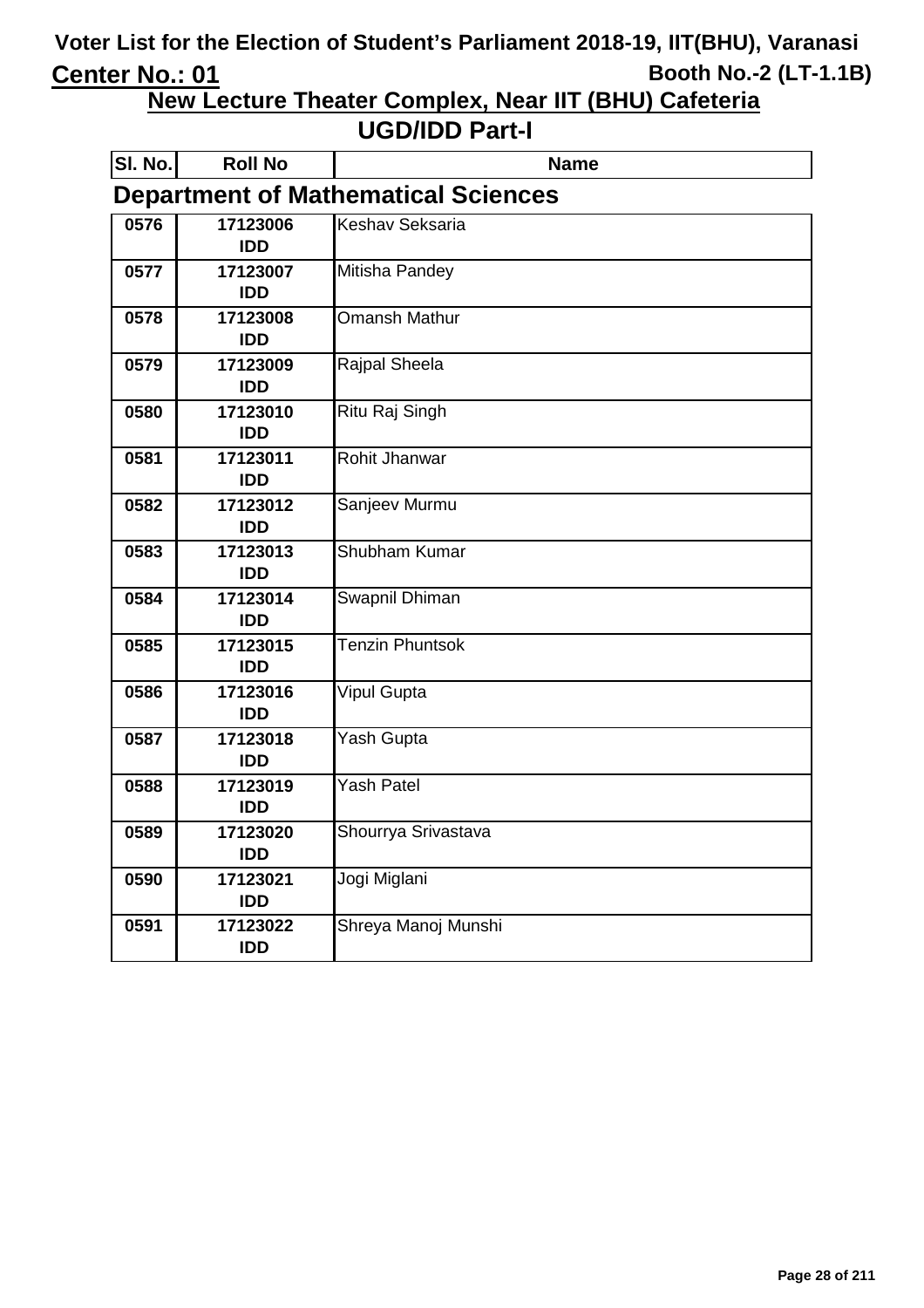# Voter List for the Election of Student's Parliament 2018-19, IIT(BHU), Varanasi

**Center No.: 01** **Booth No.-2 (LT-1.1B)**

## New Lecture Theater Complex, Near IIT (BHU) Cafeteria

## UGD/IDD Part-I

### Department of Mathematical Sciences

| Sl. No. | Roll No | Name |
|---|---|---|
| 0576 | 17123006 IDD | Keshav Seksaria |
| 0577 | 17123007 IDD | Mitisha Pandey |
| 0578 | 17123008 IDD | Omansh Mathur |
| 0579 | 17123009 IDD | Rajpal Sheela |
| 0580 | 17123010 IDD | Ritu Raj Singh |
| 0581 | 17123011 IDD | Rohit Jhanwar |
| 0582 | 17123012 IDD | Sanjeev Murmu |
| 0583 | 17123013 IDD | Shubham Kumar |
| 0584 | 17123014 IDD | Swapnil Dhiman |
| 0585 | 17123015 IDD | Tenzin Phuntsok |
| 0586 | 17123016 IDD | Vipul Gupta |
| 0587 | 17123018 IDD | Yash Gupta |
| 0588 | 17123019 IDD | Yash Patel |
| 0589 | 17123020 IDD | Shourrya Srivastava |
| 0590 | 17123021 IDD | Jogi Miglani |
| 0591 | 17123022 IDD | Shreya Manoj Munshi |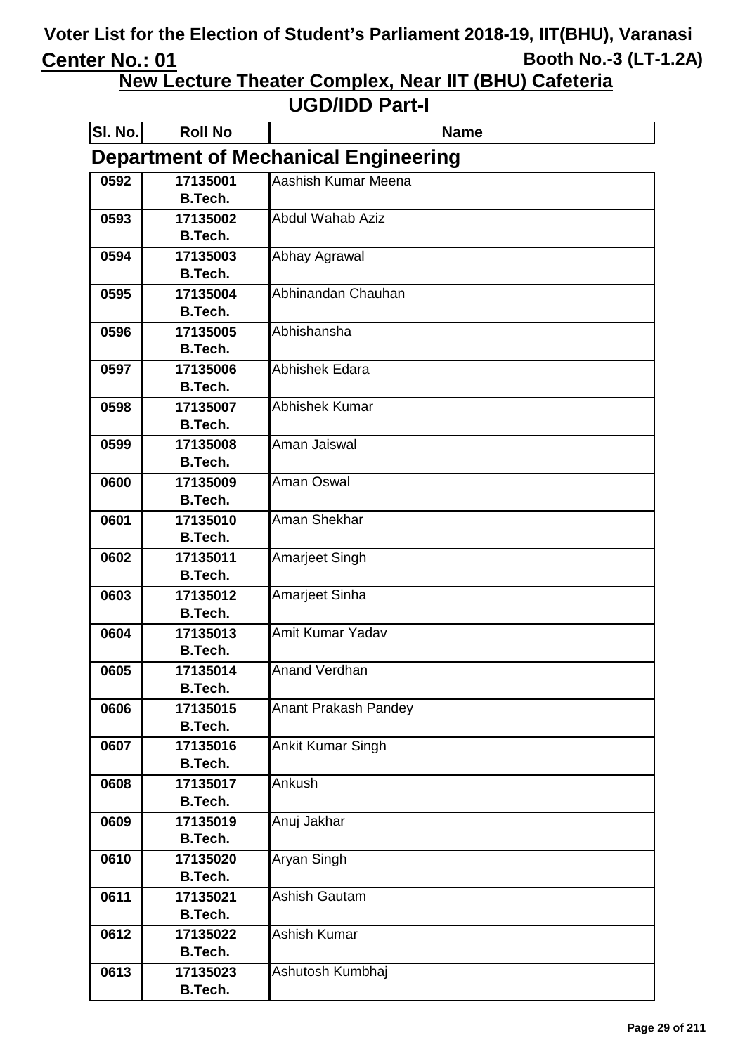# Voter List for the Election of Student's Parliament 2018-19, IIT(BHU), Varanasi

**Center No.: 01** **Booth No.-3 (LT-1.2A)**

## New Lecture Theater Complex, Near IIT (BHU) Cafeteria

## UGD/IDD Part-I

### Department of Mechanical Engineering

| Sl. No. | Roll No | Name |
|---|---|---|
| 0592 | 17135001 B.Tech. | Aashish Kumar Meena |
| 0593 | 17135002 B.Tech. | Abdul Wahab Aziz |
| 0594 | 17135003 B.Tech. | Abhay Agrawal |
| 0595 | 17135004 B.Tech. | Abhinandan Chauhan |
| 0596 | 17135005 B.Tech. | Abhishansha |
| 0597 | 17135006 B.Tech. | Abhishek Edara |
| 0598 | 17135007 B.Tech. | Abhishek Kumar |
| 0599 | 17135008 B.Tech. | Aman Jaiswal |
| 0600 | 17135009 B.Tech. | Aman Oswal |
| 0601 | 17135010 B.Tech. | Aman Shekhar |
| 0602 | 17135011 B.Tech. | Amarjeet Singh |
| 0603 | 17135012 B.Tech. | Amarjeet Sinha |
| 0604 | 17135013 B.Tech. | Amit Kumar Yadav |
| 0605 | 17135014 B.Tech. | Anand Verdhan |
| 0606 | 17135015 B.Tech. | Anant Prakash Pandey |
| 0607 | 17135016 B.Tech. | Ankit Kumar Singh |
| 0608 | 17135017 B.Tech. | Ankush |
| 0609 | 17135019 B.Tech. | Anuj Jakhar |
| 0610 | 17135020 B.Tech. | Aryan Singh |
| 0611 | 17135021 B.Tech. | Ashish Gautam |
| 0612 | 17135022 B.Tech. | Ashish Kumar |
| 0613 | 17135023 B.Tech. | Ashutosh Kumbhaj |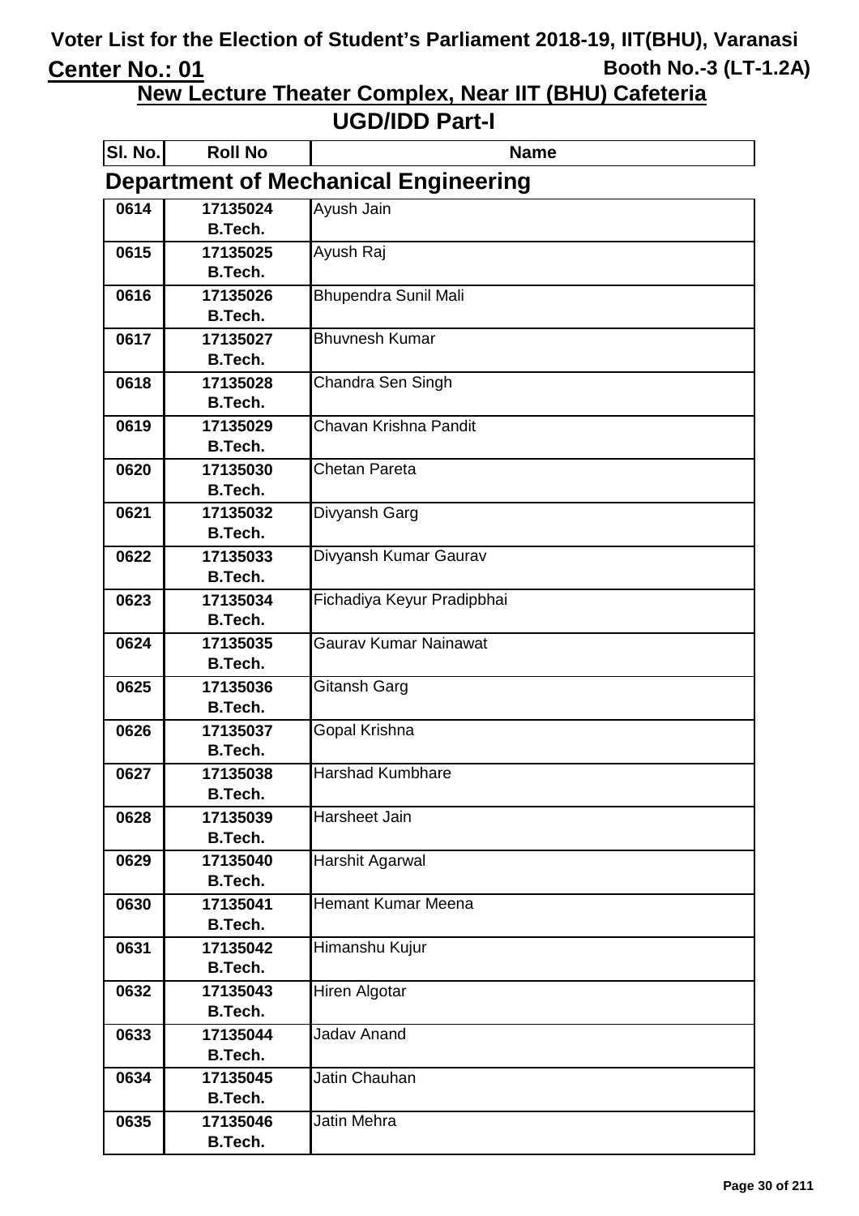# Voter List for the Election of Student's Parliament 2018-19, IIT(BHU), Varanasi

**Center No.: 01** **Booth No.-3 (LT-1.2A)**

## New Lecture Theater Complex, Near IIT (BHU) Cafeteria

## UGD/IDD Part-I

### Department of Mechanical Engineering

| Sl. No. | Roll No | Name |
|---|---|---|
| 0614 | 17135024 B.Tech. | Ayush Jain |
| 0615 | 17135025 B.Tech. | Ayush Raj |
| 0616 | 17135026 B.Tech. | Bhupendra Sunil Mali |
| 0617 | 17135027 B.Tech. | Bhuvnesh Kumar |
| 0618 | 17135028 B.Tech. | Chandra Sen Singh |
| 0619 | 17135029 B.Tech. | Chavan Krishna Pandit |
| 0620 | 17135030 B.Tech. | Chetan Pareta |
| 0621 | 17135032 B.Tech. | Divyansh Garg |
| 0622 | 17135033 B.Tech. | Divyansh Kumar Gaurav |
| 0623 | 17135034 B.Tech. | Fichadiya Keyur Pradipbhai |
| 0624 | 17135035 B.Tech. | Gaurav Kumar Nainawat |
| 0625 | 17135036 B.Tech. | Gitansh Garg |
| 0626 | 17135037 B.Tech. | Gopal Krishna |
| 0627 | 17135038 B.Tech. | Harshad Kumbhare |
| 0628 | 17135039 B.Tech. | Harsheet Jain |
| 0629 | 17135040 B.Tech. | Harshit Agarwal |
| 0630 | 17135041 B.Tech. | Hemant Kumar Meena |
| 0631 | 17135042 B.Tech. | Himanshu Kujur |
| 0632 | 17135043 B.Tech. | Hiren Algotar |
| 0633 | 17135044 B.Tech. | Jadav Anand |
| 0634 | 17135045 B.Tech. | Jatin Chauhan |
| 0635 | 17135046 B.Tech. | Jatin Mehra |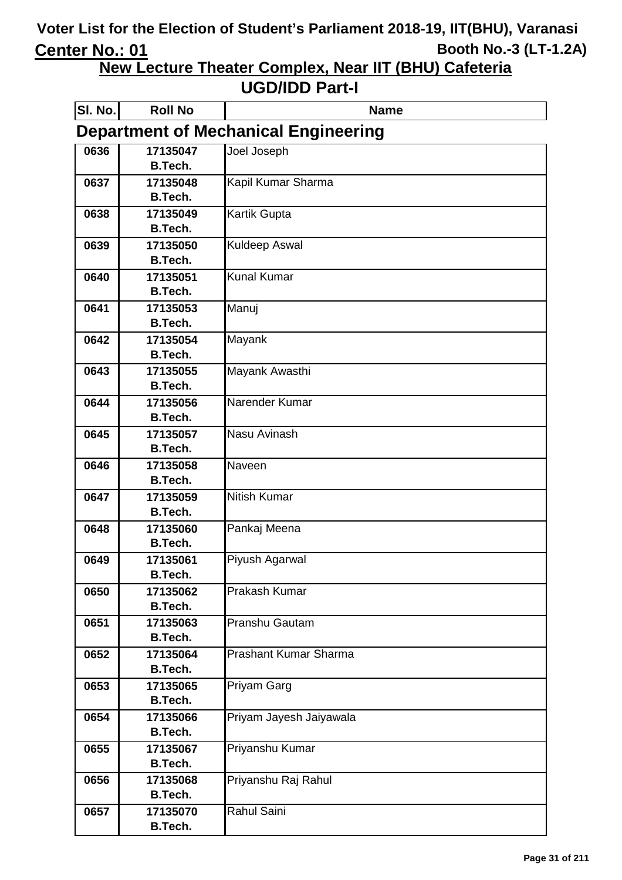# Voter List for the Election of Student's Parliament 2018-19, IIT(BHU), Varanasi

**Center No.: 01** **Booth No.-3 (LT-1.2A)**

## New Lecture Theater Complex, Near IIT (BHU) Cafeteria

## UGD/IDD Part-I

### Department of Mechanical Engineering

| Sl. No. | Roll No | Name |
|---|---|---|
| 0636 | 17135047 B.Tech. | Joel Joseph |
| 0637 | 17135048 B.Tech. | Kapil Kumar Sharma |
| 0638 | 17135049 B.Tech. | Kartik Gupta |
| 0639 | 17135050 B.Tech. | Kuldeep Aswal |
| 0640 | 17135051 B.Tech. | Kunal Kumar |
| 0641 | 17135053 B.Tech. | Manuj |
| 0642 | 17135054 B.Tech. | Mayank |
| 0643 | 17135055 B.Tech. | Mayank Awasthi |
| 0644 | 17135056 B.Tech. | Narender Kumar |
| 0645 | 17135057 B.Tech. | Nasu Avinash |
| 0646 | 17135058 B.Tech. | Naveen |
| 0647 | 17135059 B.Tech. | Nitish Kumar |
| 0648 | 17135060 B.Tech. | Pankaj Meena |
| 0649 | 17135061 B.Tech. | Piyush Agarwal |
| 0650 | 17135062 B.Tech. | Prakash Kumar |
| 0651 | 17135063 B.Tech. | Pranshu Gautam |
| 0652 | 17135064 B.Tech. | Prashant Kumar Sharma |
| 0653 | 17135065 B.Tech. | Priyam Garg |
| 0654 | 17135066 B.Tech. | Priyam Jayesh Jaiyawala |
| 0655 | 17135067 B.Tech. | Priyanshu Kumar |
| 0656 | 17135068 B.Tech. | Priyanshu Raj Rahul |
| 0657 | 17135070 B.Tech. | Rahul Saini |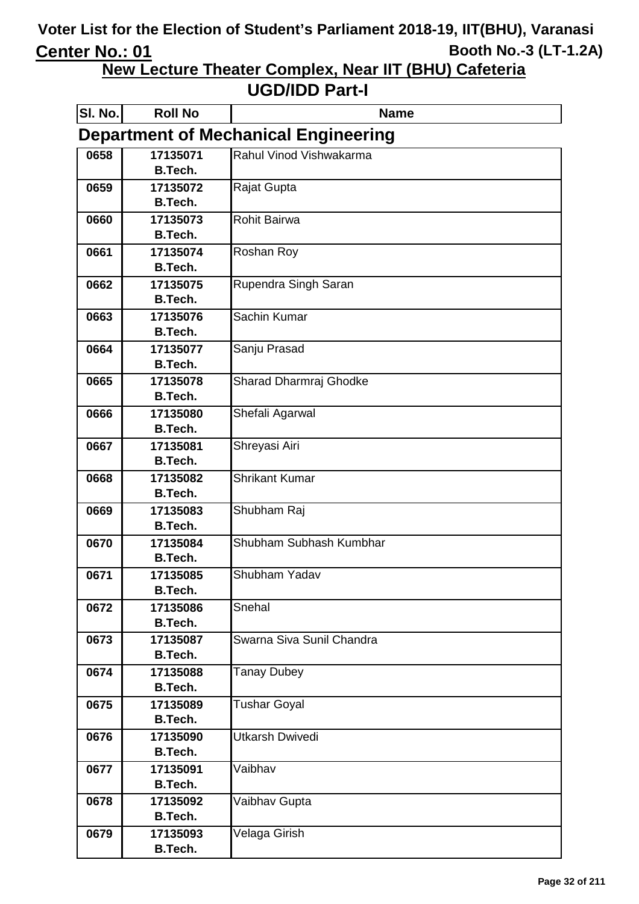# Voter List for the Election of Student's Parliament 2018-19, IIT(BHU), Varanasi

**Center No.: 01** **Booth No.-3 (LT-1.2A)**

## New Lecture Theater Complex, Near IIT (BHU) Cafeteria

## UGD/IDD Part-I

### Department of Mechanical Engineering

| Sl. No. | Roll No | Name |
|---|---|---|
| 0658 | 17135071 B.Tech. | Rahul Vinod Vishwakarma |
| 0659 | 17135072 B.Tech. | Rajat Gupta |
| 0660 | 17135073 B.Tech. | Rohit Bairwa |
| 0661 | 17135074 B.Tech. | Roshan Roy |
| 0662 | 17135075 B.Tech. | Rupendra Singh Saran |
| 0663 | 17135076 B.Tech. | Sachin Kumar |
| 0664 | 17135077 B.Tech. | Sanju Prasad |
| 0665 | 17135078 B.Tech. | Sharad Dharmraj Ghodke |
| 0666 | 17135080 B.Tech. | Shefali Agarwal |
| 0667 | 17135081 B.Tech. | Shreyasi Airi |
| 0668 | 17135082 B.Tech. | Shrikant Kumar |
| 0669 | 17135083 B.Tech. | Shubham Raj |
| 0670 | 17135084 B.Tech. | Shubham Subhash Kumbhar |
| 0671 | 17135085 B.Tech. | Shubham Yadav |
| 0672 | 17135086 B.Tech. | Snehal |
| 0673 | 17135087 B.Tech. | Swarna Siva Sunil Chandra |
| 0674 | 17135088 B.Tech. | Tanay Dubey |
| 0675 | 17135089 B.Tech. | Tushar Goyal |
| 0676 | 17135090 B.Tech. | Utkarsh Dwivedi |
| 0677 | 17135091 B.Tech. | Vaibhav |
| 0678 | 17135092 B.Tech. | Vaibhav Gupta |
| 0679 | 17135093 B.Tech. | Velaga Girish |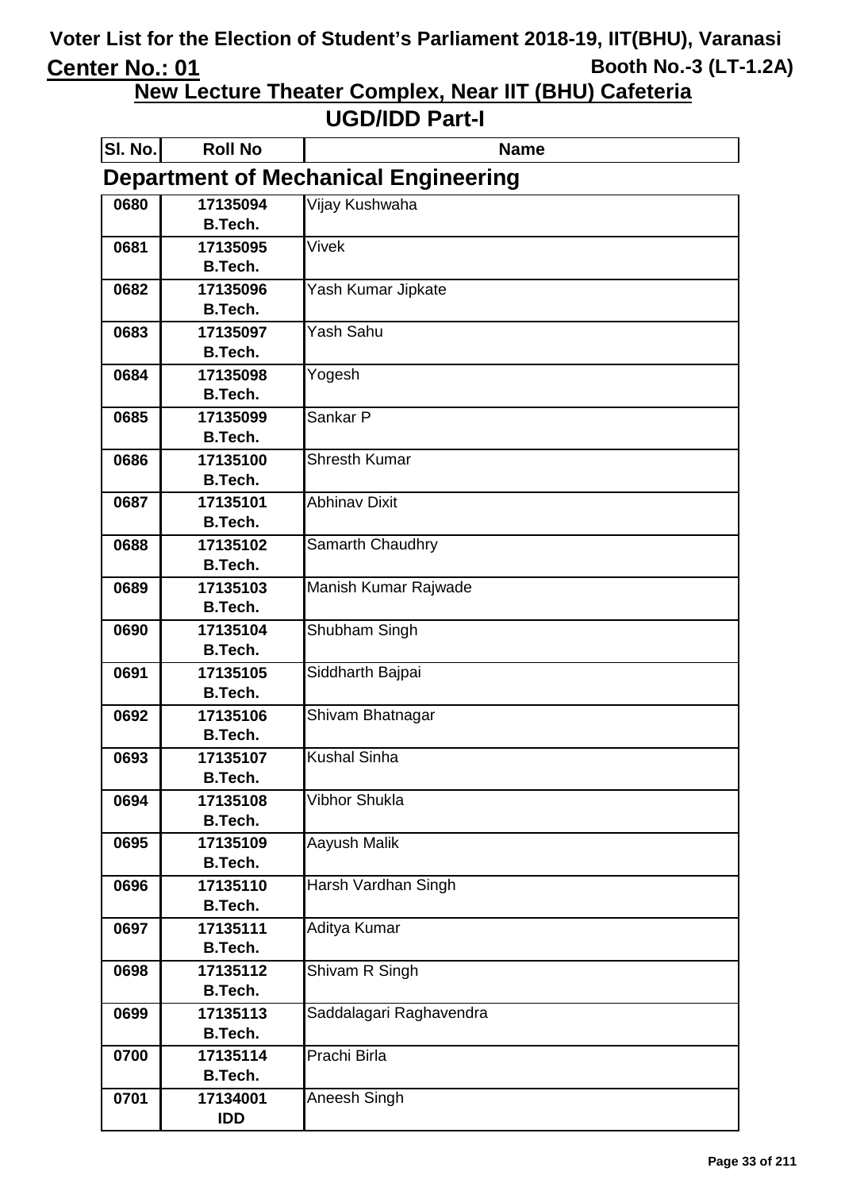# Voter List for the Election of Student's Parliament 2018-19, IIT(BHU), Varanasi

**Center No.: 01** **Booth No.-3 (LT-1.2A)**

## New Lecture Theater Complex, Near IIT (BHU) Cafeteria

## UGD/IDD Part-I

### Department of Mechanical Engineering

| Sl. No. | Roll No | Name |
|---|---|---|
| 0680 | 17135094 B.Tech. | Vijay Kushwaha |
| 0681 | 17135095 B.Tech. | Vivek |
| 0682 | 17135096 B.Tech. | Yash Kumar Jipkate |
| 0683 | 17135097 B.Tech. | Yash Sahu |
| 0684 | 17135098 B.Tech. | Yogesh |
| 0685 | 17135099 B.Tech. | Sankar P |
| 0686 | 17135100 B.Tech. | Shresth Kumar |
| 0687 | 17135101 B.Tech. | Abhinav Dixit |
| 0688 | 17135102 B.Tech. | Samarth Chaudhry |
| 0689 | 17135103 B.Tech. | Manish Kumar Rajwade |
| 0690 | 17135104 B.Tech. | Shubham Singh |
| 0691 | 17135105 B.Tech. | Siddharth Bajpai |
| 0692 | 17135106 B.Tech. | Shivam Bhatnagar |
| 0693 | 17135107 B.Tech. | Kushal Sinha |
| 0694 | 17135108 B.Tech. | Vibhor Shukla |
| 0695 | 17135109 B.Tech. | Aayush Malik |
| 0696 | 17135110 B.Tech. | Harsh Vardhan Singh |
| 0697 | 17135111 B.Tech. | Aditya Kumar |
| 0698 | 17135112 B.Tech. | Shivam R Singh |
| 0699 | 17135113 B.Tech. | Saddalagari Raghavendra |
| 0700 | 17135114 B.Tech. | Prachi Birla |
| 0701 | 17134001 IDD | Aneesh Singh |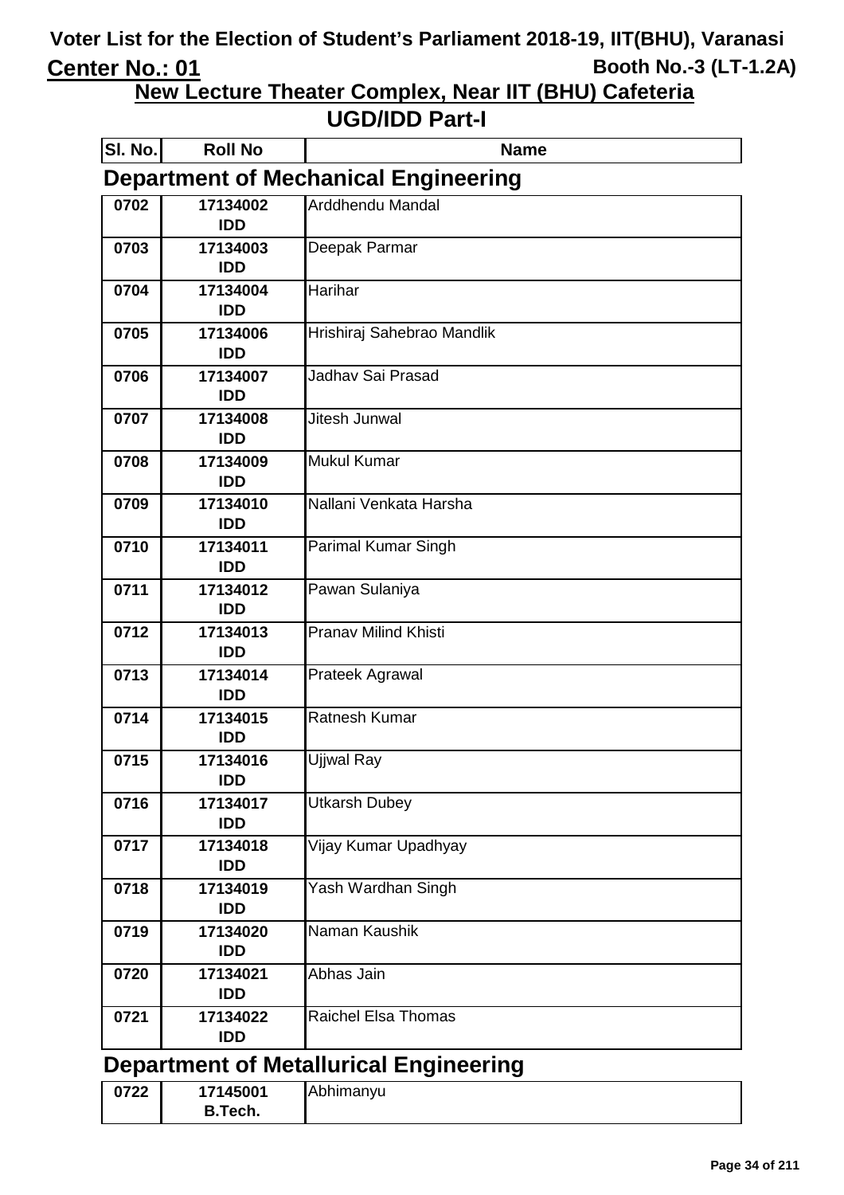# Voter List for the Election of Student's Parliament 2018-19, IIT(BHU), Varanasi

**Center No.: 01** | **Booth No.-3 (LT-1.2A)**

## New Lecture Theater Complex, Near IIT (BHU) Cafeteria

## UGD/IDD Part-I

### Department of Mechanical Engineering

| Sl. No. | Roll No | Name |
|---|---|---|
| 0702 | 17134002 IDD | Arddhendu Mandal |
| 0703 | 17134003 IDD | Deepak Parmar |
| 0704 | 17134004 IDD | Harihar |
| 0705 | 17134006 IDD | Hrishiraj Sahebrao Mandlik |
| 0706 | 17134007 IDD | Jadhav Sai Prasad |
| 0707 | 17134008 IDD | Jitesh Junwal |
| 0708 | 17134009 IDD | Mukul Kumar |
| 0709 | 17134010 IDD | Nallani Venkata Harsha |
| 0710 | 17134011 IDD | Parimal Kumar Singh |
| 0711 | 17134012 IDD | Pawan Sulaniya |
| 0712 | 17134013 IDD | Pranav Milind Khisti |
| 0713 | 17134014 IDD | Prateek Agrawal |
| 0714 | 17134015 IDD | Ratnesh Kumar |
| 0715 | 17134016 IDD | Ujjwal Ray |
| 0716 | 17134017 IDD | Utkarsh Dubey |
| 0717 | 17134018 IDD | Vijay Kumar Upadhyay |
| 0718 | 17134019 IDD | Yash Wardhan Singh |
| 0719 | 17134020 IDD | Naman Kaushik |
| 0720 | 17134021 IDD | Abhas Jain |
| 0721 | 17134022 IDD | Raichel Elsa Thomas |

### Department of Metallurical Engineering

| Sl. No. | Roll No | Name |
|---|---|---|
| 0722 | 17145001 B.Tech. | Abhimanyu |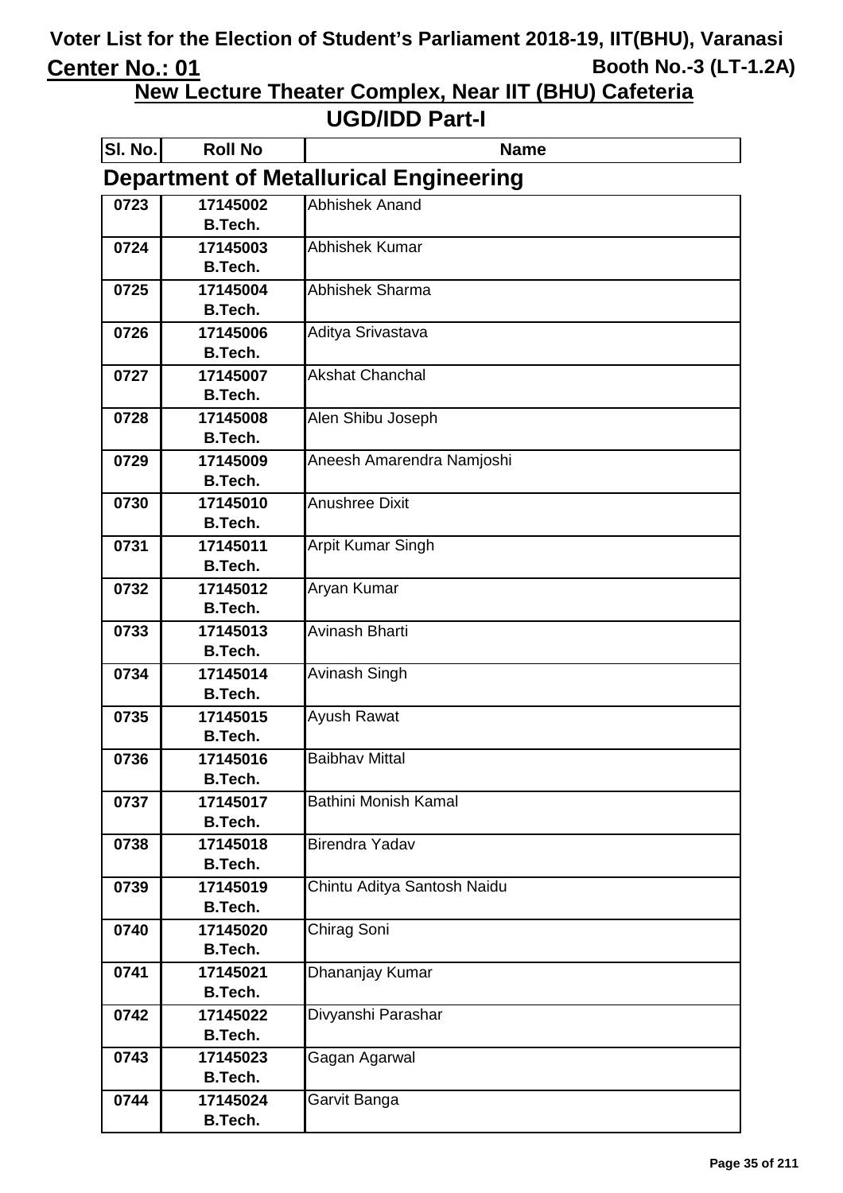# Voter List for the Election of Student's Parliament 2018-19, IIT(BHU), Varanasi

**Center No.: 01** **Booth No.-3 (LT-1.2A)**

## New Lecture Theater Complex, Near IIT (BHU) Cafeteria

## UGD/IDD Part-I

### Department of Metallurical Engineering

| Sl. No. | Roll No | Name |
|---|---|---|
| 0723 | 17145002 B.Tech. | Abhishek Anand |
| 0724 | 17145003 B.Tech. | Abhishek Kumar |
| 0725 | 17145004 B.Tech. | Abhishek Sharma |
| 0726 | 17145006 B.Tech. | Aditya Srivastava |
| 0727 | 17145007 B.Tech. | Akshat Chanchal |
| 0728 | 17145008 B.Tech. | Alen Shibu Joseph |
| 0729 | 17145009 B.Tech. | Aneesh Amarendra Namjoshi |
| 0730 | 17145010 B.Tech. | Anushree Dixit |
| 0731 | 17145011 B.Tech. | Arpit Kumar Singh |
| 0732 | 17145012 B.Tech. | Aryan Kumar |
| 0733 | 17145013 B.Tech. | Avinash Bharti |
| 0734 | 17145014 B.Tech. | Avinash Singh |
| 0735 | 17145015 B.Tech. | Ayush Rawat |
| 0736 | 17145016 B.Tech. | Baibhav Mittal |
| 0737 | 17145017 B.Tech. | Bathini Monish Kamal |
| 0738 | 17145018 B.Tech. | Birendra Yadav |
| 0739 | 17145019 B.Tech. | Chintu Aditya Santosh Naidu |
| 0740 | 17145020 B.Tech. | Chirag Soni |
| 0741 | 17145021 B.Tech. | Dhananjay Kumar |
| 0742 | 17145022 B.Tech. | Divyanshi Parashar |
| 0743 | 17145023 B.Tech. | Gagan Agarwal |
| 0744 | 17145024 B.Tech. | Garvit Banga |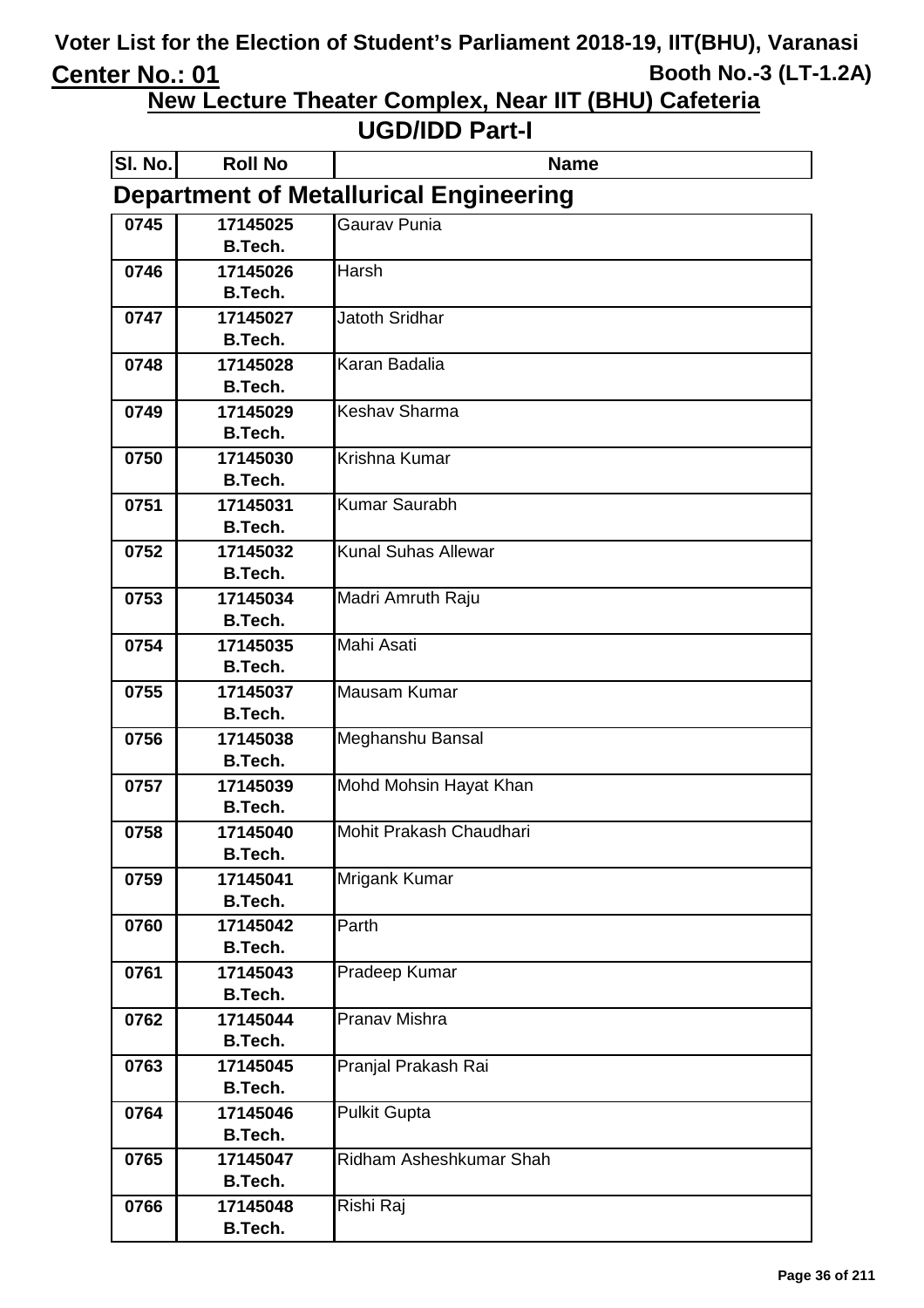# Voter List for the Election of Student's Parliament 2018-19, IIT(BHU), Varanasi

**Center No.: 01** **Booth No.-3 (LT-1.2A)**

## New Lecture Theater Complex, Near IIT (BHU) Cafeteria

## UGD/IDD Part-I

### Department of Metallurical Engineering

| Sl. No. | Roll No | Name |
|---|---|---|
| 0745 | 17145025 B.Tech. | Gaurav Punia |
| 0746 | 17145026 B.Tech. | Harsh |
| 0747 | 17145027 B.Tech. | Jatoth Sridhar |
| 0748 | 17145028 B.Tech. | Karan Badalia |
| 0749 | 17145029 B.Tech. | Keshav Sharma |
| 0750 | 17145030 B.Tech. | Krishna Kumar |
| 0751 | 17145031 B.Tech. | Kumar Saurabh |
| 0752 | 17145032 B.Tech. | Kunal Suhas Allewar |
| 0753 | 17145034 B.Tech. | Madri Amruth Raju |
| 0754 | 17145035 B.Tech. | Mahi Asati |
| 0755 | 17145037 B.Tech. | Mausam Kumar |
| 0756 | 17145038 B.Tech. | Meghanshu Bansal |
| 0757 | 17145039 B.Tech. | Mohd Mohsin Hayat Khan |
| 0758 | 17145040 B.Tech. | Mohit Prakash Chaudhari |
| 0759 | 17145041 B.Tech. | Mrigank Kumar |
| 0760 | 17145042 B.Tech. | Parth |
| 0761 | 17145043 B.Tech. | Pradeep Kumar |
| 0762 | 17145044 B.Tech. | Pranav Mishra |
| 0763 | 17145045 B.Tech. | Pranjal Prakash Rai |
| 0764 | 17145046 B.Tech. | Pulkit Gupta |
| 0765 | 17145047 B.Tech. | Ridham Asheshkumar Shah |
| 0766 | 17145048 B.Tech. | Rishi Raj |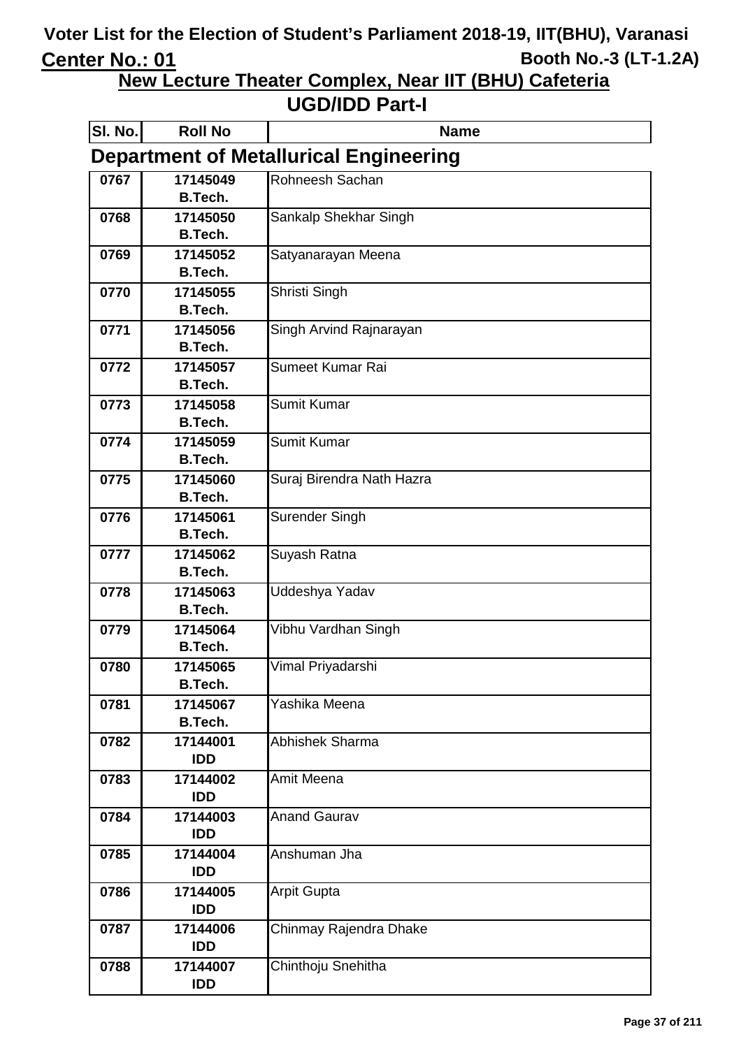# Voter List for the Election of Student's Parliament 2018-19, IIT(BHU), Varanasi

**Center No.: 01** **Booth No.-3 (LT-1.2A)**

## New Lecture Theater Complex, Near IIT (BHU) Cafeteria

## UGD/IDD Part-I

### Department of Metallurical Engineering

| Sl. No. | Roll No | Name |
|---|---|---|
| 0767 | 17145049 B.Tech. | Rohneesh Sachan |
| 0768 | 17145050 B.Tech. | Sankalp Shekhar Singh |
| 0769 | 17145052 B.Tech. | Satyanarayan Meena |
| 0770 | 17145055 B.Tech. | Shristi Singh |
| 0771 | 17145056 B.Tech. | Singh Arvind Rajnarayan |
| 0772 | 17145057 B.Tech. | Sumeet Kumar Rai |
| 0773 | 17145058 B.Tech. | Sumit Kumar |
| 0774 | 17145059 B.Tech. | Sumit Kumar |
| 0775 | 17145060 B.Tech. | Suraj Birendra Nath Hazra |
| 0776 | 17145061 B.Tech. | Surender Singh |
| 0777 | 17145062 B.Tech. | Suyash Ratna |
| 0778 | 17145063 B.Tech. | Uddeshya Yadav |
| 0779 | 17145064 B.Tech. | Vibhu Vardhan Singh |
| 0780 | 17145065 B.Tech. | Vimal Priyadarshi |
| 0781 | 17145067 B.Tech. | Yashika Meena |
| 0782 | 17144001 IDD | Abhishek Sharma |
| 0783 | 17144002 IDD | Amit Meena |
| 0784 | 17144003 IDD | Anand Gaurav |
| 0785 | 17144004 IDD | Anshuman Jha |
| 0786 | 17144005 IDD | Arpit Gupta |
| 0787 | 17144006 IDD | Chinmay Rajendra Dhake |
| 0788 | 17144007 IDD | Chinthoju Snehitha |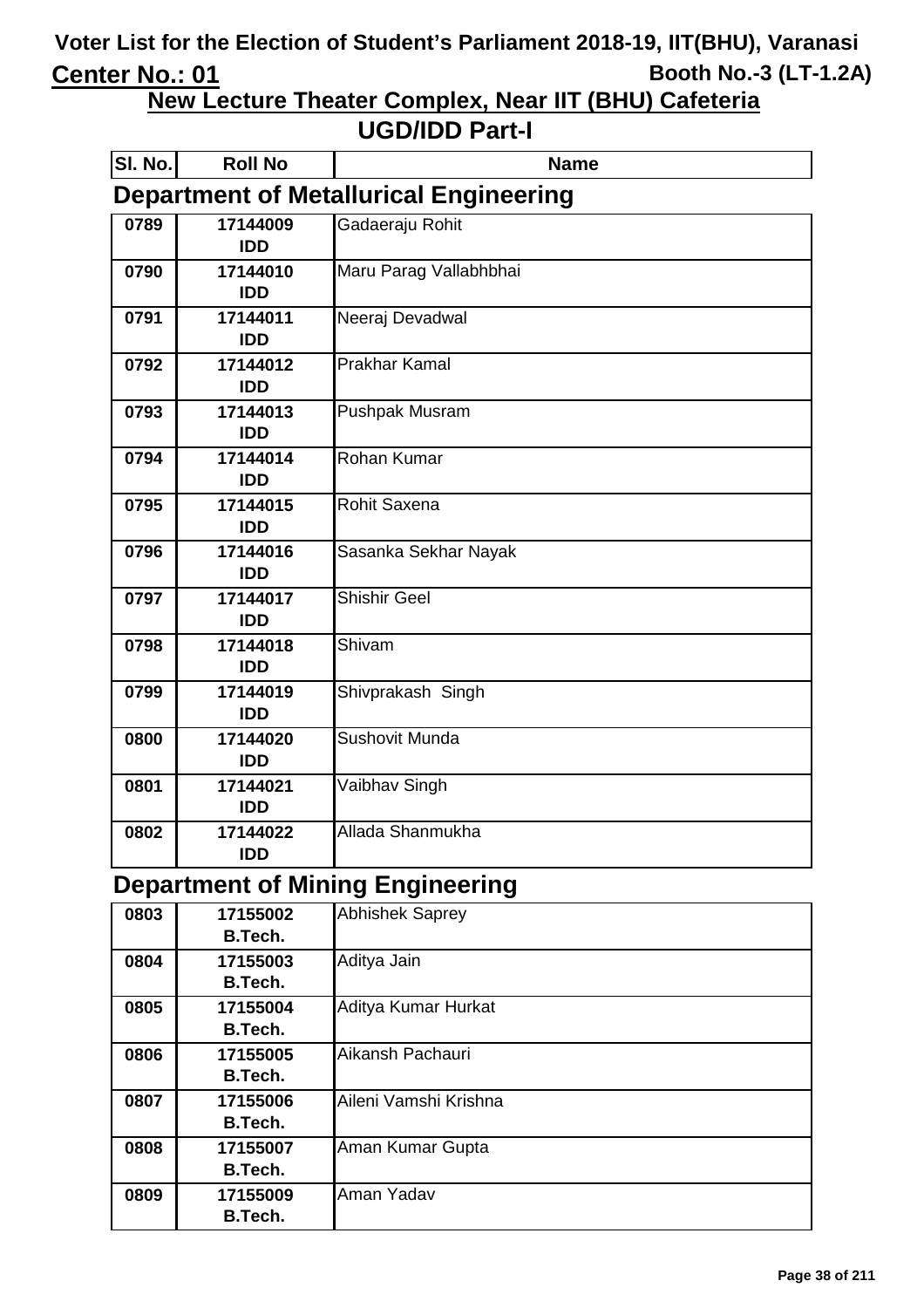# Voter List for the Election of Student's Parliament 2018-19, IIT(BHU), Varanasi

**Center No.: 01** **Booth No.-3 (LT-1.2A)**

## New Lecture Theater Complex, Near IIT (BHU) Cafeteria

## UGD/IDD Part-I

### Department of Metallurical Engineering

| Sl. No. | Roll No | Name |
|---|---|---|
| 0789 | 17144009 IDD | Gadaeraju Rohit |
| 0790 | 17144010 IDD | Maru Parag Vallabhbhai |
| 0791 | 17144011 IDD | Neeraj Devadwal |
| 0792 | 17144012 IDD | Prakhar Kamal |
| 0793 | 17144013 IDD | Pushpak Musram |
| 0794 | 17144014 IDD | Rohan Kumar |
| 0795 | 17144015 IDD | Rohit Saxena |
| 0796 | 17144016 IDD | Sasanka Sekhar Nayak |
| 0797 | 17144017 IDD | Shishir Geel |
| 0798 | 17144018 IDD | Shivam |
| 0799 | 17144019 IDD | Shivprakash Singh |
| 0800 | 17144020 IDD | Sushovit Munda |
| 0801 | 17144021 IDD | Vaibhav Singh |
| 0802 | 17144022 IDD | Allada Shanmukha |

### Department of Mining Engineering

| Sl. No. | Roll No | Name |
|---|---|---|
| 0803 | 17155002 B.Tech. | Abhishek Saprey |
| 0804 | 17155003 B.Tech. | Aditya Jain |
| 0805 | 17155004 B.Tech. | Aditya Kumar Hurkat |
| 0806 | 17155005 B.Tech. | Aikansh Pachauri |
| 0807 | 17155006 B.Tech. | Aileni Vamshi Krishna |
| 0808 | 17155007 B.Tech. | Aman Kumar Gupta |
| 0809 | 17155009 B.Tech. | Aman Yadav |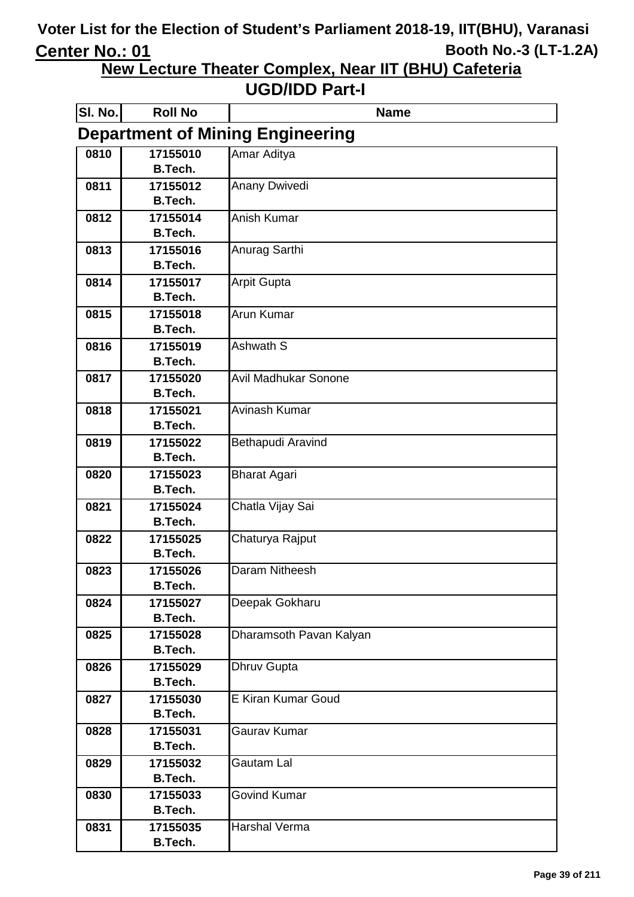# Voter List for the Election of Student's Parliament 2018-19, IIT(BHU), Varanasi

**Center No.: 01** **Booth No.-3 (LT-1.2A)**

## New Lecture Theater Complex, Near IIT (BHU) Cafeteria

## UGD/IDD Part-I

### Department of Mining Engineering

| Sl. No. | Roll No | Name |
|---|---|---|
| 0810 | 17155010 B.Tech. | Amar Aditya |
| 0811 | 17155012 B.Tech. | Anany Dwivedi |
| 0812 | 17155014 B.Tech. | Anish Kumar |
| 0813 | 17155016 B.Tech. | Anurag Sarthi |
| 0814 | 17155017 B.Tech. | Arpit Gupta |
| 0815 | 17155018 B.Tech. | Arun Kumar |
| 0816 | 17155019 B.Tech. | Ashwath S |
| 0817 | 17155020 B.Tech. | Avil Madhukar Sonone |
| 0818 | 17155021 B.Tech. | Avinash Kumar |
| 0819 | 17155022 B.Tech. | Bethapudi Aravind |
| 0820 | 17155023 B.Tech. | Bharat Agari |
| 0821 | 17155024 B.Tech. | Chatla Vijay Sai |
| 0822 | 17155025 B.Tech. | Chaturya Rajput |
| 0823 | 17155026 B.Tech. | Daram Nitheesh |
| 0824 | 17155027 B.Tech. | Deepak Gokharu |
| 0825 | 17155028 B.Tech. | Dharamsoth Pavan Kalyan |
| 0826 | 17155029 B.Tech. | Dhruv Gupta |
| 0827 | 17155030 B.Tech. | E Kiran Kumar Goud |
| 0828 | 17155031 B.Tech. | Gaurav Kumar |
| 0829 | 17155032 B.Tech. | Gautam Lal |
| 0830 | 17155033 B.Tech. | Govind Kumar |
| 0831 | 17155035 B.Tech. | Harshal Verma |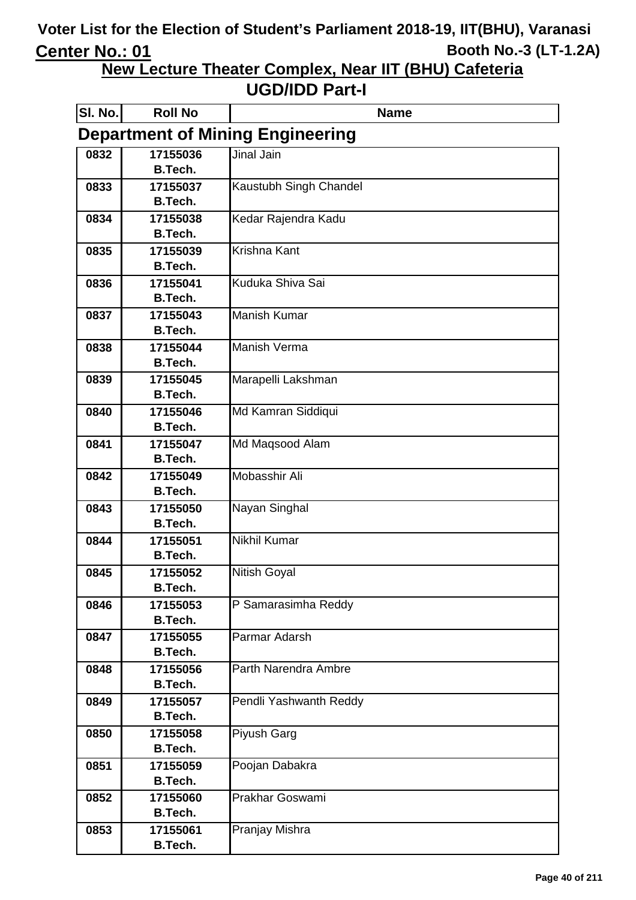# Voter List for the Election of Student's Parliament 2018-19, IIT(BHU), Varanasi

**Center No.: 01** **Booth No.-3 (LT-1.2A)**

## New Lecture Theater Complex, Near IIT (BHU) Cafeteria

## UGD/IDD Part-I

### Department of Mining Engineering

| Sl. No. | Roll No | Name |
|---|---|---|
| 0832 | 17155036 B.Tech. | Jinal Jain |
| 0833 | 17155037 B.Tech. | Kaustubh Singh Chandel |
| 0834 | 17155038 B.Tech. | Kedar Rajendra Kadu |
| 0835 | 17155039 B.Tech. | Krishna Kant |
| 0836 | 17155041 B.Tech. | Kuduka Shiva Sai |
| 0837 | 17155043 B.Tech. | Manish Kumar |
| 0838 | 17155044 B.Tech. | Manish Verma |
| 0839 | 17155045 B.Tech. | Marapelli Lakshman |
| 0840 | 17155046 B.Tech. | Md Kamran Siddiqui |
| 0841 | 17155047 B.Tech. | Md Maqsood Alam |
| 0842 | 17155049 B.Tech. | Mobasshir Ali |
| 0843 | 17155050 B.Tech. | Nayan Singhal |
| 0844 | 17155051 B.Tech. | Nikhil Kumar |
| 0845 | 17155052 B.Tech. | Nitish Goyal |
| 0846 | 17155053 B.Tech. | P Samarasimha Reddy |
| 0847 | 17155055 B.Tech. | Parmar Adarsh |
| 0848 | 17155056 B.Tech. | Parth Narendra Ambre |
| 0849 | 17155057 B.Tech. | Pendli Yashwanth Reddy |
| 0850 | 17155058 B.Tech. | Piyush Garg |
| 0851 | 17155059 B.Tech. | Poojan Dabakra |
| 0852 | 17155060 B.Tech. | Prakhar Goswami |
| 0853 | 17155061 B.Tech. | Pranjay Mishra |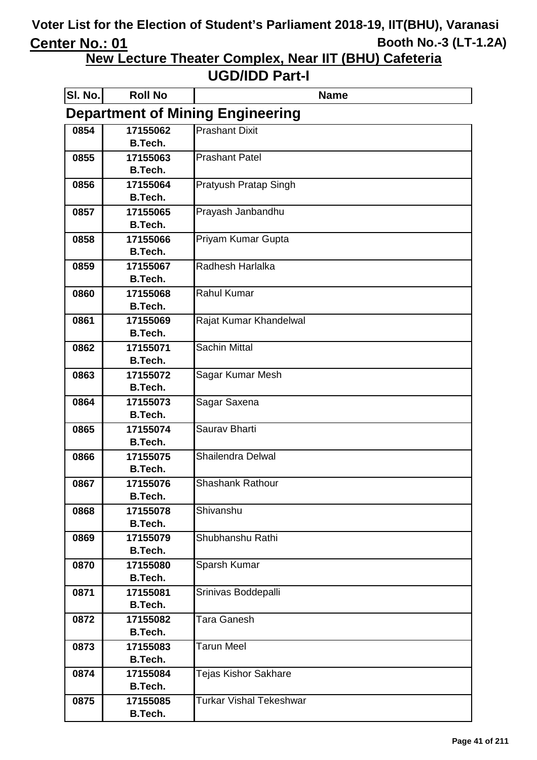# Voter List for the Election of Student's Parliament 2018-19, IIT(BHU), Varanasi

**Center No.: 01** — **Booth No.-3 (LT-1.2A)**

## New Lecture Theater Complex, Near IIT (BHU) Cafeteria

## UGD/IDD Part-I

### Department of Mining Engineering

| Sl. No. | Roll No | Name |
|---|---|---|
| 0854 | 17155062 B.Tech. | Prashant Dixit |
| 0855 | 17155063 B.Tech. | Prashant Patel |
| 0856 | 17155064 B.Tech. | Pratyush Pratap Singh |
| 0857 | 17155065 B.Tech. | Prayash Janbandhu |
| 0858 | 17155066 B.Tech. | Priyam Kumar Gupta |
| 0859 | 17155067 B.Tech. | Radhesh Harlalka |
| 0860 | 17155068 B.Tech. | Rahul Kumar |
| 0861 | 17155069 B.Tech. | Rajat Kumar Khandelwal |
| 0862 | 17155071 B.Tech. | Sachin Mittal |
| 0863 | 17155072 B.Tech. | Sagar Kumar Mesh |
| 0864 | 17155073 B.Tech. | Sagar Saxena |
| 0865 | 17155074 B.Tech. | Saurav Bharti |
| 0866 | 17155075 B.Tech. | Shailendra Delwal |
| 0867 | 17155076 B.Tech. | Shashank Rathour |
| 0868 | 17155078 B.Tech. | Shivanshu |
| 0869 | 17155079 B.Tech. | Shubhanshu Rathi |
| 0870 | 17155080 B.Tech. | Sparsh Kumar |
| 0871 | 17155081 B.Tech. | Srinivas Boddepalli |
| 0872 | 17155082 B.Tech. | Tara Ganesh |
| 0873 | 17155083 B.Tech. | Tarun Meel |
| 0874 | 17155084 B.Tech. | Tejas Kishor Sakhare |
| 0875 | 17155085 B.Tech. | Turkar Vishal Tekeshwar |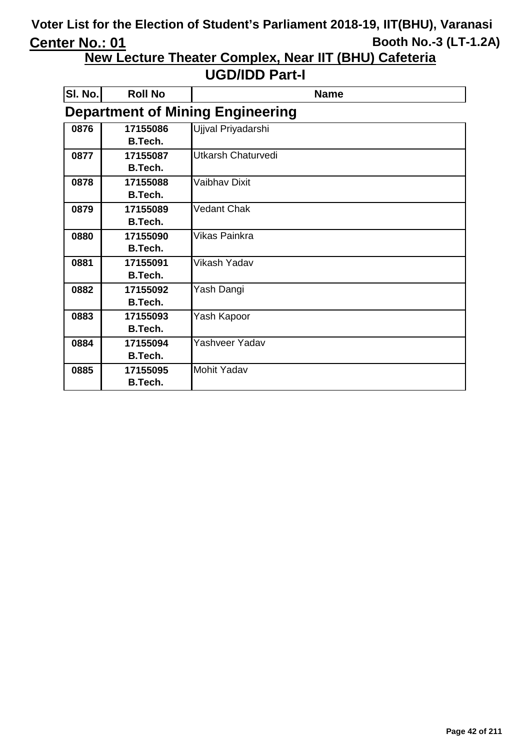# Voter List for the Election of Student's Parliament 2018-19, IIT(BHU), Varanasi

**Center No.: 01** **Booth No.-3 (LT-1.2A)**

## New Lecture Theater Complex, Near IIT (BHU) Cafeteria

## UGD/IDD Part-I

### Department of Mining Engineering

| Sl. No. | Roll No | Name |
|---|---|---|
| 0876 | 17155086 B.Tech. | Ujjval Priyadarshi |
| 0877 | 17155087 B.Tech. | Utkarsh Chaturvedi |
| 0878 | 17155088 B.Tech. | Vaibhav Dixit |
| 0879 | 17155089 B.Tech. | Vedant Chak |
| 0880 | 17155090 B.Tech. | Vikas Painkra |
| 0881 | 17155091 B.Tech. | Vikash Yadav |
| 0882 | 17155092 B.Tech. | Yash Dangi |
| 0883 | 17155093 B.Tech. | Yash Kapoor |
| 0884 | 17155094 B.Tech. | Yashveer Yadav |
| 0885 | 17155095 B.Tech. | Mohit Yadav |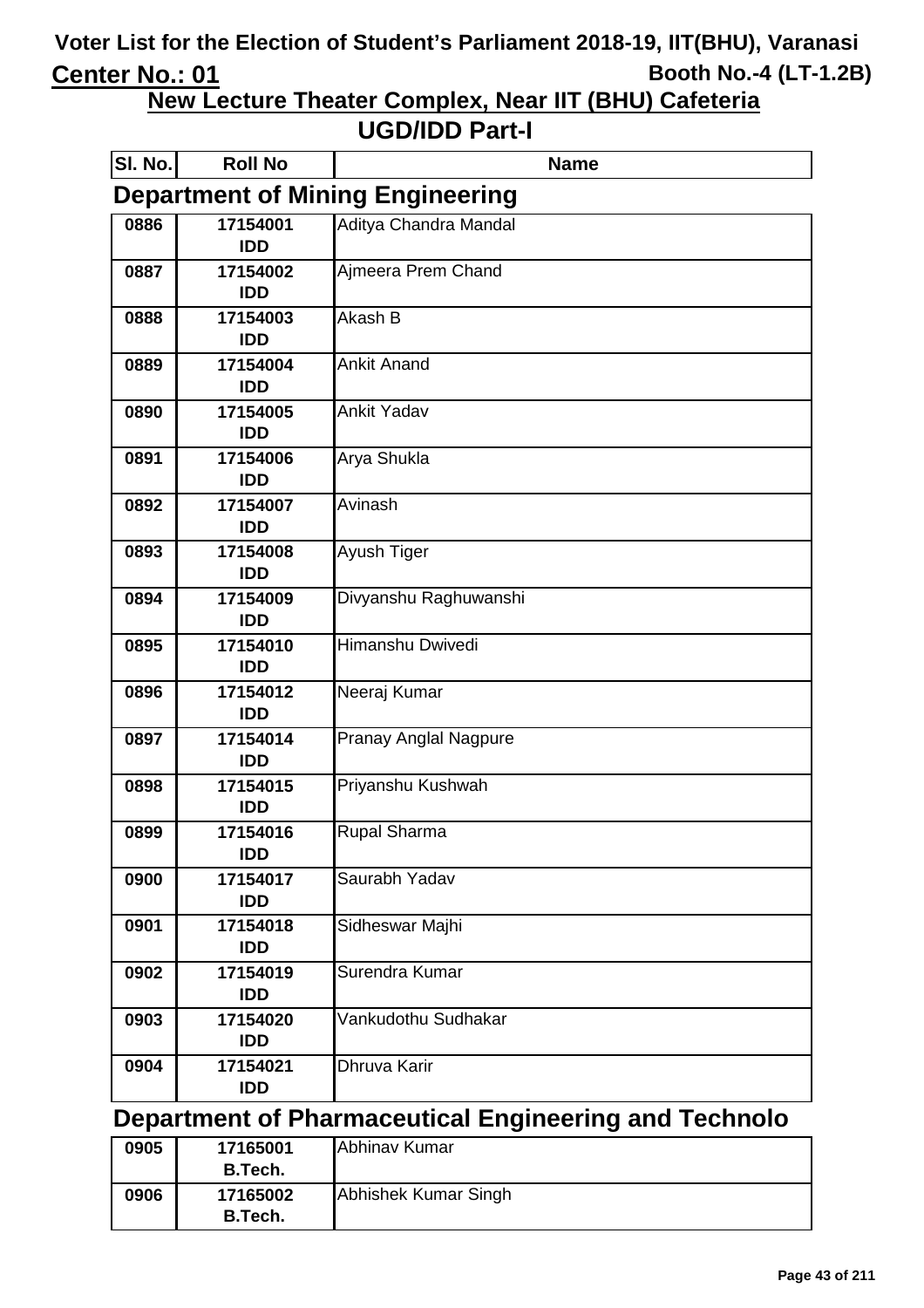# Voter List for the Election of Student's Parliament 2018-19, IIT(BHU), Varanasi

**Center No.: 01** **Booth No.-4 (LT-1.2B)**

## New Lecture Theater Complex, Near IIT (BHU) Cafeteria

## UGD/IDD Part-I

| Sl. No. | Roll No | Name |
|---|---|---|

### Department of Mining Engineering

| Sl. No. | Roll No | Name |
|---|---|---|
| 0886 | 17154001 IDD | Aditya Chandra Mandal |
| 0887 | 17154002 IDD | Ajmeera Prem Chand |
| 0888 | 17154003 IDD | Akash B |
| 0889 | 17154004 IDD | Ankit Anand |
| 0890 | 17154005 IDD | Ankit Yadav |
| 0891 | 17154006 IDD | Arya Shukla |
| 0892 | 17154007 IDD | Avinash |
| 0893 | 17154008 IDD | Ayush Tiger |
| 0894 | 17154009 IDD | Divyanshu Raghuwanshi |
| 0895 | 17154010 IDD | Himanshu Dwivedi |
| 0896 | 17154012 IDD | Neeraj Kumar |
| 0897 | 17154014 IDD | Pranay Anglal Nagpure |
| 0898 | 17154015 IDD | Priyanshu Kushwah |
| 0899 | 17154016 IDD | Rupal Sharma |
| 0900 | 17154017 IDD | Saurabh Yadav |
| 0901 | 17154018 IDD | Sidheswar Majhi |
| 0902 | 17154019 IDD | Surendra Kumar |
| 0903 | 17154020 IDD | Vankudothu Sudhakar |
| 0904 | 17154021 IDD | Dhruva Karir |

### Department of Pharmaceutical Engineering and Technolo

| Sl. No. | Roll No | Name |
|---|---|---|
| 0905 | 17165001 B.Tech. | Abhinav Kumar |
| 0906 | 17165002 B.Tech. | Abhishek Kumar Singh |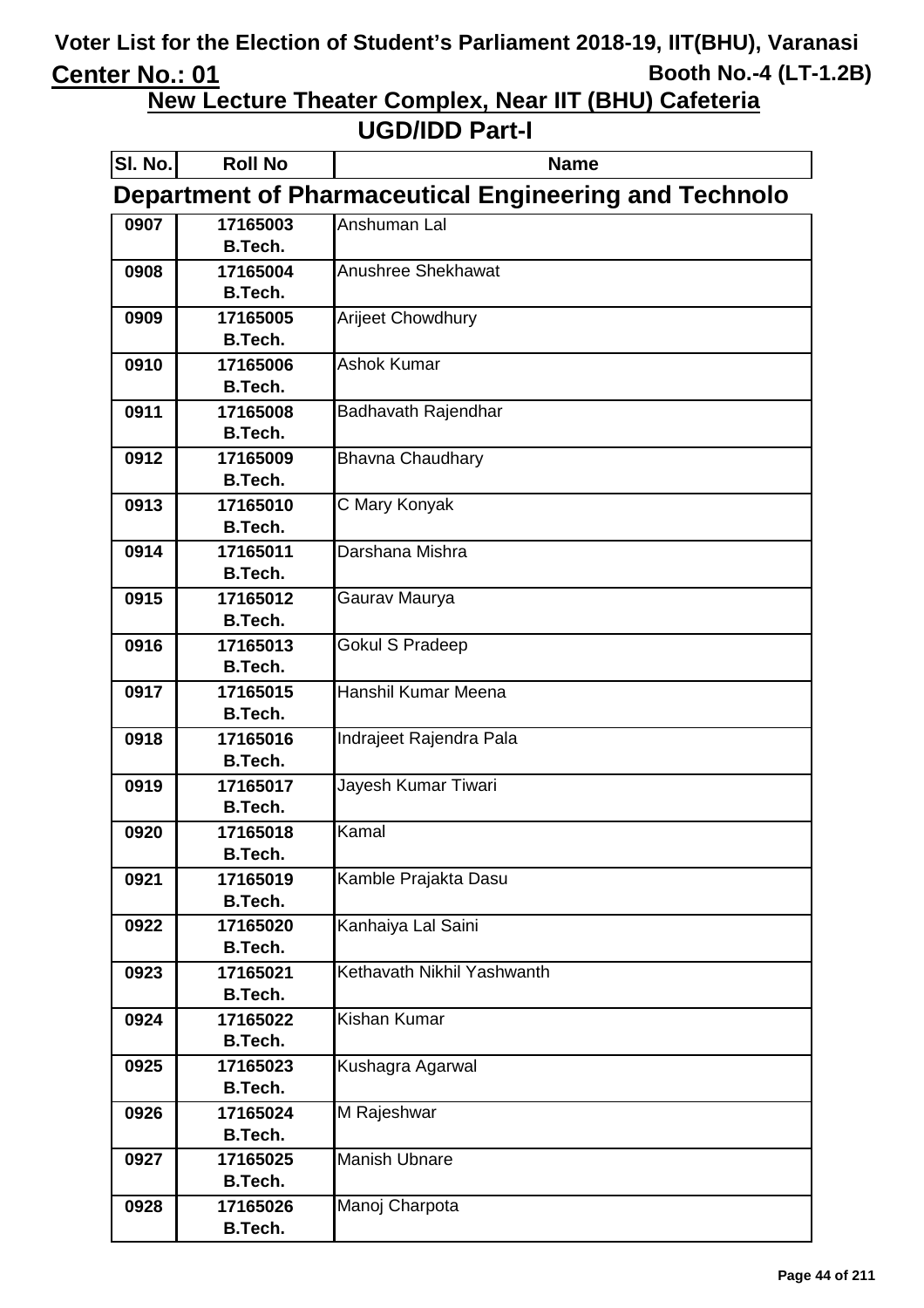# Voter List for the Election of Student's Parliament 2018-19, IIT(BHU), Varanasi

**Center No.: 01** **Booth No.-4 (LT-1.2B)**

## New Lecture Theater Complex, Near IIT (BHU) Cafeteria

## UGD/IDD Part-I

| Sl. No. | Roll No | Name |
|---|---|---|
| **Department of Pharmaceutical Engineering and Technolo** | | |
| 0907 | 17165003 B.Tech. | Anshuman Lal |
| 0908 | 17165004 B.Tech. | Anushree Shekhawat |
| 0909 | 17165005 B.Tech. | Arijeet Chowdhury |
| 0910 | 17165006 B.Tech. | Ashok Kumar |
| 0911 | 17165008 B.Tech. | Badhavath Rajendhar |
| 0912 | 17165009 B.Tech. | Bhavna Chaudhary |
| 0913 | 17165010 B.Tech. | C Mary Konyak |
| 0914 | 17165011 B.Tech. | Darshana Mishra |
| 0915 | 17165012 B.Tech. | Gaurav Maurya |
| 0916 | 17165013 B.Tech. | Gokul S Pradeep |
| 0917 | 17165015 B.Tech. | Hanshil Kumar Meena |
| 0918 | 17165016 B.Tech. | Indrajeet Rajendra Pala |
| 0919 | 17165017 B.Tech. | Jayesh Kumar Tiwari |
| 0920 | 17165018 B.Tech. | Kamal |
| 0921 | 17165019 B.Tech. | Kamble Prajakta Dasu |
| 0922 | 17165020 B.Tech. | Kanhaiya Lal Saini |
| 0923 | 17165021 B.Tech. | Kethavath Nikhil Yashwanth |
| 0924 | 17165022 B.Tech. | Kishan Kumar |
| 0925 | 17165023 B.Tech. | Kushagra Agarwal |
| 0926 | 17165024 B.Tech. | M Rajeshwar |
| 0927 | 17165025 B.Tech. | Manish Ubnare |
| 0928 | 17165026 B.Tech. | Manoj Charpota |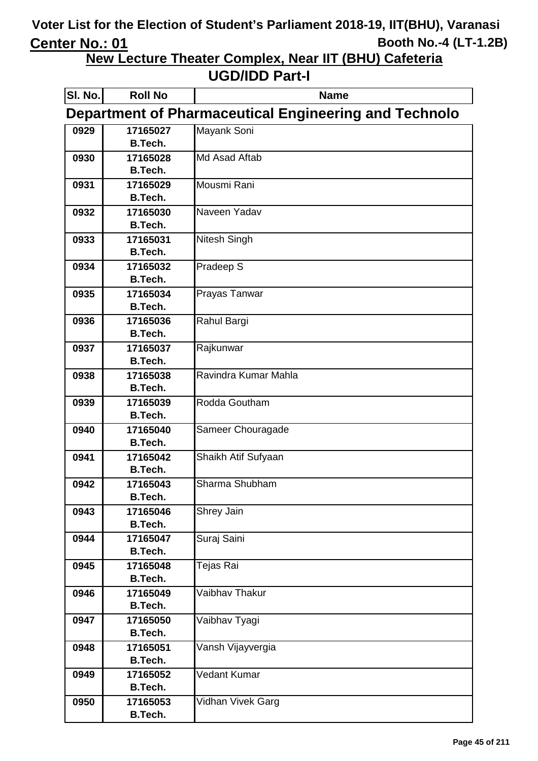# Voter List for the Election of Student's Parliament 2018-19, IIT(BHU), Varanasi

**Center No.: 01** **Booth No.-4 (LT-1.2B)**

## New Lecture Theater Complex, Near IIT (BHU) Cafeteria

## UGD/IDD Part-I

| Sl. No. | Roll No | Name |
|---|---|---|
| **Department of Pharmaceutical Engineering and Technolo** | | |
| 0929 | 17165027 B.Tech. | Mayank Soni |
| 0930 | 17165028 B.Tech. | Md Asad Aftab |
| 0931 | 17165029 B.Tech. | Mousmi Rani |
| 0932 | 17165030 B.Tech. | Naveen Yadav |
| 0933 | 17165031 B.Tech. | Nitesh Singh |
| 0934 | 17165032 B.Tech. | Pradeep S |
| 0935 | 17165034 B.Tech. | Prayas Tanwar |
| 0936 | 17165036 B.Tech. | Rahul Bargi |
| 0937 | 17165037 B.Tech. | Rajkunwar |
| 0938 | 17165038 B.Tech. | Ravindra Kumar Mahla |
| 0939 | 17165039 B.Tech. | Rodda Goutham |
| 0940 | 17165040 B.Tech. | Sameer Chouragade |
| 0941 | 17165042 B.Tech. | Shaikh Atif Sufyaan |
| 0942 | 17165043 B.Tech. | Sharma Shubham |
| 0943 | 17165046 B.Tech. | Shrey Jain |
| 0944 | 17165047 B.Tech. | Suraj Saini |
| 0945 | 17165048 B.Tech. | Tejas Rai |
| 0946 | 17165049 B.Tech. | Vaibhav Thakur |
| 0947 | 17165050 B.Tech. | Vaibhav Tyagi |
| 0948 | 17165051 B.Tech. | Vansh Vijayvergia |
| 0949 | 17165052 B.Tech. | Vedant Kumar |
| 0950 | 17165053 B.Tech. | Vidhan Vivek Garg |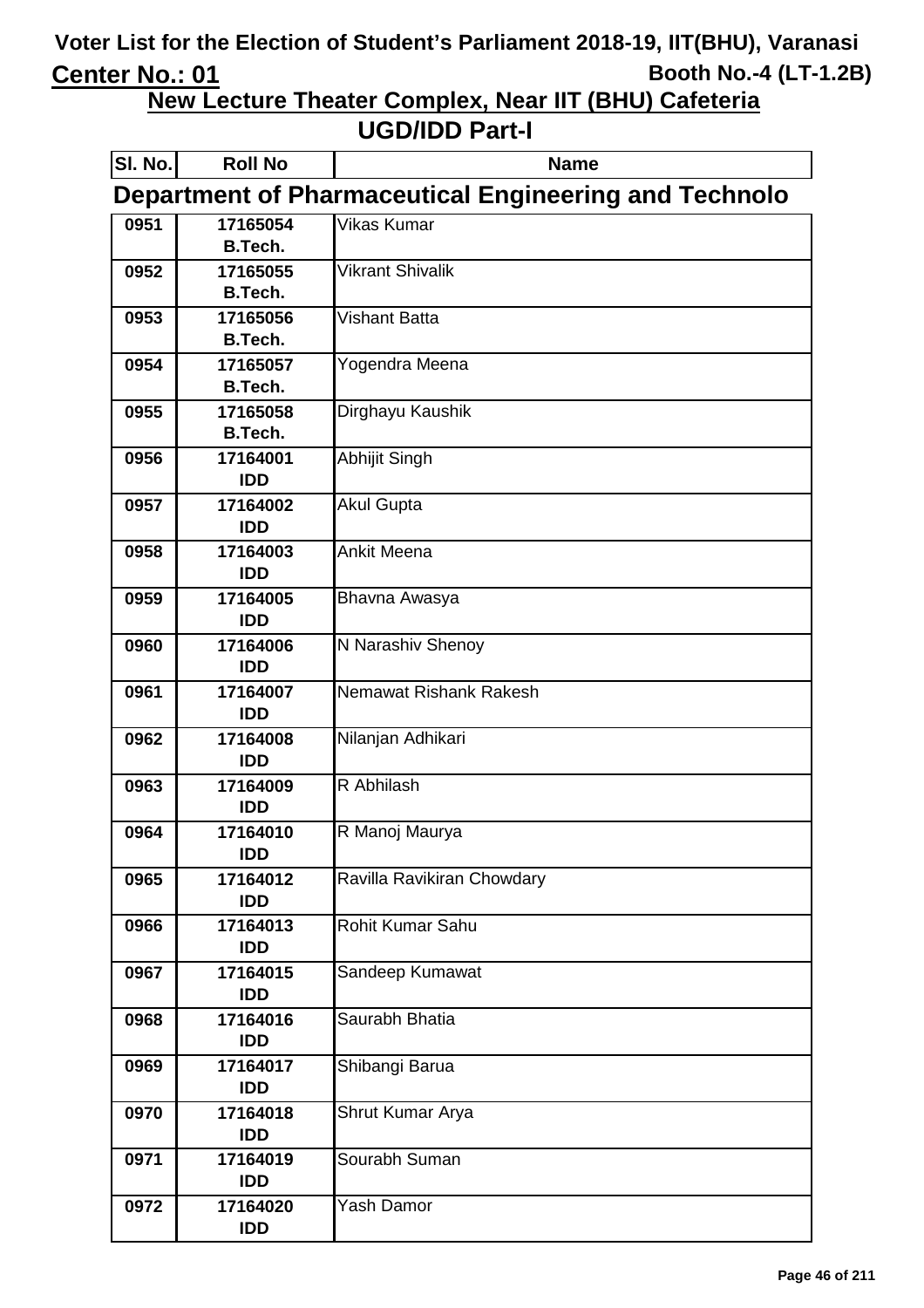# Voter List for the Election of Student's Parliament 2018-19, IIT(BHU), Varanasi

**Center No.: 01** **Booth No.-4 (LT-1.2B)**

## New Lecture Theater Complex, Near IIT (BHU) Cafeteria

## UGD/IDD Part-I

| Sl. No. | Roll No | Name |
|---|---|---|
| **Department of Pharmaceutical Engineering and Technolo** | | |
| 0951 | 17165054 B.Tech. | Vikas Kumar |
| 0952 | 17165055 B.Tech. | Vikrant Shivalik |
| 0953 | 17165056 B.Tech. | Vishant Batta |
| 0954 | 17165057 B.Tech. | Yogendra Meena |
| 0955 | 17165058 B.Tech. | Dirghayu Kaushik |
| 0956 | 17164001 IDD | Abhijit Singh |
| 0957 | 17164002 IDD | Akul Gupta |
| 0958 | 17164003 IDD | Ankit Meena |
| 0959 | 17164005 IDD | Bhavna Awasya |
| 0960 | 17164006 IDD | N Narashiv Shenoy |
| 0961 | 17164007 IDD | Nemawat Rishank Rakesh |
| 0962 | 17164008 IDD | Nilanjan Adhikari |
| 0963 | 17164009 IDD | R Abhilash |
| 0964 | 17164010 IDD | R Manoj Maurya |
| 0965 | 17164012 IDD | Ravilla Ravikiran Chowdary |
| 0966 | 17164013 IDD | Rohit Kumar Sahu |
| 0967 | 17164015 IDD | Sandeep Kumawat |
| 0968 | 17164016 IDD | Saurabh Bhatia |
| 0969 | 17164017 IDD | Shibangi Barua |
| 0970 | 17164018 IDD | Shrut Kumar Arya |
| 0971 | 17164019 IDD | Sourabh Suman |
| 0972 | 17164020 IDD | Yash Damor |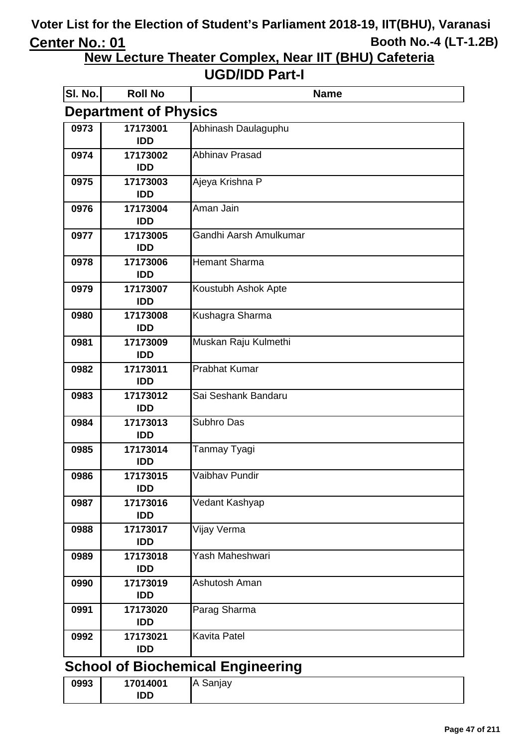# Voter List for the Election of Student's Parliament 2018-19, IIT(BHU), Varanasi

**Center No.: 01** — **Booth No.-4 (LT-1.2B)**

## New Lecture Theater Complex, Near IIT (BHU) Cafeteria

## UGD/IDD Part-I

### Department of Physics

| Sl. No. | Roll No | Name |
|---|---|---|
| 0973 | 17173001 IDD | Abhinash Daulaguphu |
| 0974 | 17173002 IDD | Abhinav Prasad |
| 0975 | 17173003 IDD | Ajeya Krishna P |
| 0976 | 17173004 IDD | Aman Jain |
| 0977 | 17173005 IDD | Gandhi Aarsh Amulkumar |
| 0978 | 17173006 IDD | Hemant Sharma |
| 0979 | 17173007 IDD | Koustubh Ashok Apte |
| 0980 | 17173008 IDD | Kushagra Sharma |
| 0981 | 17173009 IDD | Muskan Raju Kulmethi |
| 0982 | 17173011 IDD | Prabhat Kumar |
| 0983 | 17173012 IDD | Sai Seshank Bandaru |
| 0984 | 17173013 IDD | Subhro Das |
| 0985 | 17173014 IDD | Tanmay Tyagi |
| 0986 | 17173015 IDD | Vaibhav Pundir |
| 0987 | 17173016 IDD | Vedant Kashyap |
| 0988 | 17173017 IDD | Vijay Verma |
| 0989 | 17173018 IDD | Yash Maheshwari |
| 0990 | 17173019 IDD | Ashutosh Aman |
| 0991 | 17173020 IDD | Parag Sharma |
| 0992 | 17173021 IDD | Kavita Patel |

### School of Biochemical Engineering

| Sl. No. | Roll No | Name |
|---|---|---|
| 0993 | 17014001 IDD | A Sanjay |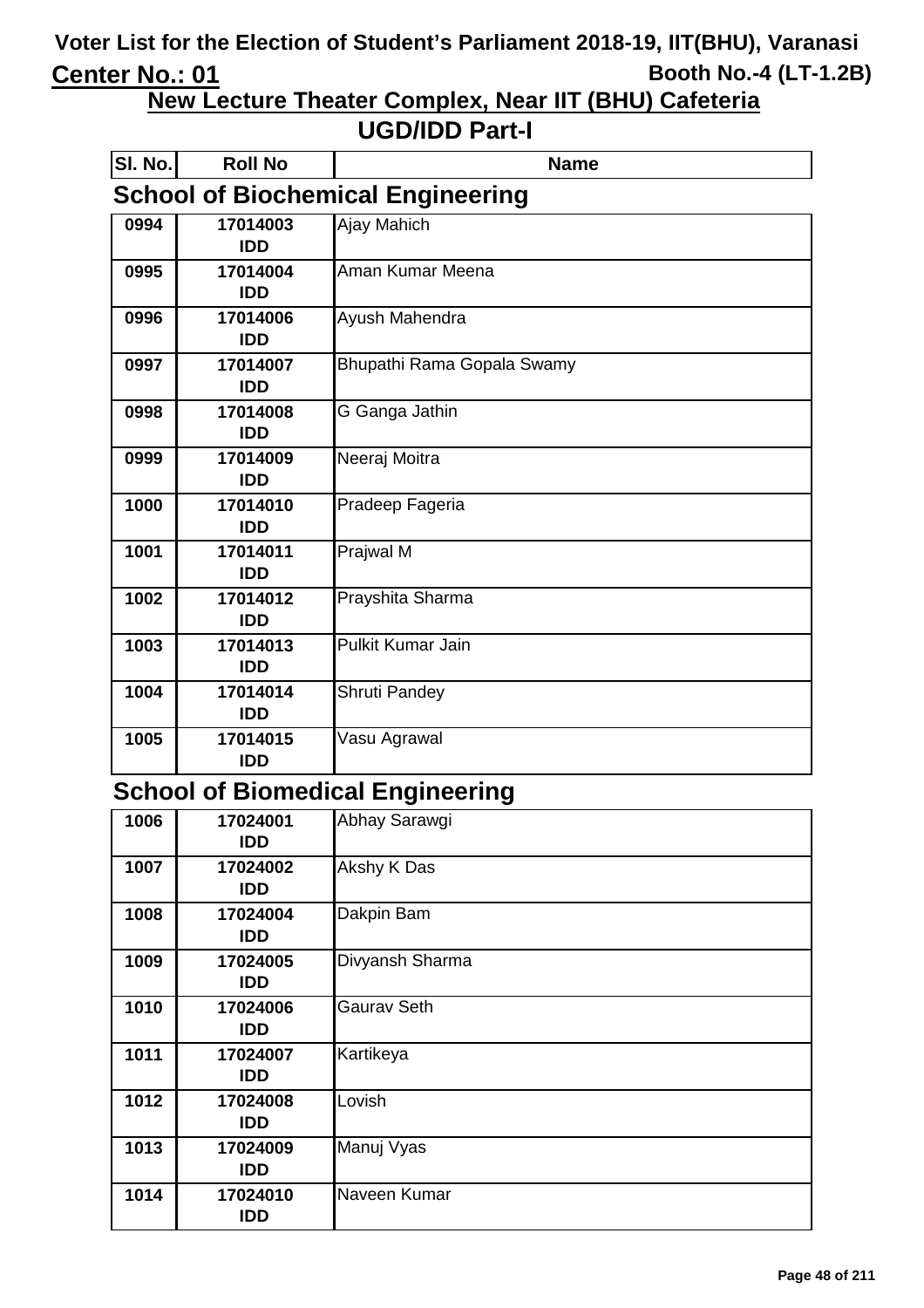# Voter List for the Election of Student's Parliament 2018-19, IIT(BHU), Varanasi

**Center No.: 01** **Booth No.-4 (LT-1.2B)**

## New Lecture Theater Complex, Near IIT (BHU) Cafeteria

## UGD/IDD Part-I

### School of Biochemical Engineering

| Sl. No. | Roll No | Name |
|---|---|---|
| 0994 | 17014003 IDD | Ajay Mahich |
| 0995 | 17014004 IDD | Aman Kumar Meena |
| 0996 | 17014006 IDD | Ayush Mahendra |
| 0997 | 17014007 IDD | Bhupathi Rama Gopala Swamy |
| 0998 | 17014008 IDD | G Ganga Jathin |
| 0999 | 17014009 IDD | Neeraj Moitra |
| 1000 | 17014010 IDD | Pradeep Fageria |
| 1001 | 17014011 IDD | Prajwal M |
| 1002 | 17014012 IDD | Prayshita Sharma |
| 1003 | 17014013 IDD | Pulkit Kumar Jain |
| 1004 | 17014014 IDD | Shruti Pandey |
| 1005 | 17014015 IDD | Vasu Agrawal |

### School of Biomedical Engineering

| Sl. No. | Roll No | Name |
|---|---|---|
| 1006 | 17024001 IDD | Abhay Sarawgi |
| 1007 | 17024002 IDD | Akshy K Das |
| 1008 | 17024004 IDD | Dakpin Bam |
| 1009 | 17024005 IDD | Divyansh Sharma |
| 1010 | 17024006 IDD | Gaurav Seth |
| 1011 | 17024007 IDD | Kartikeya |
| 1012 | 17024008 IDD | Lovish |
| 1013 | 17024009 IDD | Manuj Vyas |
| 1014 | 17024010 IDD | Naveen Kumar |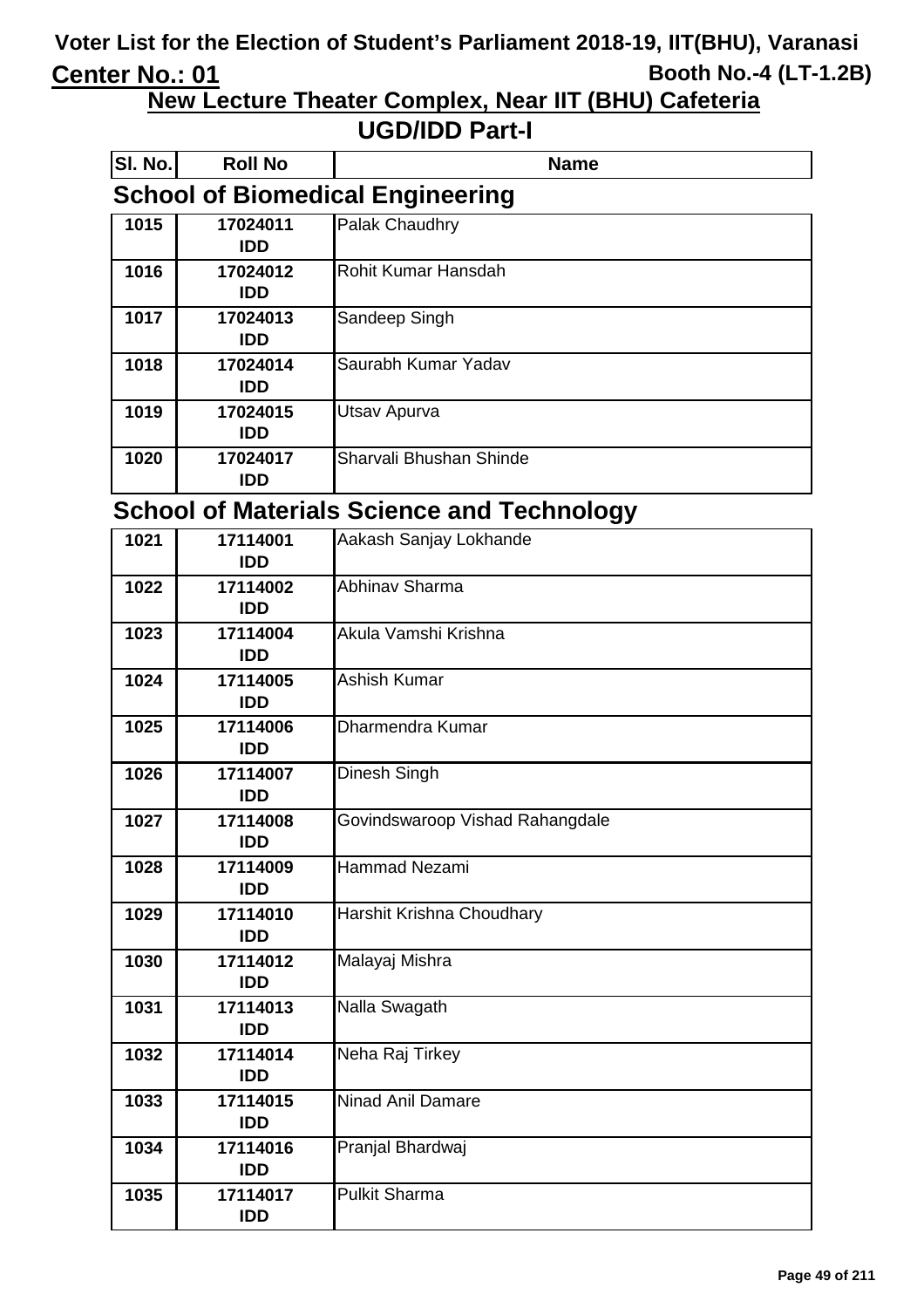# Voter List for the Election of Student's Parliament 2018-19, IIT(BHU), Varanasi

**Center No.: 01** | **Booth No.-4 (LT-1.2B)**

## New Lecture Theater Complex, Near IIT (BHU) Cafeteria

## UGD/IDD Part-I

| Sl. No. | Roll No | Name |
|---|---|---|

### School of Biomedical Engineering

| Sl. No. | Roll No | Name |
|---|---|---|
| 1015 | 17024011 IDD | Palak Chaudhry |
| 1016 | 17024012 IDD | Rohit Kumar Hansdah |
| 1017 | 17024013 IDD | Sandeep Singh |
| 1018 | 17024014 IDD | Saurabh Kumar Yadav |
| 1019 | 17024015 IDD | Utsav Apurva |
| 1020 | 17024017 IDD | Sharvali Bhushan Shinde |

### School of Materials Science and Technology

| Sl. No. | Roll No | Name |
|---|---|---|
| 1021 | 17114001 IDD | Aakash Sanjay Lokhande |
| 1022 | 17114002 IDD | Abhinav Sharma |
| 1023 | 17114004 IDD | Akula Vamshi Krishna |
| 1024 | 17114005 IDD | Ashish Kumar |
| 1025 | 17114006 IDD | Dharmendra Kumar |
| 1026 | 17114007 IDD | Dinesh Singh |
| 1027 | 17114008 IDD | Govindswaroop Vishad Rahangdale |
| 1028 | 17114009 IDD | Hammad Nezami |
| 1029 | 17114010 IDD | Harshit Krishna Choudhary |
| 1030 | 17114012 IDD | Malayaj Mishra |
| 1031 | 17114013 IDD | Nalla Swagath |
| 1032 | 17114014 IDD | Neha Raj Tirkey |
| 1033 | 17114015 IDD | Ninad Anil Damare |
| 1034 | 17114016 IDD | Pranjal Bhardwaj |
| 1035 | 17114017 IDD | Pulkit Sharma |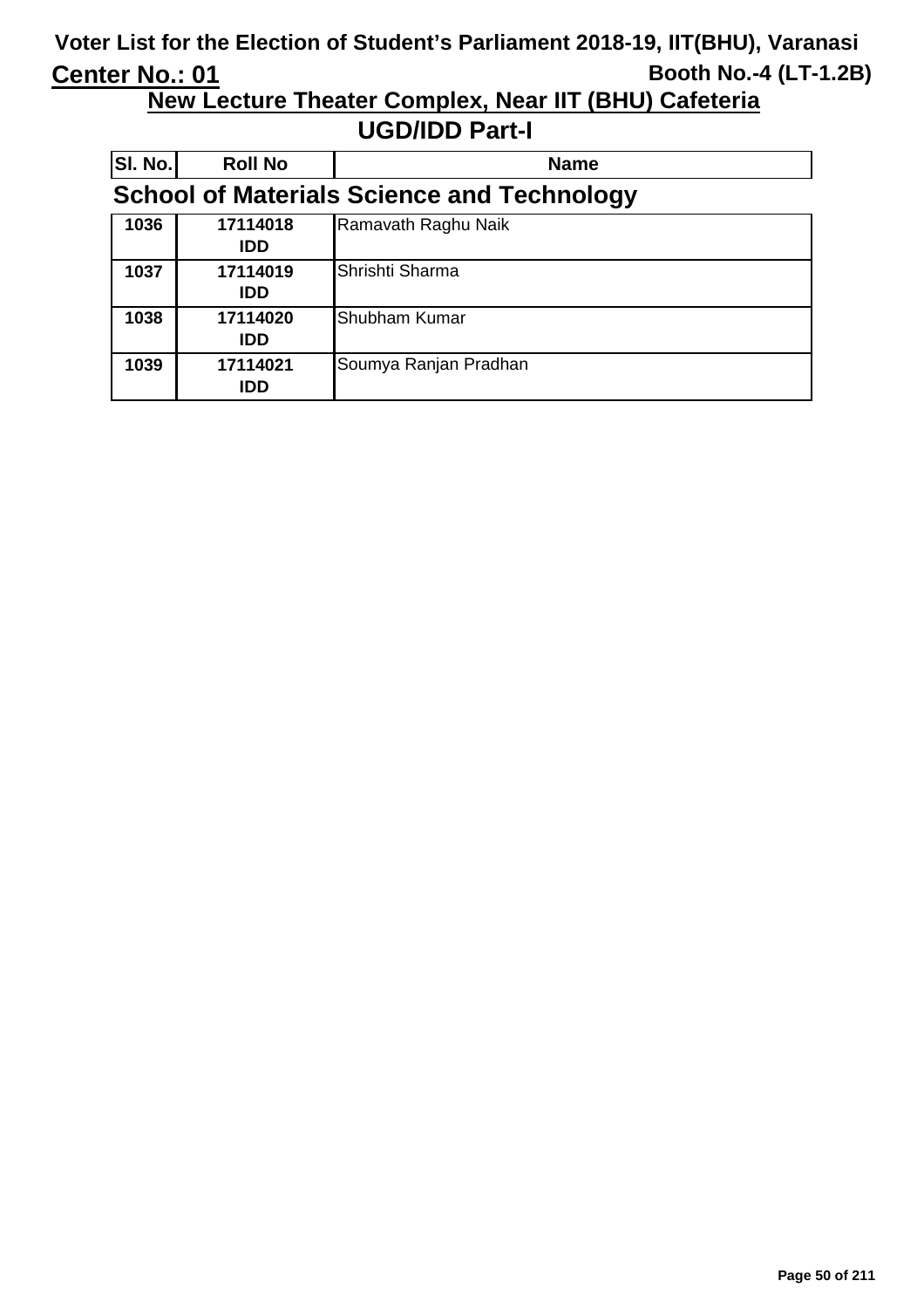# Voter List for the Election of Student's Parliament 2018-19, IIT(BHU), Varanasi

**Center No.: 01** | **Booth No.-4 (LT-1.2B)**

## New Lecture Theater Complex, Near IIT (BHU) Cafeteria

## UGD/IDD Part-I

### School of Materials Science and Technology

| Sl. No. | Roll No | Name |
| --- | --- | --- |
| 1036 | 17114018 IDD | Ramavath Raghu Naik |
| 1037 | 17114019 IDD | Shrishti Sharma |
| 1038 | 17114020 IDD | Shubham Kumar |
| 1039 | 17114021 IDD | Soumya Ranjan Pradhan |